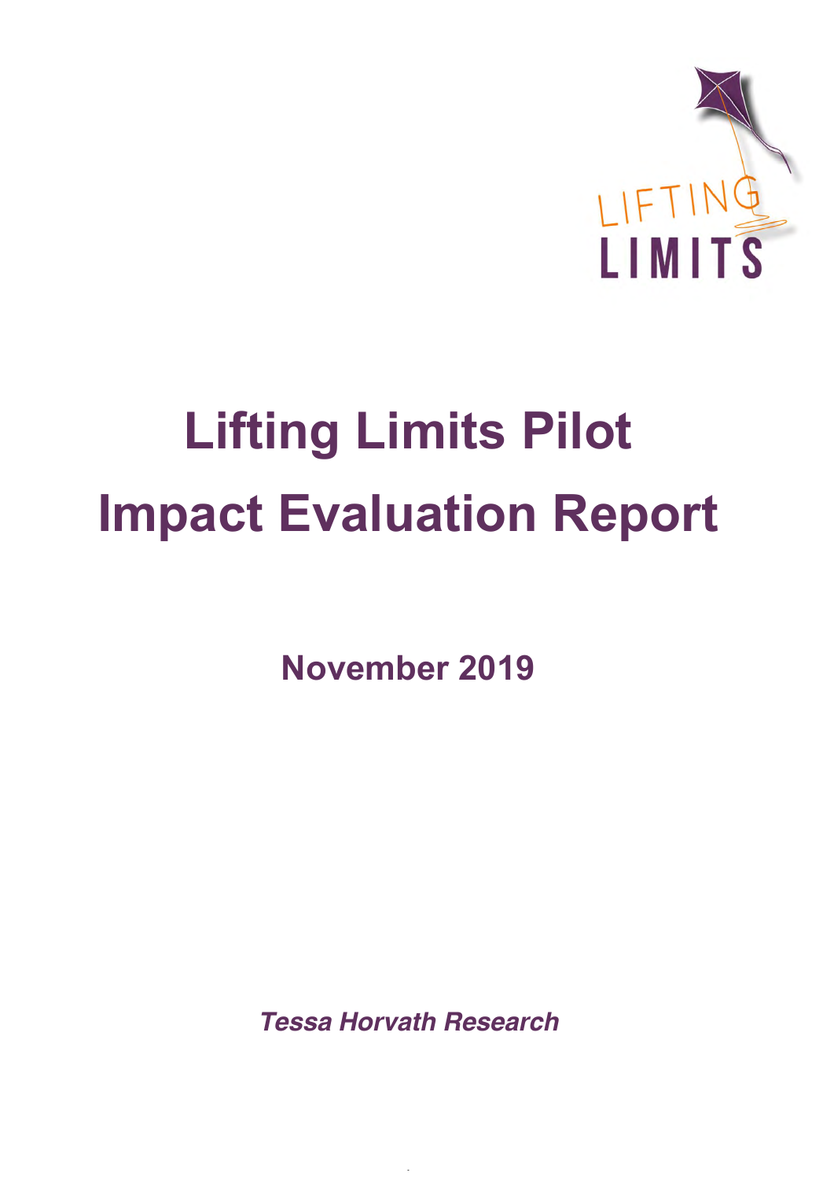LIFTING LIMITS

# Lifting Limits Pilot Impact Evaluation Report

**November 2019**

***Tessa Horvath Research***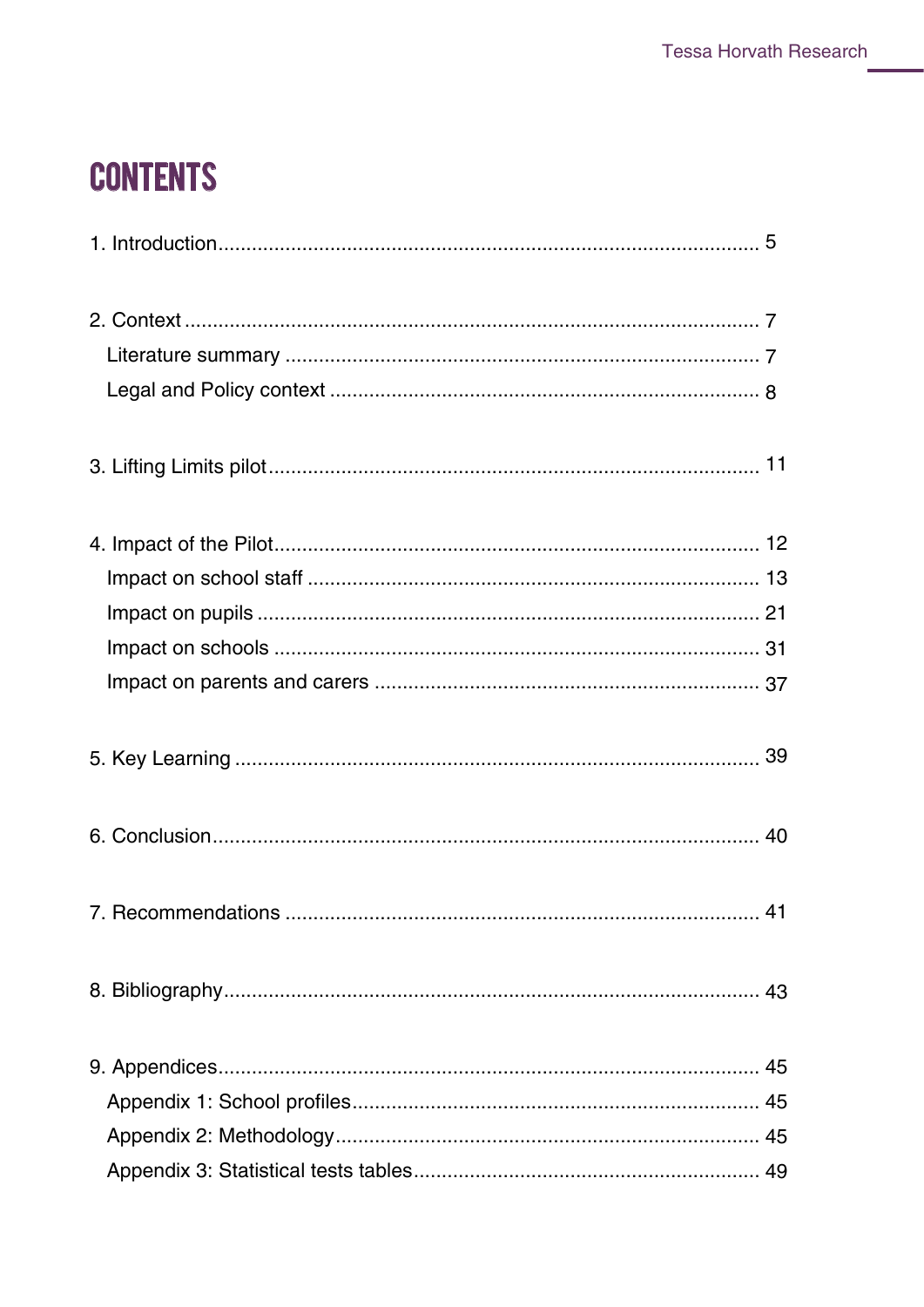# CONTENTS

1. Introduction ........................................................................................... 5

2. Context ................................................................................................ 7
   - Literature summary ............................................................................ 7
   - Legal and Policy context ...................................................................... 8

3. Lifting Limits pilot ................................................................................. 11

4. Impact of the Pilot ................................................................................. 12
   - Impact on school staff ......................................................................... 13
   - Impact on pupils .................................................................................. 21
   - Impact on schools ................................................................................ 31
   - Impact on parents and carers ................................................................ 37

5. Key Learning ......................................................................................... 39

6. Conclusion ............................................................................................ 40

7. Recommendations ................................................................................. 41

8. Bibliography .......................................................................................... 43

9. Appendices ........................................................................................... 45
   - Appendix 1: School profiles .................................................................. 45
   - Appendix 2: Methodology ..................................................................... 45
   - Appendix 3: Statistical tests tables ........................................................ 49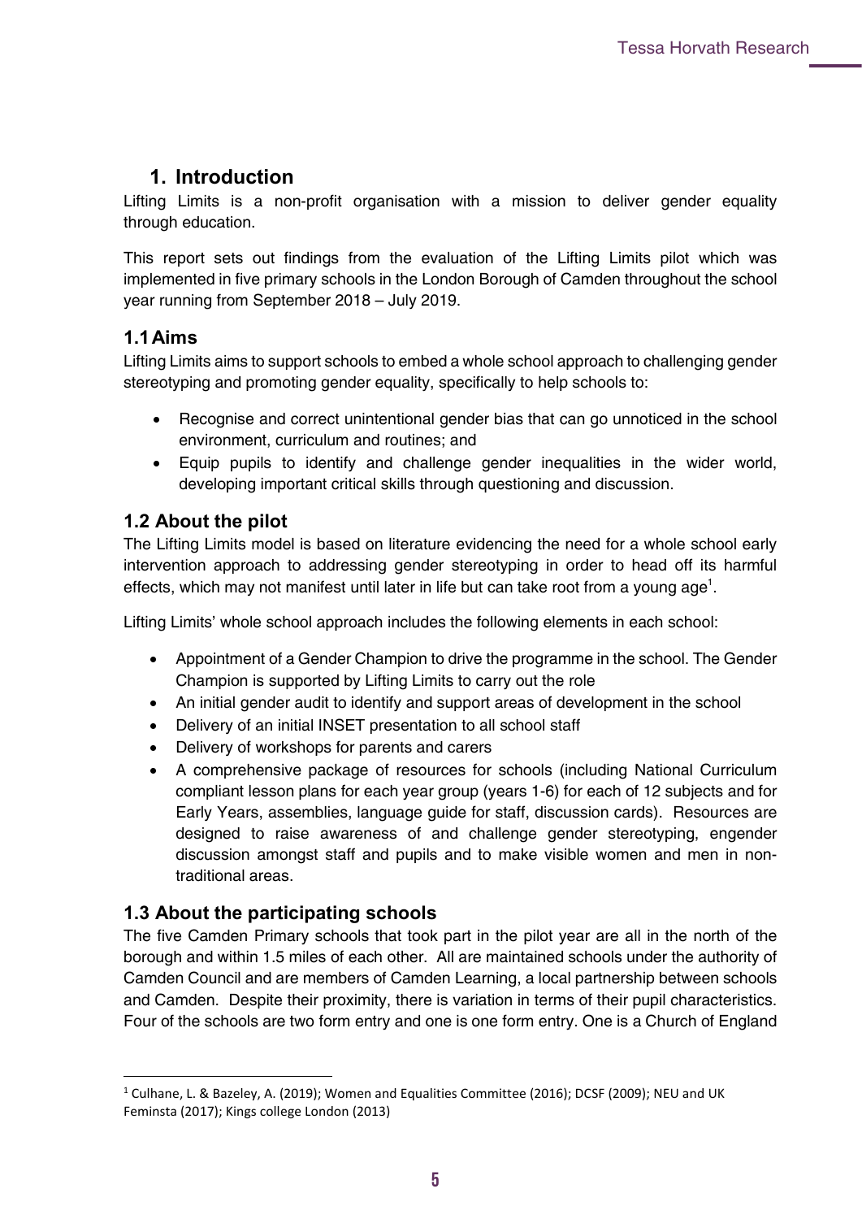# 1. Introduction

Lifting Limits is a non-profit organisation with a mission to deliver gender equality through education.

This report sets out findings from the evaluation of the Lifting Limits pilot which was implemented in five primary schools in the London Borough of Camden throughout the school year running from September 2018 – July 2019.

## 1.1 Aims

Lifting Limits aims to support schools to embed a whole school approach to challenging gender stereotyping and promoting gender equality, specifically to help schools to:

- Recognise and correct unintentional gender bias that can go unnoticed in the school environment, curriculum and routines; and
- Equip pupils to identify and challenge gender inequalities in the wider world, developing important critical skills through questioning and discussion.

## 1.2 About the pilot

The Lifting Limits model is based on literature evidencing the need for a whole school early intervention approach to addressing gender stereotyping in order to head off its harmful effects, which may not manifest until later in life but can take root from a young age[1].

Lifting Limits' whole school approach includes the following elements in each school:

- Appointment of a Gender Champion to drive the programme in the school. The Gender Champion is supported by Lifting Limits to carry out the role
- An initial gender audit to identify and support areas of development in the school
- Delivery of an initial INSET presentation to all school staff
- Delivery of workshops for parents and carers
- A comprehensive package of resources for schools (including National Curriculum compliant lesson plans for each year group (years 1-6) for each of 12 subjects and for Early Years, assemblies, language guide for staff, discussion cards). Resources are designed to raise awareness of and challenge gender stereotyping, engender discussion amongst staff and pupils and to make visible women and men in non-traditional areas.

## 1.3 About the participating schools

The five Camden Primary schools that took part in the pilot year are all in the north of the borough and within 1.5 miles of each other. All are maintained schools under the authority of Camden Council and are members of Camden Learning, a local partnership between schools and Camden. Despite their proximity, there is variation in terms of their pupil characteristics. Four of the schools are two form entry and one is one form entry. One is a Church of England

[1] Culhane, L. & Bazeley, A. (2019); Women and Equalities Committee (2016); DCSF (2009); NEU and UK Feminsta (2017); Kings college London (2013)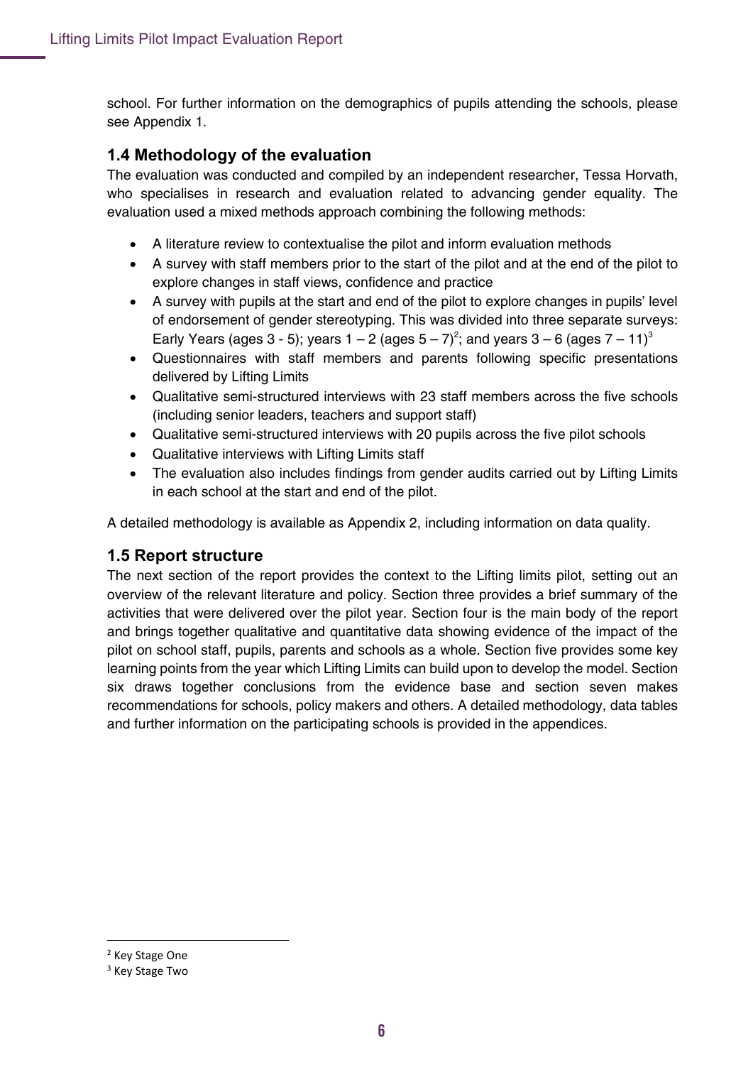school. For further information on the demographics of pupils attending the schools, please see Appendix 1.

## 1.4 Methodology of the evaluation

The evaluation was conducted and compiled by an independent researcher, Tessa Horvath, who specialises in research and evaluation related to advancing gender equality. The evaluation used a mixed methods approach combining the following methods:

- A literature review to contextualise the pilot and inform evaluation methods
- A survey with staff members prior to the start of the pilot and at the end of the pilot to explore changes in staff views, confidence and practice
- A survey with pupils at the start and end of the pilot to explore changes in pupils' level of endorsement of gender stereotyping. This was divided into three separate surveys: Early Years (ages 3 - 5); years 1 – 2 (ages 5 – 7)[2]; and years 3 – 6 (ages 7 – 11)[3]
- Questionnaires with staff members and parents following specific presentations delivered by Lifting Limits
- Qualitative semi-structured interviews with 23 staff members across the five schools (including senior leaders, teachers and support staff)
- Qualitative semi-structured interviews with 20 pupils across the five pilot schools
- Qualitative interviews with Lifting Limits staff
- The evaluation also includes findings from gender audits carried out by Lifting Limits in each school at the start and end of the pilot.

A detailed methodology is available as Appendix 2, including information on data quality.

## 1.5 Report structure

The next section of the report provides the context to the Lifting limits pilot, setting out an overview of the relevant literature and policy. Section three provides a brief summary of the activities that were delivered over the pilot year. Section four is the main body of the report and brings together qualitative and quantitative data showing evidence of the impact of the pilot on school staff, pupils, parents and schools as a whole. Section five provides some key learning points from the year which Lifting Limits can build upon to develop the model. Section six draws together conclusions from the evidence base and section seven makes recommendations for schools, policy makers and others. A detailed methodology, data tables and further information on the participating schools is provided in the appendices.

[2] Key Stage One

[3] Key Stage Two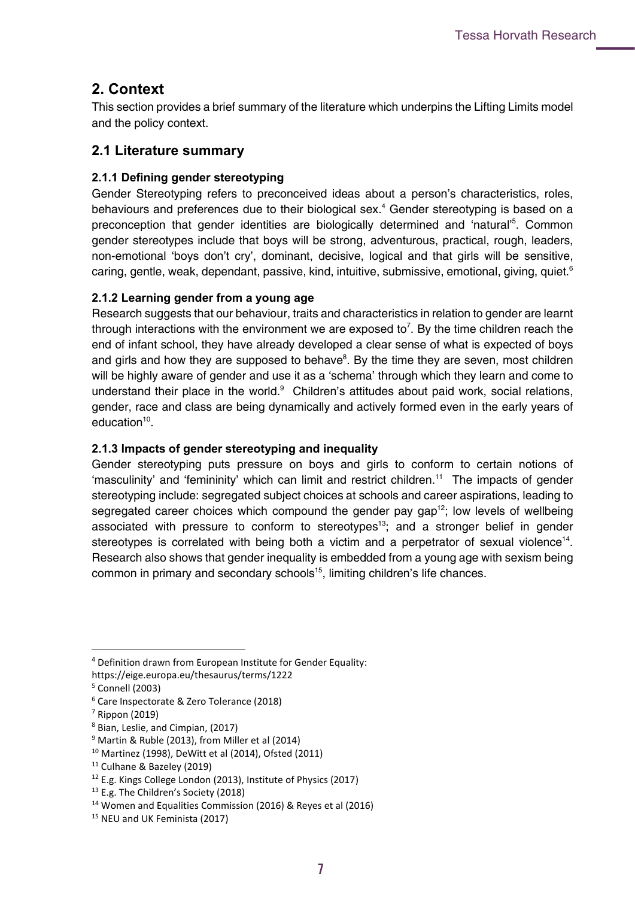## 2. Context

This section provides a brief summary of the literature which underpins the Lifting Limits model and the policy context.

## 2.1 Literature summary

### 2.1.1 Defining gender stereotyping

Gender Stereotyping refers to preconceived ideas about a person's characteristics, roles, behaviours and preferences due to their biological sex.[4] Gender stereotyping is based on a preconception that gender identities are biologically determined and 'natural'[5]. Common gender stereotypes include that boys will be strong, adventurous, practical, rough, leaders, non-emotional 'boys don't cry', dominant, decisive, logical and that girls will be sensitive, caring, gentle, weak, dependant, passive, kind, intuitive, submissive, emotional, giving, quiet.[6]

### 2.1.2 Learning gender from a young age

Research suggests that our behaviour, traits and characteristics in relation to gender are learnt through interactions with the environment we are exposed to[7]. By the time children reach the end of infant school, they have already developed a clear sense of what is expected of boys and girls and how they are supposed to behave[8]. By the time they are seven, most children will be highly aware of gender and use it as a 'schema' through which they learn and come to understand their place in the world.[9] Children's attitudes about paid work, social relations, gender, race and class are being dynamically and actively formed even in the early years of education[10].

### 2.1.3 Impacts of gender stereotyping and inequality

Gender stereotyping puts pressure on boys and girls to conform to certain notions of 'masculinity' and 'femininity' which can limit and restrict children.[11] The impacts of gender stereotyping include: segregated subject choices at schools and career aspirations, leading to segregated career choices which compound the gender pay gap[12]; low levels of wellbeing associated with pressure to conform to stereotypes[13]; and a stronger belief in gender stereotypes is correlated with being both a victim and a perpetrator of sexual violence[14]. Research also shows that gender inequality is embedded from a young age with sexism being common in primary and secondary schools[15], limiting children's life chances.

---

[4] Definition drawn from European Institute for Gender Equality: https://eige.europa.eu/thesaurus/terms/1222

[5] Connell (2003)

[6] Care Inspectorate & Zero Tolerance (2018)

[7] Rippon (2019)

[8] Bian, Leslie, and Cimpian, (2017)

[9] Martin & Ruble (2013), from Miller et al (2014)

[10] Martinez (1998), DeWitt et al (2014), Ofsted (2011)

[11] Culhane & Bazeley (2019)

[12] E.g. Kings College London (2013), Institute of Physics (2017)

[13] E.g. The Children's Society (2018)

[14] Women and Equalities Commission (2016) & Reyes et al (2016)

[15] NEU and UK Feminista (2017)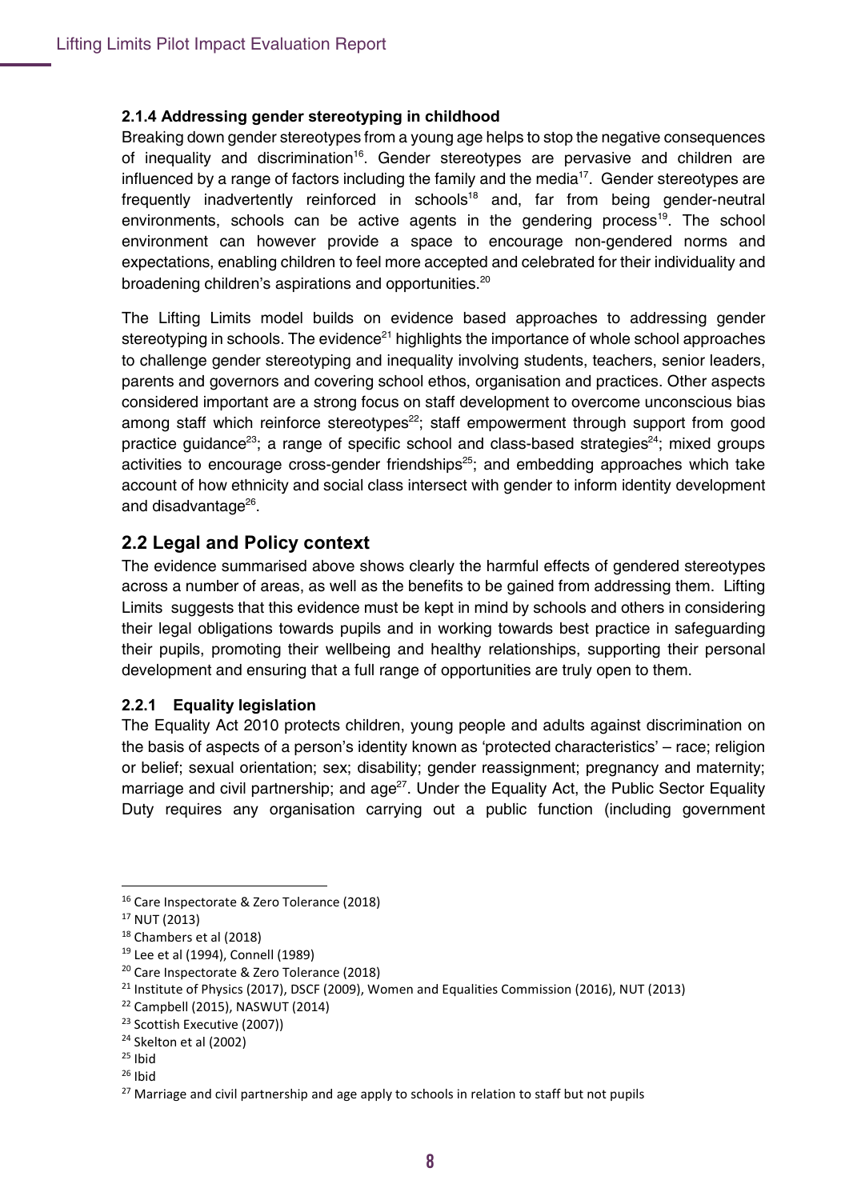### 2.1.4 Addressing gender stereotyping in childhood

Breaking down gender stereotypes from a young age helps to stop the negative consequences of inequality and discrimination[16]. Gender stereotypes are pervasive and children are influenced by a range of factors including the family and the media[17]. Gender stereotypes are frequently inadvertently reinforced in schools[18] and, far from being gender-neutral environments, schools can be active agents in the gendering process[19]. The school environment can however provide a space to encourage non-gendered norms and expectations, enabling children to feel more accepted and celebrated for their individuality and broadening children's aspirations and opportunities.[20]

The Lifting Limits model builds on evidence based approaches to addressing gender stereotyping in schools. The evidence[21] highlights the importance of whole school approaches to challenge gender stereotyping and inequality involving students, teachers, senior leaders, parents and governors and covering school ethos, organisation and practices. Other aspects considered important are a strong focus on staff development to overcome unconscious bias among staff which reinforce stereotypes[22]; staff empowerment through support from good practice guidance[23]; a range of specific school and class-based strategies[24]; mixed groups activities to encourage cross-gender friendships[25]; and embedding approaches which take account of how ethnicity and social class intersect with gender to inform identity development and disadvantage[26].

## 2.2 Legal and Policy context

The evidence summarised above shows clearly the harmful effects of gendered stereotypes across a number of areas, as well as the benefits to be gained from addressing them. Lifting Limits suggests that this evidence must be kept in mind by schools and others in considering their legal obligations towards pupils and in working towards best practice in safeguarding their pupils, promoting their wellbeing and healthy relationships, supporting their personal development and ensuring that a full range of opportunities are truly open to them.

### 2.2.1 Equality legislation

The Equality Act 2010 protects children, young people and adults against discrimination on the basis of aspects of a person's identity known as 'protected characteristics' – race; religion or belief; sexual orientation; sex; disability; gender reassignment; pregnancy and maternity; marriage and civil partnership; and age[27]. Under the Equality Act, the Public Sector Equality Duty requires any organisation carrying out a public function (including government

---

[16] Care Inspectorate & Zero Tolerance (2018)
[17] NUT (2013)
[18] Chambers et al (2018)
[19] Lee et al (1994), Connell (1989)
[20] Care Inspectorate & Zero Tolerance (2018)
[21] Institute of Physics (2017), DSCF (2009), Women and Equalities Commission (2016), NUT (2013)
[22] Campbell (2015), NASWUT (2014)
[23] Scottish Executive (2007))
[24] Skelton et al (2002)
[25] Ibid
[26] Ibid
[27] Marriage and civil partnership and age apply to schools in relation to staff but not pupils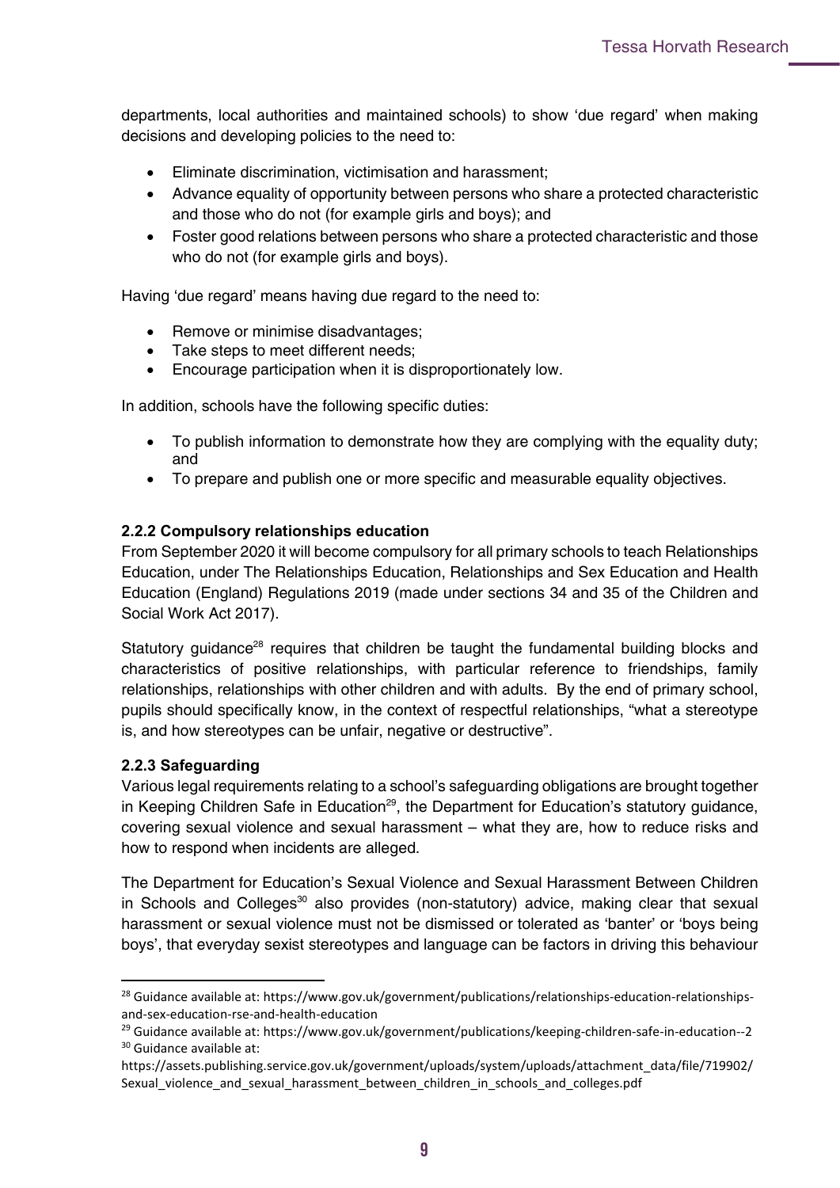departments, local authorities and maintained schools) to show 'due regard' when making decisions and developing policies to the need to:

- Eliminate discrimination, victimisation and harassment;
- Advance equality of opportunity between persons who share a protected characteristic and those who do not (for example girls and boys); and
- Foster good relations between persons who share a protected characteristic and those who do not (for example girls and boys).

Having 'due regard' means having due regard to the need to:

- Remove or minimise disadvantages;
- Take steps to meet different needs;
- Encourage participation when it is disproportionately low.

In addition, schools have the following specific duties:

- To publish information to demonstrate how they are complying with the equality duty; and
- To prepare and publish one or more specific and measurable equality objectives.

### 2.2.2 Compulsory relationships education

From September 2020 it will become compulsory for all primary schools to teach Relationships Education, under The Relationships Education, Relationships and Sex Education and Health Education (England) Regulations 2019 (made under sections 34 and 35 of the Children and Social Work Act 2017).

Statutory guidance[28] requires that children be taught the fundamental building blocks and characteristics of positive relationships, with particular reference to friendships, family relationships, relationships with other children and with adults. By the end of primary school, pupils should specifically know, in the context of respectful relationships, "what a stereotype is, and how stereotypes can be unfair, negative or destructive".

### 2.2.3 Safeguarding

Various legal requirements relating to a school's safeguarding obligations are brought together in Keeping Children Safe in Education[29], the Department for Education's statutory guidance, covering sexual violence and sexual harassment – what they are, how to reduce risks and how to respond when incidents are alleged.

The Department for Education's Sexual Violence and Sexual Harassment Between Children in Schools and Colleges[30] also provides (non-statutory) advice, making clear that sexual harassment or sexual violence must not be dismissed or tolerated as 'banter' or 'boys being boys', that everyday sexist stereotypes and language can be factors in driving this behaviour

---

[28] Guidance available at: https://www.gov.uk/government/publications/relationships-education-relationships-and-sex-education-rse-and-health-education

[29] Guidance available at: https://www.gov.uk/government/publications/keeping-children-safe-in-education--2

[30] Guidance available at: https://assets.publishing.service.gov.uk/government/uploads/system/uploads/attachment_data/file/719902/Sexual_violence_and_sexual_harassment_between_children_in_schools_and_colleges.pdf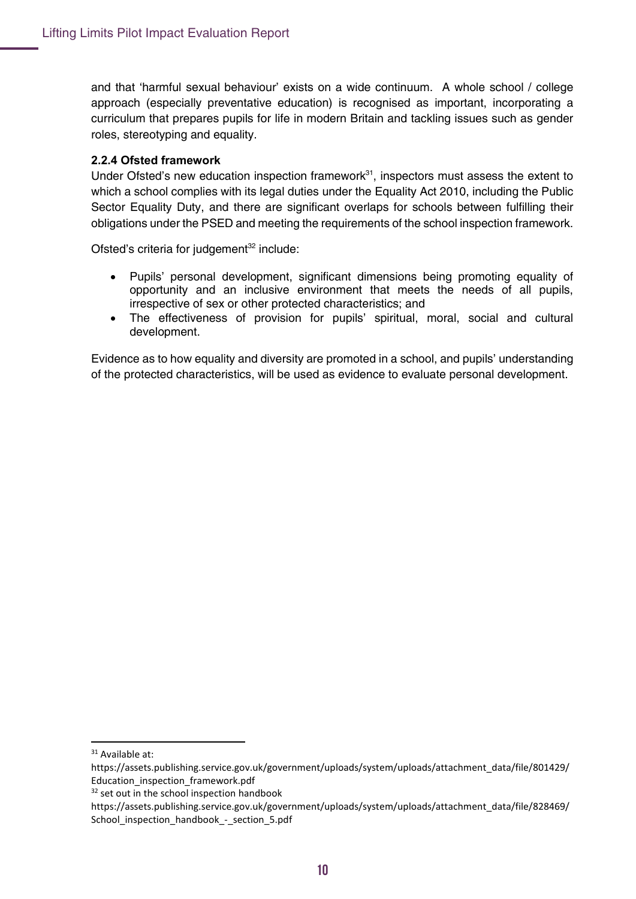and that 'harmful sexual behaviour' exists on a wide continuum. A whole school / college approach (especially preventative education) is recognised as important, incorporating a curriculum that prepares pupils for life in modern Britain and tackling issues such as gender roles, stereotyping and equality.

#### 2.2.4 Ofsted framework

Under Ofsted's new education inspection framework[31], inspectors must assess the extent to which a school complies with its legal duties under the Equality Act 2010, including the Public Sector Equality Duty, and there are significant overlaps for schools between fulfilling their obligations under the PSED and meeting the requirements of the school inspection framework.

Ofsted's criteria for judgement[32] include:

- Pupils' personal development, significant dimensions being promoting equality of opportunity and an inclusive environment that meets the needs of all pupils, irrespective of sex or other protected characteristics; and
- The effectiveness of provision for pupils' spiritual, moral, social and cultural development.

Evidence as to how equality and diversity are promoted in a school, and pupils' understanding of the protected characteristics, will be used as evidence to evaluate personal development.

---

[31] Available at: https://assets.publishing.service.gov.uk/government/uploads/system/uploads/attachment_data/file/801429/Education_inspection_framework.pdf

[32] set out in the school inspection handbook https://assets.publishing.service.gov.uk/government/uploads/system/uploads/attachment_data/file/828469/School_inspection_handbook_-_section_5.pdf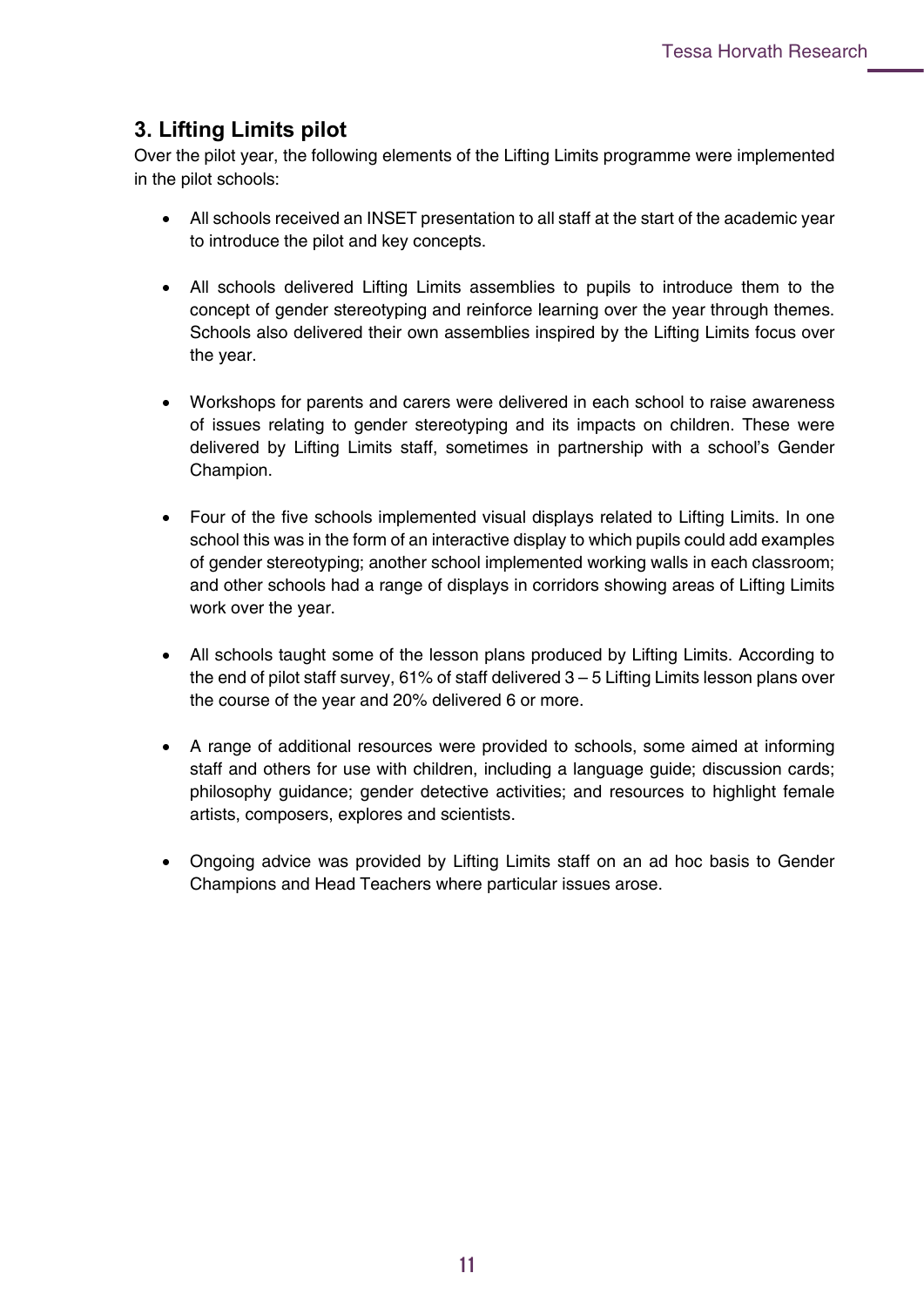## 3. Lifting Limits pilot

Over the pilot year, the following elements of the Lifting Limits programme were implemented in the pilot schools:

- All schools received an INSET presentation to all staff at the start of the academic year to introduce the pilot and key concepts.

- All schools delivered Lifting Limits assemblies to pupils to introduce them to the concept of gender stereotyping and reinforce learning over the year through themes. Schools also delivered their own assemblies inspired by the Lifting Limits focus over the year.

- Workshops for parents and carers were delivered in each school to raise awareness of issues relating to gender stereotyping and its impacts on children. These were delivered by Lifting Limits staff, sometimes in partnership with a school's Gender Champion.

- Four of the five schools implemented visual displays related to Lifting Limits. In one school this was in the form of an interactive display to which pupils could add examples of gender stereotyping; another school implemented working walls in each classroom; and other schools had a range of displays in corridors showing areas of Lifting Limits work over the year.

- All schools taught some of the lesson plans produced by Lifting Limits. According to the end of pilot staff survey, 61% of staff delivered 3 – 5 Lifting Limits lesson plans over the course of the year and 20% delivered 6 or more.

- A range of additional resources were provided to schools, some aimed at informing staff and others for use with children, including a language guide; discussion cards; philosophy guidance; gender detective activities; and resources to highlight female artists, composers, explores and scientists.

- Ongoing advice was provided by Lifting Limits staff on an ad hoc basis to Gender Champions and Head Teachers where particular issues arose.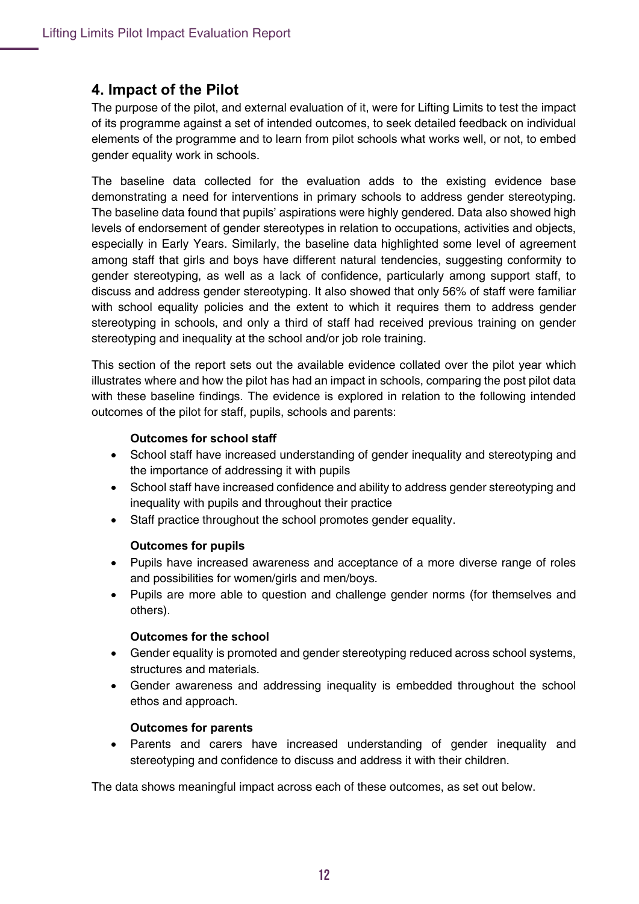## 4. Impact of the Pilot

The purpose of the pilot, and external evaluation of it, were for Lifting Limits to test the impact of its programme against a set of intended outcomes, to seek detailed feedback on individual elements of the programme and to learn from pilot schools what works well, or not, to embed gender equality work in schools.

The baseline data collected for the evaluation adds to the existing evidence base demonstrating a need for interventions in primary schools to address gender stereotyping. The baseline data found that pupils' aspirations were highly gendered. Data also showed high levels of endorsement of gender stereotypes in relation to occupations, activities and objects, especially in Early Years. Similarly, the baseline data highlighted some level of agreement among staff that girls and boys have different natural tendencies, suggesting conformity to gender stereotyping, as well as a lack of confidence, particularly among support staff, to discuss and address gender stereotyping. It also showed that only 56% of staff were familiar with school equality policies and the extent to which it requires them to address gender stereotyping in schools, and only a third of staff had received previous training on gender stereotyping and inequality at the school and/or job role training.

This section of the report sets out the available evidence collated over the pilot year which illustrates where and how the pilot has had an impact in schools, comparing the post pilot data with these baseline findings. The evidence is explored in relation to the following intended outcomes of the pilot for staff, pupils, schools and parents:

**Outcomes for school staff**

- School staff have increased understanding of gender inequality and stereotyping and the importance of addressing it with pupils
- School staff have increased confidence and ability to address gender stereotyping and inequality with pupils and throughout their practice
- Staff practice throughout the school promotes gender equality.

**Outcomes for pupils**

- Pupils have increased awareness and acceptance of a more diverse range of roles and possibilities for women/girls and men/boys.
- Pupils are more able to question and challenge gender norms (for themselves and others).

**Outcomes for the school**

- Gender equality is promoted and gender stereotyping reduced across school systems, structures and materials.
- Gender awareness and addressing inequality is embedded throughout the school ethos and approach.

**Outcomes for parents**

- Parents and carers have increased understanding of gender inequality and stereotyping and confidence to discuss and address it with their children.

The data shows meaningful impact across each of these outcomes, as set out below.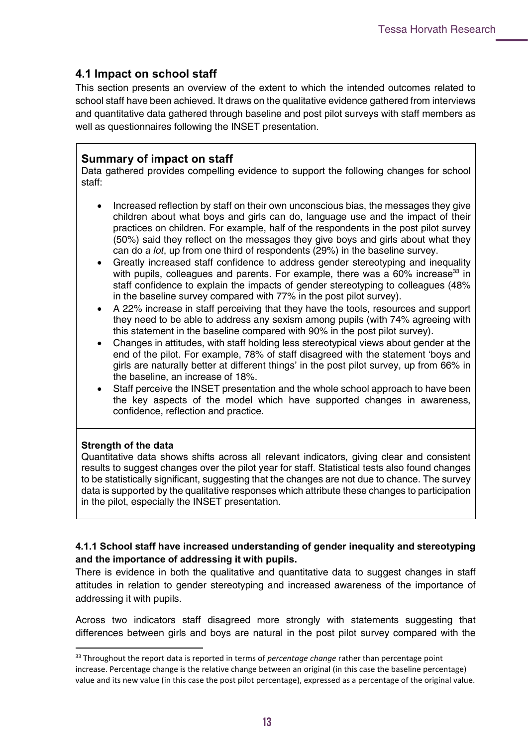## 4.1 Impact on school staff

This section presents an overview of the extent to which the intended outcomes related to school staff have been achieved. It draws on the qualitative evidence gathered from interviews and quantitative data gathered through baseline and post pilot surveys with staff members as well as questionnaires following the INSET presentation.

### Summary of impact on staff

Data gathered provides compelling evidence to support the following changes for school staff:

- Increased reflection by staff on their own unconscious bias, the messages they give children about what boys and girls can do, language use and the impact of their practices on children. For example, half of the respondents in the post pilot survey (50%) said they reflect on the messages they give boys and girls about what they can do *a lot*, up from one third of respondents (29%) in the baseline survey.
- Greatly increased staff confidence to address gender stereotyping and inequality with pupils, colleagues and parents. For example, there was a 60% increase[33] in staff confidence to explain the impacts of gender stereotyping to colleagues (48% in the baseline survey compared with 77% in the post pilot survey).
- A 22% increase in staff perceiving that they have the tools, resources and support they need to be able to address any sexism among pupils (with 74% agreeing with this statement in the baseline compared with 90% in the post pilot survey).
- Changes in attitudes, with staff holding less stereotypical views about gender at the end of the pilot. For example, 78% of staff disagreed with the statement 'boys and girls are naturally better at different things' in the post pilot survey, up from 66% in the baseline, an increase of 18%.
- Staff perceive the INSET presentation and the whole school approach to have been the key aspects of the model which have supported changes in awareness, confidence, reflection and practice.

**Strength of the data**

Quantitative data shows shifts across all relevant indicators, giving clear and consistent results to suggest changes over the pilot year for staff. Statistical tests also found changes to be statistically significant, suggesting that the changes are not due to chance. The survey data is supported by the qualitative responses which attribute these changes to participation in the pilot, especially the INSET presentation.

#### 4.1.1 School staff have increased understanding of gender inequality and stereotyping and the importance of addressing it with pupils.

There is evidence in both the qualitative and quantitative data to suggest changes in staff attitudes in relation to gender stereotyping and increased awareness of the importance of addressing it with pupils.

Across two indicators staff disagreed more strongly with statements suggesting that differences between girls and boys are natural in the post pilot survey compared with the

[33] Throughout the report data is reported in terms of *percentage change* rather than percentage point increase. Percentage change is the relative change between an original (in this case the baseline percentage) value and its new value (in this case the post pilot percentage), expressed as a percentage of the original value.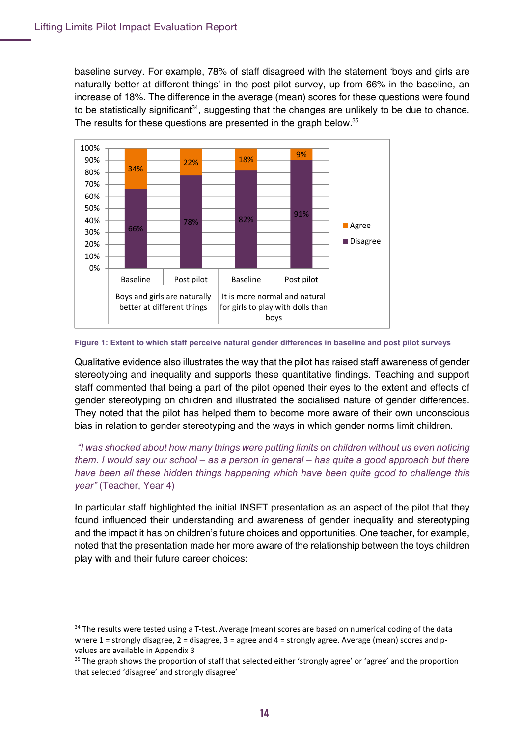baseline survey. For example, 78% of staff disagreed with the statement 'boys and girls are naturally better at different things' in the post pilot survey, up from 66% in the baseline, an increase of 18%. The difference in the average (mean) scores for these questions were found to be statistically significant[34], suggesting that the changes are unlikely to be due to chance. The results for these questions are presented in the graph below.[35]

| Statement | Survey | Disagree | Agree |
|---|---|---|---|
| Boys and girls are naturally better at different things | Baseline | 66% | 34% |
| | Post pilot | 78% | 22% |
| It is more normal and natural for girls to play with dolls than boys | Baseline | 82% | 18% |
| | Post pilot | 91% | 9% |

**Figure 1: Extent to which staff perceive natural gender differences in baseline and post pilot surveys**

Qualitative evidence also illustrates the way that the pilot has raised staff awareness of gender stereotyping and inequality and supports these quantitative findings. Teaching and support staff commented that being a part of the pilot opened their eyes to the extent and effects of gender stereotyping on children and illustrated the socialised nature of gender differences. They noted that the pilot has helped them to become more aware of their own unconscious bias in relation to gender stereotyping and the ways in which gender norms limit children.

*"I was shocked about how many things were putting limits on children without us even noticing them. I would say our school – as a person in general – has quite a good approach but there have been all these hidden things happening which have been quite good to challenge this year"* (Teacher, Year 4)

In particular staff highlighted the initial INSET presentation as an aspect of the pilot that they found influenced their understanding and awareness of gender inequality and stereotyping and the impact it has on children's future choices and opportunities. One teacher, for example, noted that the presentation made her more aware of the relationship between the toys children play with and their future career choices:

---

[34] The results were tested using a T-test. Average (mean) scores are based on numerical coding of the data where 1 = strongly disagree, 2 = disagree, 3 = agree and 4 = strongly agree. Average (mean) scores and p-values are available in Appendix 3

[35] The graph shows the proportion of staff that selected either 'strongly agree' or 'agree' and the proportion that selected 'disagree' and strongly disagree'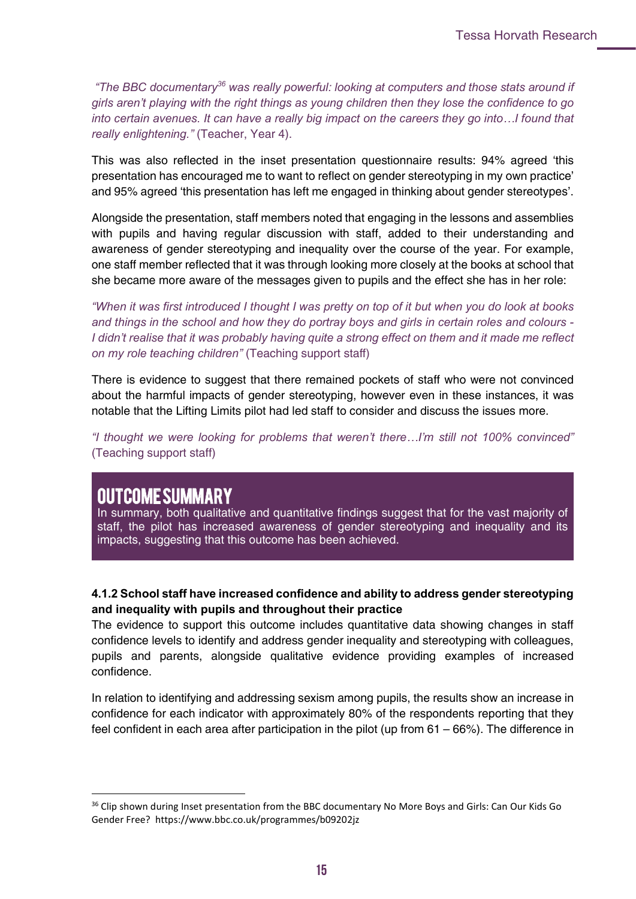*"The BBC documentary[36] was really powerful: looking at computers and those stats around if girls aren't playing with the right things as young children then they lose the confidence to go into certain avenues. It can have a really big impact on the careers they go into…I found that really enlightening."* (Teacher, Year 4).

This was also reflected in the inset presentation questionnaire results: 94% agreed 'this presentation has encouraged me to want to reflect on gender stereotyping in my own practice' and 95% agreed 'this presentation has left me engaged in thinking about gender stereotypes'.

Alongside the presentation, staff members noted that engaging in the lessons and assemblies with pupils and having regular discussion with staff, added to their understanding and awareness of gender stereotyping and inequality over the course of the year. For example, one staff member reflected that it was through looking more closely at the books at school that she became more aware of the messages given to pupils and the effect she has in her role:

*"When it was first introduced I thought I was pretty on top of it but when you do look at books and things in the school and how they do portray boys and girls in certain roles and colours - I didn't realise that it was probably having quite a strong effect on them and it made me reflect on my role teaching children"* (Teaching support staff)

There is evidence to suggest that there remained pockets of staff who were not convinced about the harmful impacts of gender stereotyping, however even in these instances, it was notable that the Lifting Limits pilot had led staff to consider and discuss the issues more.

*"I thought we were looking for problems that weren't there…I'm still not 100% convinced"* (Teaching support staff)

## OUTCOME SUMMARY

In summary, both qualitative and quantitative findings suggest that for the vast majority of staff, the pilot has increased awareness of gender stereotyping and inequality and its impacts, suggesting that this outcome has been achieved.

#### 4.1.2 School staff have increased confidence and ability to address gender stereotyping and inequality with pupils and throughout their practice

The evidence to support this outcome includes quantitative data showing changes in staff confidence levels to identify and address gender inequality and stereotyping with colleagues, pupils and parents, alongside qualitative evidence providing examples of increased confidence.

In relation to identifying and addressing sexism among pupils, the results show an increase in confidence for each indicator with approximately 80% of the respondents reporting that they feel confident in each area after participation in the pilot (up from 61 – 66%). The difference in

[36] Clip shown during Inset presentation from the BBC documentary No More Boys and Girls: Can Our Kids Go Gender Free? https://www.bbc.co.uk/programmes/b09202jz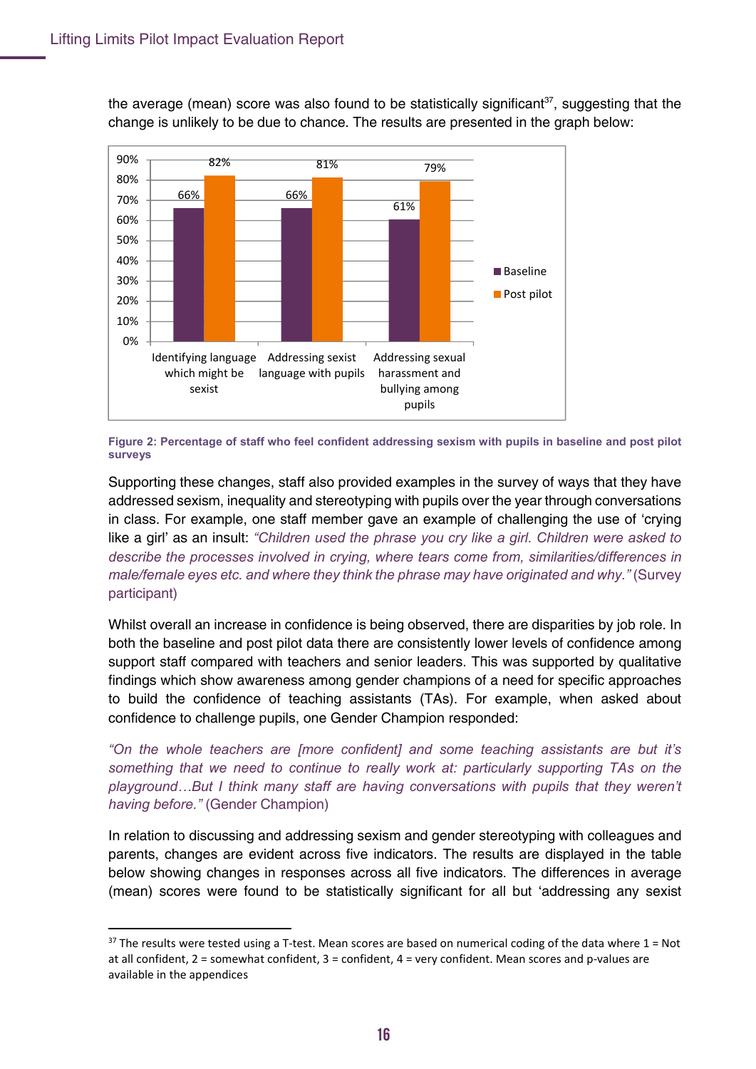the average (mean) score was also found to be statistically significant[37], suggesting that the change is unlikely to be due to chance. The results are presented in the graph below:

| | Baseline | Post pilot |
|---|---|---|
| Identifying language which might be sexist | 66% | 82% |
| Addressing sexist language with pupils | 66% | 81% |
| Addressing sexual harassment and bullying among pupils | 61% | 79% |

**Figure 2: Percentage of staff who feel confident addressing sexism with pupils in baseline and post pilot surveys**

Supporting these changes, staff also provided examples in the survey of ways that they have addressed sexism, inequality and stereotyping with pupils over the year through conversations in class. For example, one staff member gave an example of challenging the use of 'crying like a girl' as an insult: *"Children used the phrase you cry like a girl. Children were asked to describe the processes involved in crying, where tears come from, similarities/differences in male/female eyes etc. and where they think the phrase may have originated and why."* (Survey participant)

Whilst overall an increase in confidence is being observed, there are disparities by job role. In both the baseline and post pilot data there are consistently lower levels of confidence among support staff compared with teachers and senior leaders. This was supported by qualitative findings which show awareness among gender champions of a need for specific approaches to build the confidence of teaching assistants (TAs). For example, when asked about confidence to challenge pupils, one Gender Champion responded:

*"On the whole teachers are [more confident] and some teaching assistants are but it's something that we need to continue to really work at: particularly supporting TAs on the playground…But I think many staff are having conversations with pupils that they weren't having before."* (Gender Champion)

In relation to discussing and addressing sexism and gender stereotyping with colleagues and parents, changes are evident across five indicators. The results are displayed in the table below showing changes in responses across all five indicators. The differences in average (mean) scores were found to be statistically significant for all but 'addressing any sexist

---

[37] The results were tested using a T-test. Mean scores are based on numerical coding of the data where 1 = Not at all confident, 2 = somewhat confident, 3 = confident, 4 = very confident. Mean scores and p-values are available in the appendices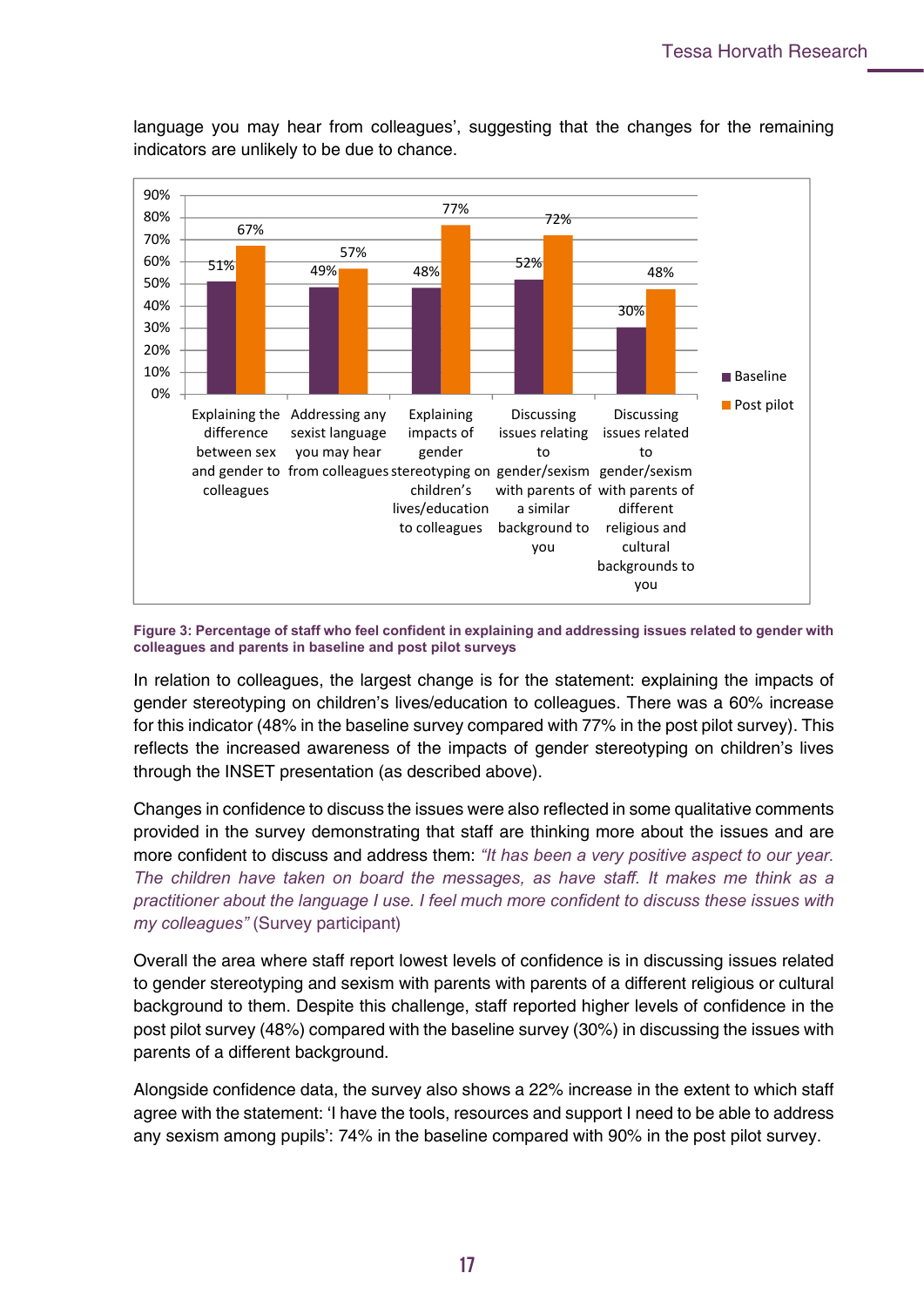language you may hear from colleagues', suggesting that the changes for the remaining indicators are unlikely to be due to chance.

| | Baseline | Post pilot |
|---|---|---|
| Explaining the difference between sex and gender to colleagues | 51% | 67% |
| Addressing any sexist language you may hear from colleagues | 49% | 57% |
| Explaining impacts of gender stereotyping on children's lives/education to colleagues | 48% | 77% |
| Discussing issues relating to gender/sexism with parents of a similar background to you | 52% | 72% |
| Discussing issues related to gender/sexism with parents of different religious and cultural backgrounds to you | 30% | 48% |

**Figure 3: Percentage of staff who feel confident in explaining and addressing issues related to gender with colleagues and parents in baseline and post pilot surveys**

In relation to colleagues, the largest change is for the statement: explaining the impacts of gender stereotyping on children's lives/education to colleagues. There was a 60% increase for this indicator (48% in the baseline survey compared with 77% in the post pilot survey). This reflects the increased awareness of the impacts of gender stereotyping on children's lives through the INSET presentation (as described above).

Changes in confidence to discuss the issues were also reflected in some qualitative comments provided in the survey demonstrating that staff are thinking more about the issues and are more confident to discuss and address them: *"It has been a very positive aspect to our year. The children have taken on board the messages, as have staff. It makes me think as a practitioner about the language I use. I feel much more confident to discuss these issues with my colleagues"* (Survey participant)

Overall the area where staff report lowest levels of confidence is in discussing issues related to gender stereotyping and sexism with parents with parents of a different religious or cultural background to them. Despite this challenge, staff reported higher levels of confidence in the post pilot survey (48%) compared with the baseline survey (30%) in discussing the issues with parents of a different background.

Alongside confidence data, the survey also shows a 22% increase in the extent to which staff agree with the statement: 'I have the tools, resources and support I need to be able to address any sexism among pupils': 74% in the baseline compared with 90% in the post pilot survey.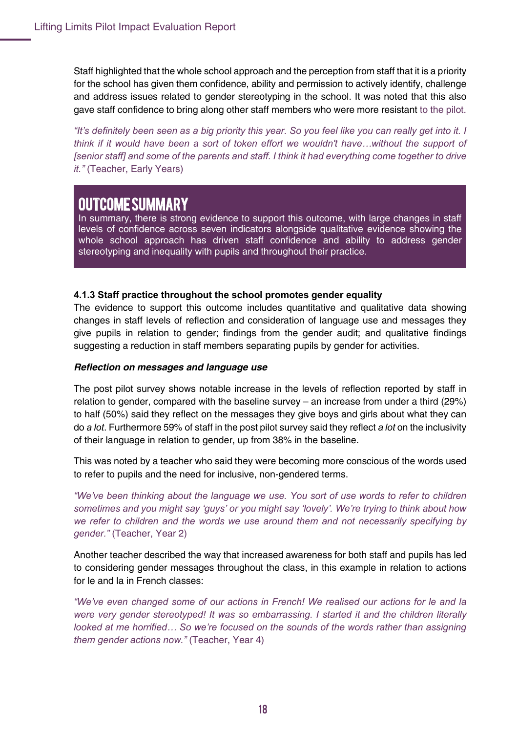Staff highlighted that the whole school approach and the perception from staff that it is a priority for the school has given them confidence, ability and permission to actively identify, challenge and address issues related to gender stereotyping in the school. It was noted that this also gave staff confidence to bring along other staff members who were more resistant to the pilot.

*"It's definitely been seen as a big priority this year. So you feel like you can really get into it. I think if it would have been a sort of token effort we wouldn't have…without the support of [senior staff] and some of the parents and staff. I think it had everything come together to drive it."* (Teacher, Early Years)

> **OUTCOME SUMMARY**
>
> In summary, there is strong evidence to support this outcome, with large changes in staff levels of confidence across seven indicators alongside qualitative evidence showing the whole school approach has driven staff confidence and ability to address gender stereotyping and inequality with pupils and throughout their practice.

#### 4.1.3 Staff practice throughout the school promotes gender equality

The evidence to support this outcome includes quantitative and qualitative data showing changes in staff levels of reflection and consideration of language use and messages they give pupils in relation to gender; findings from the gender audit; and qualitative findings suggesting a reduction in staff members separating pupils by gender for activities.

***Reflection on messages and language use***

The post pilot survey shows notable increase in the levels of reflection reported by staff in relation to gender, compared with the baseline survey – an increase from under a third (29%) to half (50%) said they reflect on the messages they give boys and girls about what they can do *a lot*. Furthermore 59% of staff in the post pilot survey said they reflect *a lot* on the inclusivity of their language in relation to gender, up from 38% in the baseline.

This was noted by a teacher who said they were becoming more conscious of the words used to refer to pupils and the need for inclusive, non-gendered terms.

*"We've been thinking about the language we use. You sort of use words to refer to children sometimes and you might say 'guys' or you might say 'lovely'. We're trying to think about how we refer to children and the words we use around them and not necessarily specifying by gender."* (Teacher, Year 2)

Another teacher described the way that increased awareness for both staff and pupils has led to considering gender messages throughout the class, in this example in relation to actions for le and la in French classes:

*"We've even changed some of our actions in French! We realised our actions for le and la were very gender stereotyped! It was so embarrassing. I started it and the children literally looked at me horrified… So we're focused on the sounds of the words rather than assigning them gender actions now."* (Teacher, Year 4)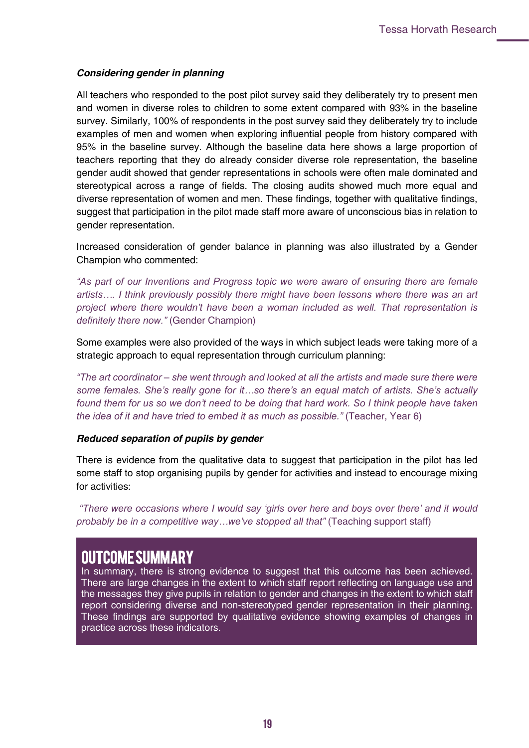***Considering gender in planning***

All teachers who responded to the post pilot survey said they deliberately try to present men and women in diverse roles to children to some extent compared with 93% in the baseline survey. Similarly, 100% of respondents in the post survey said they deliberately try to include examples of men and women when exploring influential people from history compared with 95% in the baseline survey. Although the baseline data here shows a large proportion of teachers reporting that they do already consider diverse role representation, the baseline gender audit showed that gender representations in schools were often male dominated and stereotypical across a range of fields. The closing audits showed much more equal and diverse representation of women and men. These findings, together with qualitative findings, suggest that participation in the pilot made staff more aware of unconscious bias in relation to gender representation.

Increased consideration of gender balance in planning was also illustrated by a Gender Champion who commented:

*"As part of our Inventions and Progress topic we were aware of ensuring there are female artists…. I think previously possibly there might have been lessons where there was an art project where there wouldn't have been a woman included as well. That representation is definitely there now."* (Gender Champion)

Some examples were also provided of the ways in which subject leads were taking more of a strategic approach to equal representation through curriculum planning:

*"The art coordinator – she went through and looked at all the artists and made sure there were some females. She's really gone for it…so there's an equal match of artists. She's actually found them for us so we don't need to be doing that hard work. So I think people have taken the idea of it and have tried to embed it as much as possible."* (Teacher, Year 6)

***Reduced separation of pupils by gender***

There is evidence from the qualitative data to suggest that participation in the pilot has led some staff to stop organising pupils by gender for activities and instead to encourage mixing for activities:

*"There were occasions where I would say 'girls over here and boys over there' and it would probably be in a competitive way…we've stopped all that"* (Teaching support staff)

## OUTCOME SUMMARY

In summary, there is strong evidence to suggest that this outcome has been achieved. There are large changes in the extent to which staff report reflecting on language use and the messages they give pupils in relation to gender and changes in the extent to which staff report considering diverse and non-stereotyped gender representation in their planning. These findings are supported by qualitative evidence showing examples of changes in practice across these indicators.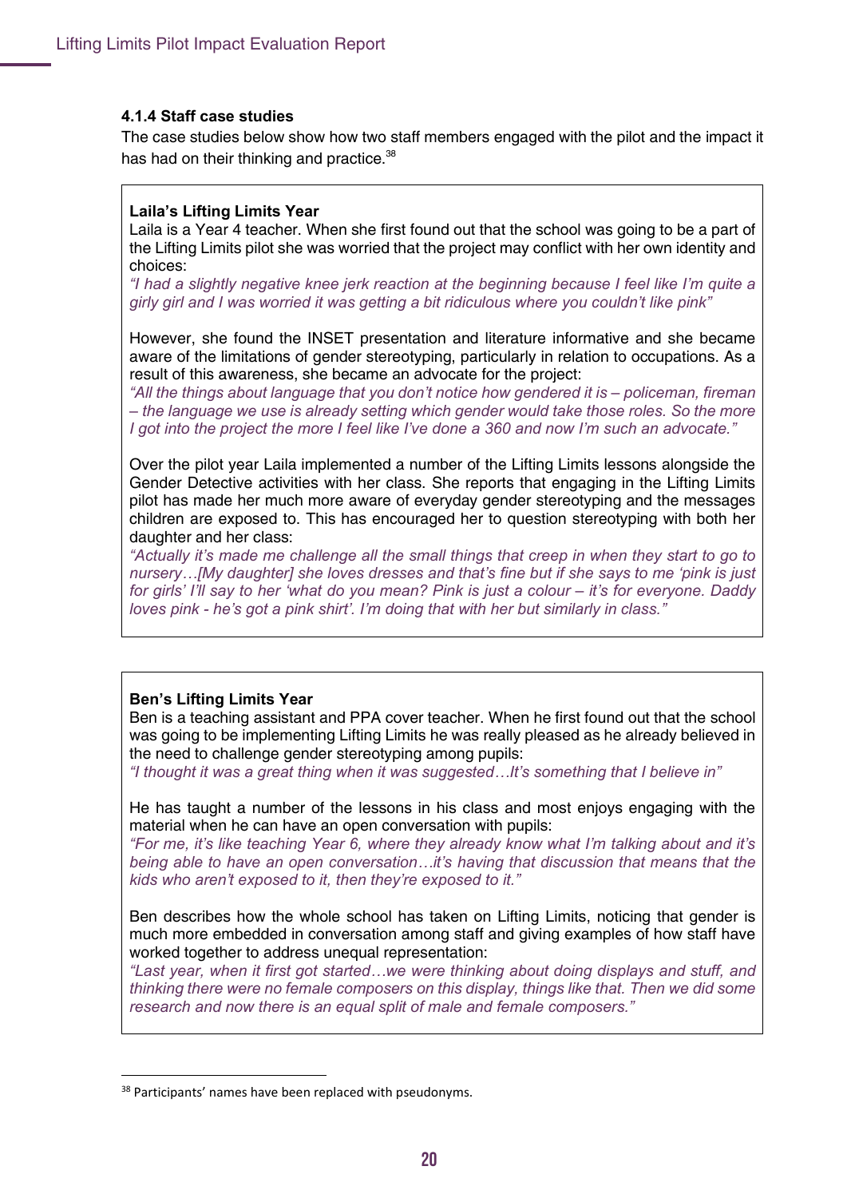#### 4.1.4 Staff case studies

The case studies below show how two staff members engaged with the pilot and the impact it has had on their thinking and practice.[38]

**Laila's Lifting Limits Year**

Laila is a Year 4 teacher. When she first found out that the school was going to be a part of the Lifting Limits pilot she was worried that the project may conflict with her own identity and choices:

*"I had a slightly negative knee jerk reaction at the beginning because I feel like I'm quite a girly girl and I was worried it was getting a bit ridiculous where you couldn't like pink"*

However, she found the INSET presentation and literature informative and she became aware of the limitations of gender stereotyping, particularly in relation to occupations. As a result of this awareness, she became an advocate for the project:

*"All the things about language that you don't notice how gendered it is – policeman, fireman – the language we use is already setting which gender would take those roles. So the more I got into the project the more I feel like I've done a 360 and now I'm such an advocate."*

Over the pilot year Laila implemented a number of the Lifting Limits lessons alongside the Gender Detective activities with her class. She reports that engaging in the Lifting Limits pilot has made her much more aware of everyday gender stereotyping and the messages children are exposed to. This has encouraged her to question stereotyping with both her daughter and her class:

*"Actually it's made me challenge all the small things that creep in when they start to go to nursery…[My daughter] she loves dresses and that's fine but if she says to me 'pink is just for girls' I'll say to her 'what do you mean? Pink is just a colour – it's for everyone. Daddy loves pink - he's got a pink shirt'. I'm doing that with her but similarly in class."*

**Ben's Lifting Limits Year**

Ben is a teaching assistant and PPA cover teacher. When he first found out that the school was going to be implementing Lifting Limits he was really pleased as he already believed in the need to challenge gender stereotyping among pupils:

*"I thought it was a great thing when it was suggested…It's something that I believe in"*

He has taught a number of the lessons in his class and most enjoys engaging with the material when he can have an open conversation with pupils:

*"For me, it's like teaching Year 6, where they already know what I'm talking about and it's being able to have an open conversation…it's having that discussion that means that the kids who aren't exposed to it, then they're exposed to it."*

Ben describes how the whole school has taken on Lifting Limits, noticing that gender is much more embedded in conversation among staff and giving examples of how staff have worked together to address unequal representation:

*"Last year, when it first got started…we were thinking about doing displays and stuff, and thinking there were no female composers on this display, things like that. Then we did some research and now there is an equal split of male and female composers."*

[38] Participants' names have been replaced with pseudonyms.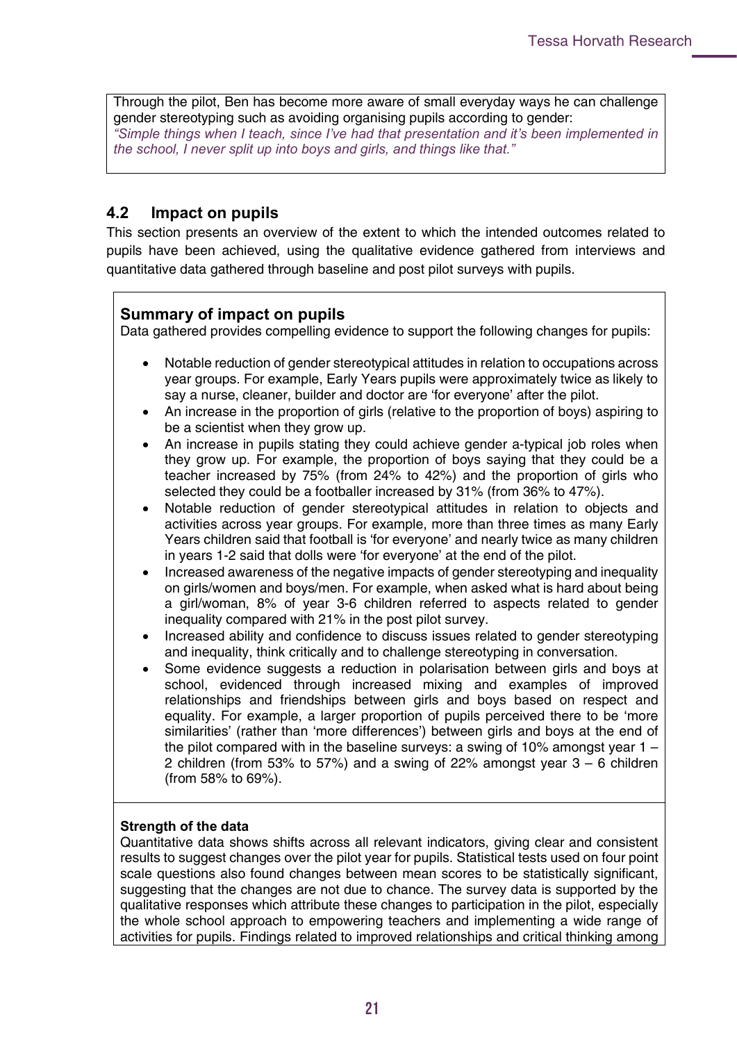Through the pilot, Ben has become more aware of small everyday ways he can challenge gender stereotyping such as avoiding organising pupils according to gender:
*"Simple things when I teach, since I've had that presentation and it's been implemented in the school, I never split up into boys and girls, and things like that."*

## 4.2 Impact on pupils

This section presents an overview of the extent to which the intended outcomes related to pupils have been achieved, using the qualitative evidence gathered from interviews and quantitative data gathered through baseline and post pilot surveys with pupils.

### Summary of impact on pupils

Data gathered provides compelling evidence to support the following changes for pupils:

- Notable reduction of gender stereotypical attitudes in relation to occupations across year groups. For example, Early Years pupils were approximately twice as likely to say a nurse, cleaner, builder and doctor are 'for everyone' after the pilot.
- An increase in the proportion of girls (relative to the proportion of boys) aspiring to be a scientist when they grow up.
- An increase in pupils stating they could achieve gender a-typical job roles when they grow up. For example, the proportion of boys saying that they could be a teacher increased by 75% (from 24% to 42%) and the proportion of girls who selected they could be a footballer increased by 31% (from 36% to 47%).
- Notable reduction of gender stereotypical attitudes in relation to objects and activities across year groups. For example, more than three times as many Early Years children said that football is 'for everyone' and nearly twice as many children in years 1-2 said that dolls were 'for everyone' at the end of the pilot.
- Increased awareness of the negative impacts of gender stereotyping and inequality on girls/women and boys/men. For example, when asked what is hard about being a girl/woman, 8% of year 3-6 children referred to aspects related to gender inequality compared with 21% in the post pilot survey.
- Increased ability and confidence to discuss issues related to gender stereotyping and inequality, think critically and to challenge stereotyping in conversation.
- Some evidence suggests a reduction in polarisation between girls and boys at school, evidenced through increased mixing and examples of improved relationships and friendships between girls and boys based on respect and equality. For example, a larger proportion of pupils perceived there to be 'more similarities' (rather than 'more differences') between girls and boys at the end of the pilot compared with in the baseline surveys: a swing of 10% amongst year 1 – 2 children (from 53% to 57%) and a swing of 22% amongst year 3 – 6 children (from 58% to 69%).

**Strength of the data**

Quantitative data shows shifts across all relevant indicators, giving clear and consistent results to suggest changes over the pilot year for pupils. Statistical tests used on four point scale questions also found changes between mean scores to be statistically significant, suggesting that the changes are not due to chance. The survey data is supported by the qualitative responses which attribute these changes to participation in the pilot, especially the whole school approach to empowering teachers and implementing a wide range of activities for pupils. Findings related to improved relationships and critical thinking among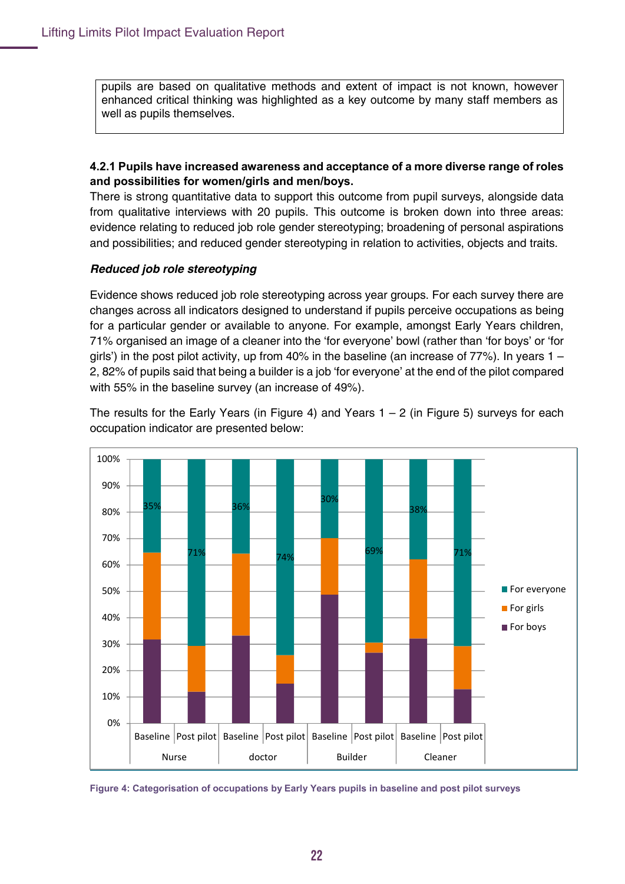pupils are based on qualitative methods and extent of impact is not known, however enhanced critical thinking was highlighted as a key outcome by many staff members as well as pupils themselves.

#### 4.2.1 Pupils have increased awareness and acceptance of a more diverse range of roles and possibilities for women/girls and men/boys.

There is strong quantitative data to support this outcome from pupil surveys, alongside data from qualitative interviews with 20 pupils. This outcome is broken down into three areas: evidence relating to reduced job role gender stereotyping; broadening of personal aspirations and possibilities; and reduced gender stereotyping in relation to activities, objects and traits.

***Reduced job role stereotyping***

Evidence shows reduced job role stereotyping across year groups. For each survey there are changes across all indicators designed to understand if pupils perceive occupations as being for a particular gender or available to anyone. For example, amongst Early Years children, 71% organised an image of a cleaner into the 'for everyone' bowl (rather than 'for boys' or 'for girls') in the post pilot activity, up from 40% in the baseline (an increase of 77%). In years 1 – 2, 82% of pupils said that being a builder is a job 'for everyone' at the end of the pilot compared with 55% in the baseline survey (an increase of 49%).

The results for the Early Years (in Figure 4) and Years 1 – 2 (in Figure 5) surveys for each occupation indicator are presented below:

**Figure 4: Categorisation of occupations by Early Years pupils in baseline and post pilot surveys**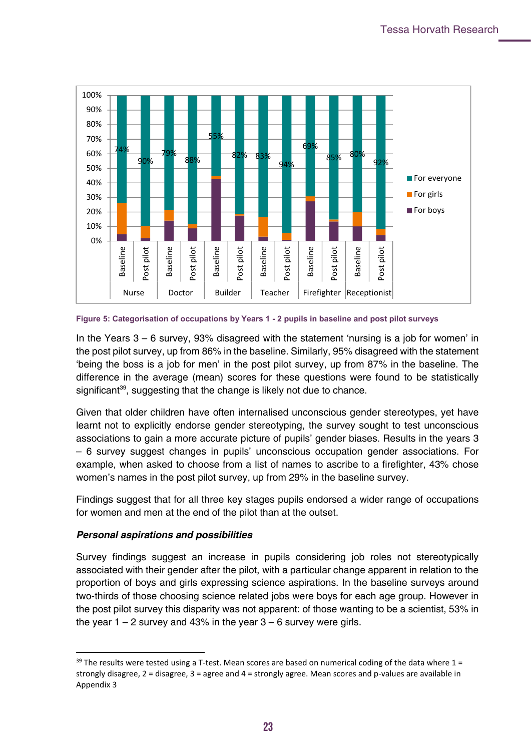Figure 5: Categorisation of occupations by Years 1 - 2 pupils in baseline and post pilot surveys

In the Years 3 – 6 survey, 93% disagreed with the statement 'nursing is a job for women' in the post pilot survey, up from 86% in the baseline. Similarly, 95% disagreed with the statement 'being the boss is a job for men' in the post pilot survey, up from 87% in the baseline. The difference in the average (mean) scores for these questions were found to be statistically significant[39], suggesting that the change is likely not due to chance.

Given that older children have often internalised unconscious gender stereotypes, yet have learnt not to explicitly endorse gender stereotyping, the survey sought to test unconscious associations to gain a more accurate picture of pupils' gender biases. Results in the years 3 – 6 survey suggest changes in pupils' unconscious occupation gender associations. For example, when asked to choose from a list of names to ascribe to a firefighter, 43% chose women's names in the post pilot survey, up from 29% in the baseline survey.

Findings suggest that for all three key stages pupils endorsed a wider range of occupations for women and men at the end of the pilot than at the outset.

### *Personal aspirations and possibilities*

Survey findings suggest an increase in pupils considering job roles not stereotypically associated with their gender after the pilot, with a particular change apparent in relation to the proportion of boys and girls expressing science aspirations. In the baseline surveys around two-thirds of those choosing science related jobs were boys for each age group. However in the post pilot survey this disparity was not apparent: of those wanting to be a scientist, 53% in the year 1 – 2 survey and 43% in the year 3 – 6 survey were girls.

[39] The results were tested using a T-test. Mean scores are based on numerical coding of the data where 1 = strongly disagree, 2 = disagree, 3 = agree and 4 = strongly agree. Mean scores and p-values are available in Appendix 3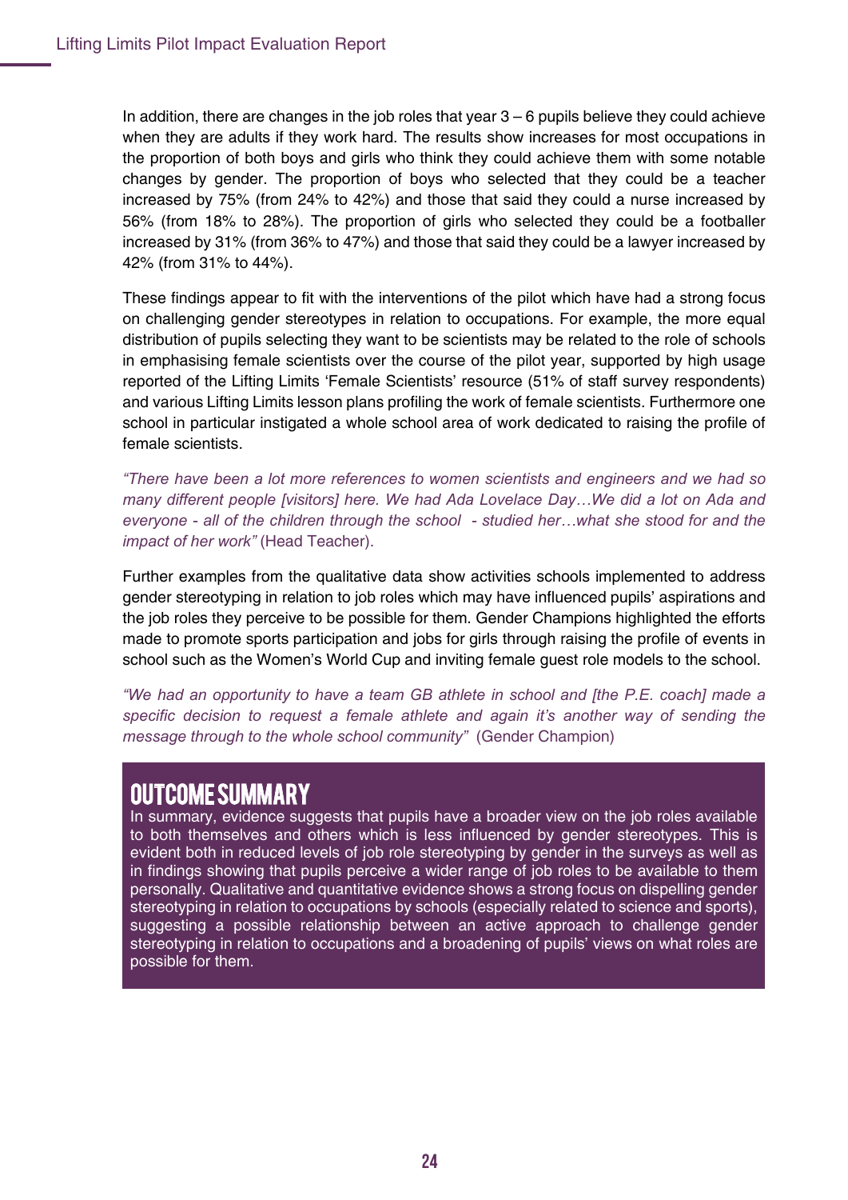In addition, there are changes in the job roles that year 3 – 6 pupils believe they could achieve when they are adults if they work hard. The results show increases for most occupations in the proportion of both boys and girls who think they could achieve them with some notable changes by gender. The proportion of boys who selected that they could be a teacher increased by 75% (from 24% to 42%) and those that said they could a nurse increased by 56% (from 18% to 28%). The proportion of girls who selected they could be a footballer increased by 31% (from 36% to 47%) and those that said they could be a lawyer increased by 42% (from 31% to 44%).

These findings appear to fit with the interventions of the pilot which have had a strong focus on challenging gender stereotypes in relation to occupations. For example, the more equal distribution of pupils selecting they want to be scientists may be related to the role of schools in emphasising female scientists over the course of the pilot year, supported by high usage reported of the Lifting Limits 'Female Scientists' resource (51% of staff survey respondents) and various Lifting Limits lesson plans profiling the work of female scientists. Furthermore one school in particular instigated a whole school area of work dedicated to raising the profile of female scientists.

*"There have been a lot more references to women scientists and engineers and we had so many different people [visitors] here. We had Ada Lovelace Day…We did a lot on Ada and everyone - all of the children through the school - studied her…what she stood for and the impact of her work"* (Head Teacher).

Further examples from the qualitative data show activities schools implemented to address gender stereotyping in relation to job roles which may have influenced pupils' aspirations and the job roles they perceive to be possible for them. Gender Champions highlighted the efforts made to promote sports participation and jobs for girls through raising the profile of events in school such as the Women's World Cup and inviting female guest role models to the school.

*"We had an opportunity to have a team GB athlete in school and [the P.E. coach] made a specific decision to request a female athlete and again it's another way of sending the message through to the whole school community"* (Gender Champion)

## OUTCOME SUMMARY

In summary, evidence suggests that pupils have a broader view on the job roles available to both themselves and others which is less influenced by gender stereotypes. This is evident both in reduced levels of job role stereotyping by gender in the surveys as well as in findings showing that pupils perceive a wider range of job roles to be available to them personally. Qualitative and quantitative evidence shows a strong focus on dispelling gender stereotyping in relation to occupations by schools (especially related to science and sports), suggesting a possible relationship between an active approach to challenge gender stereotyping in relation to occupations and a broadening of pupils' views on what roles are possible for them.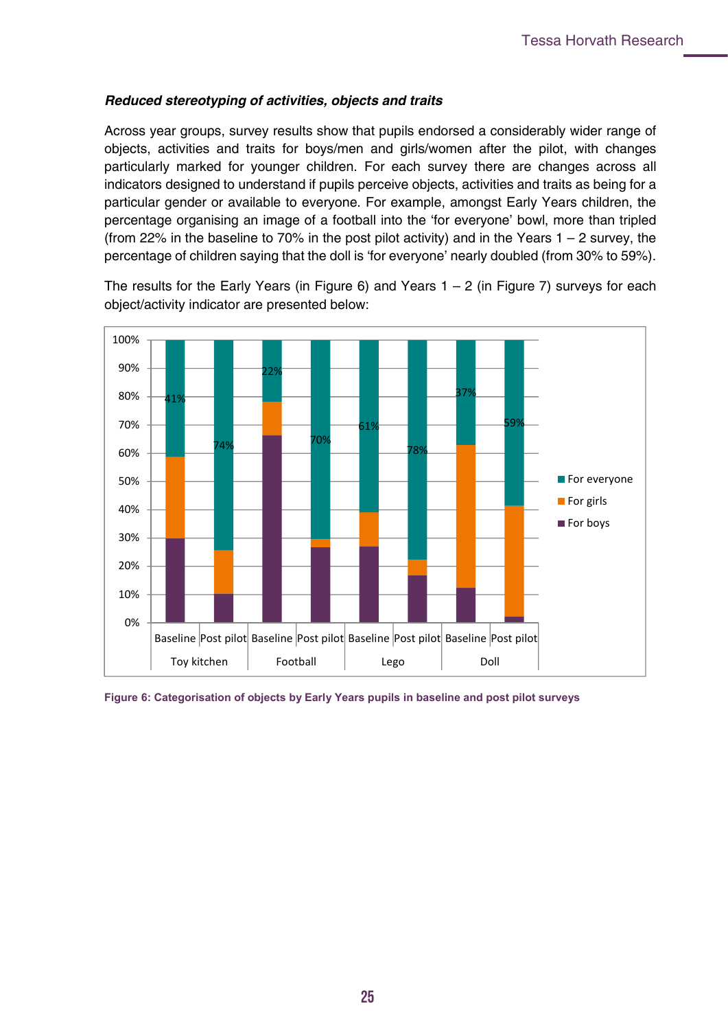***Reduced stereotyping of activities, objects and traits***

Across year groups, survey results show that pupils endorsed a considerably wider range of objects, activities and traits for boys/men and girls/women after the pilot, with changes particularly marked for younger children. For each survey there are changes across all indicators designed to understand if pupils perceive objects, activities and traits as being for a particular gender or available to everyone. For example, amongst Early Years children, the percentage organising an image of a football into the 'for everyone' bowl, more than tripled (from 22% in the baseline to 70% in the post pilot activity) and in the Years 1 – 2 survey, the percentage of children saying that the doll is 'for everyone' nearly doubled (from 30% to 59%).

The results for the Early Years (in Figure 6) and Years 1 – 2 (in Figure 7) surveys for each object/activity indicator are presented below:

**Figure 6: Categorisation of objects by Early Years pupils in baseline and post pilot surveys**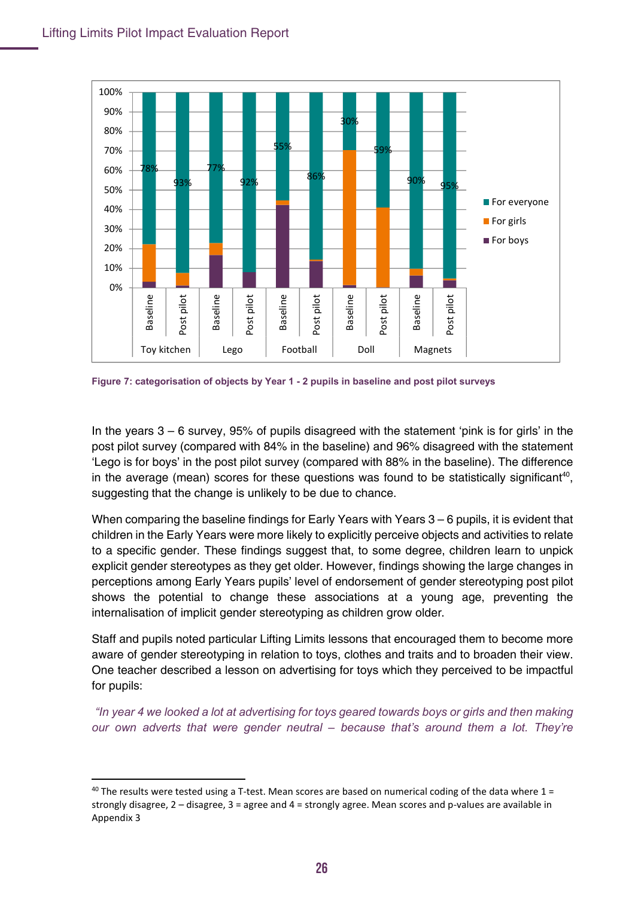| | | For everyone | For girls | For boys |
|---|---|---|---|---|
| Toy kitchen | Baseline | 78% | | |
| | Post pilot | 93% | | |
| Lego | Baseline | 77% | | |
| | Post pilot | 92% | | |
| Football | Baseline | 55% | | |
| | Post pilot | 86% | | |
| Doll | Baseline | 30% | | |
| | Post pilot | 59% | | |
| Magnets | Baseline | 90% | | |
| | Post pilot | 95% | | |

**Figure 7: categorisation of objects by Year 1 - 2 pupils in baseline and post pilot surveys**

In the years 3 – 6 survey, 95% of pupils disagreed with the statement 'pink is for girls' in the post pilot survey (compared with 84% in the baseline) and 96% disagreed with the statement 'Lego is for boys' in the post pilot survey (compared with 88% in the baseline). The difference in the average (mean) scores for these questions was found to be statistically significant[40], suggesting that the change is unlikely to be due to chance.

When comparing the baseline findings for Early Years with Years 3 – 6 pupils, it is evident that children in the Early Years were more likely to explicitly perceive objects and activities to relate to a specific gender. These findings suggest that, to some degree, children learn to unpick explicit gender stereotypes as they get older. However, findings showing the large changes in perceptions among Early Years pupils' level of endorsement of gender stereotyping post pilot shows the potential to change these associations at a young age, preventing the internalisation of implicit gender stereotyping as children grow older.

Staff and pupils noted particular Lifting Limits lessons that encouraged them to become more aware of gender stereotyping in relation to toys, clothes and traits and to broaden their view. One teacher described a lesson on advertising for toys which they perceived to be impactful for pupils:

*"In year 4 we looked a lot at advertising for toys geared towards boys or girls and then making our own adverts that were gender neutral – because that's around them a lot. They're*

[40] The results were tested using a T-test. Mean scores are based on numerical coding of the data where 1 = strongly disagree, 2 – disagree, 3 = agree and 4 = strongly agree. Mean scores and p-values are available in Appendix 3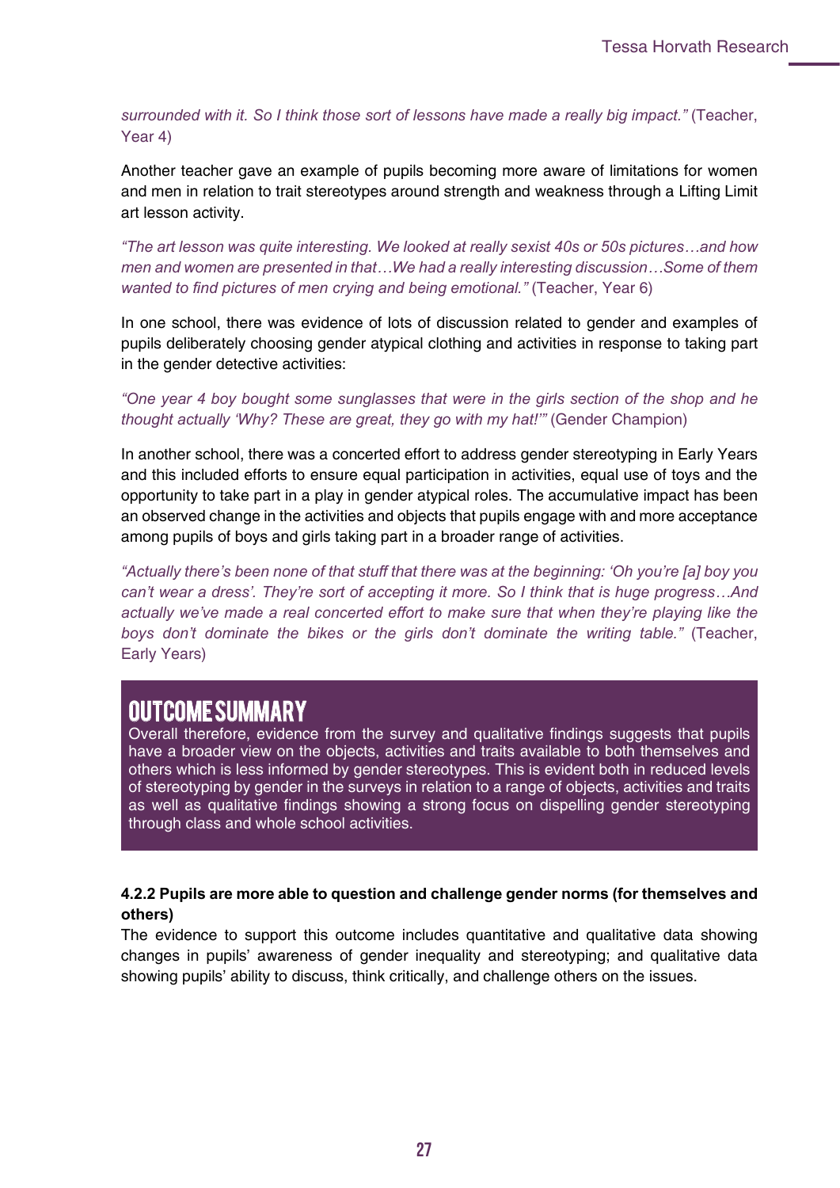*surrounded with it. So I think those sort of lessons have made a really big impact."* (Teacher, Year 4)

Another teacher gave an example of pupils becoming more aware of limitations for women and men in relation to trait stereotypes around strength and weakness through a Lifting Limit art lesson activity.

*"The art lesson was quite interesting. We looked at really sexist 40s or 50s pictures…and how men and women are presented in that…We had a really interesting discussion…Some of them wanted to find pictures of men crying and being emotional."* (Teacher, Year 6)

In one school, there was evidence of lots of discussion related to gender and examples of pupils deliberately choosing gender atypical clothing and activities in response to taking part in the gender detective activities:

*"One year 4 boy bought some sunglasses that were in the girls section of the shop and he thought actually 'Why? These are great, they go with my hat!'"* (Gender Champion)

In another school, there was a concerted effort to address gender stereotyping in Early Years and this included efforts to ensure equal participation in activities, equal use of toys and the opportunity to take part in a play in gender atypical roles. The accumulative impact has been an observed change in the activities and objects that pupils engage with and more acceptance among pupils of boys and girls taking part in a broader range of activities.

*"Actually there's been none of that stuff that there was at the beginning: 'Oh you're [a] boy you can't wear a dress'. They're sort of accepting it more. So I think that is huge progress…And actually we've made a real concerted effort to make sure that when they're playing like the boys don't dominate the bikes or the girls don't dominate the writing table."* (Teacher, Early Years)

## OUTCOME SUMMARY

Overall therefore, evidence from the survey and qualitative findings suggests that pupils have a broader view on the objects, activities and traits available to both themselves and others which is less informed by gender stereotypes. This is evident both in reduced levels of stereotyping by gender in the surveys in relation to a range of objects, activities and traits as well as qualitative findings showing a strong focus on dispelling gender stereotyping through class and whole school activities.

### 4.2.2 Pupils are more able to question and challenge gender norms (for themselves and others)

The evidence to support this outcome includes quantitative and qualitative data showing changes in pupils' awareness of gender inequality and stereotyping; and qualitative data showing pupils' ability to discuss, think critically, and challenge others on the issues.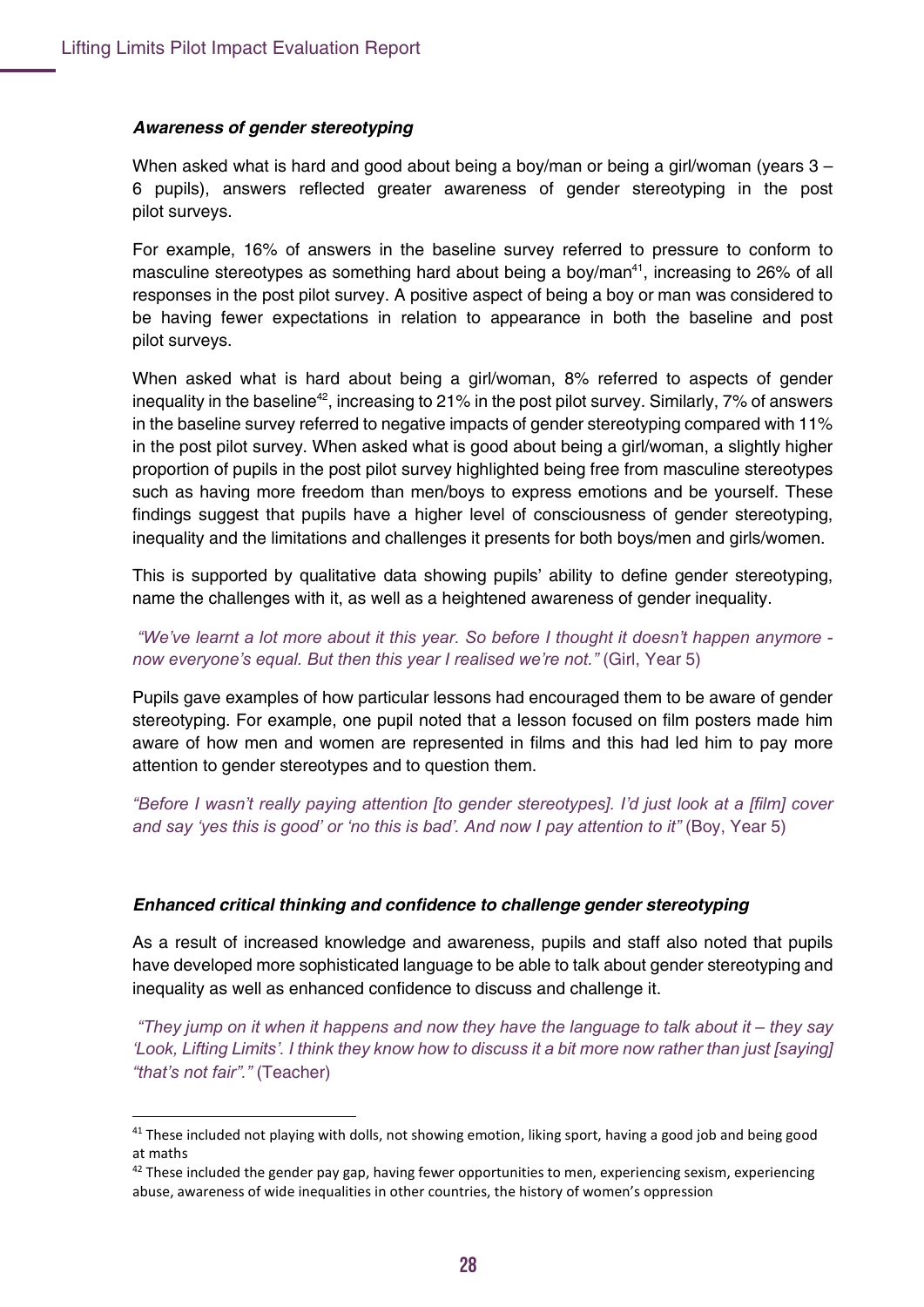### *Awareness of gender stereotyping*

When asked what is hard and good about being a boy/man or being a girl/woman (years 3 – 6 pupils), answers reflected greater awareness of gender stereotyping in the post pilot surveys.

For example, 16% of answers in the baseline survey referred to pressure to conform to masculine stereotypes as something hard about being a boy/man[41], increasing to 26% of all responses in the post pilot survey. A positive aspect of being a boy or man was considered to be having fewer expectations in relation to appearance in both the baseline and post pilot surveys.

When asked what is hard about being a girl/woman, 8% referred to aspects of gender inequality in the baseline[42], increasing to 21% in the post pilot survey. Similarly, 7% of answers in the baseline survey referred to negative impacts of gender stereotyping compared with 11% in the post pilot survey. When asked what is good about being a girl/woman, a slightly higher proportion of pupils in the post pilot survey highlighted being free from masculine stereotypes such as having more freedom than men/boys to express emotions and be yourself. These findings suggest that pupils have a higher level of consciousness of gender stereotyping, inequality and the limitations and challenges it presents for both boys/men and girls/women.

This is supported by qualitative data showing pupils' ability to define gender stereotyping, name the challenges with it, as well as a heightened awareness of gender inequality.

*"We've learnt a lot more about it this year. So before I thought it doesn't happen anymore - now everyone's equal. But then this year I realised we're not."* (Girl, Year 5)

Pupils gave examples of how particular lessons had encouraged them to be aware of gender stereotyping. For example, one pupil noted that a lesson focused on film posters made him aware of how men and women are represented in films and this had led him to pay more attention to gender stereotypes and to question them.

*"Before I wasn't really paying attention [to gender stereotypes]. I'd just look at a [film] cover and say 'yes this is good' or 'no this is bad'. And now I pay attention to it"* (Boy, Year 5)

### *Enhanced critical thinking and confidence to challenge gender stereotyping*

As a result of increased knowledge and awareness, pupils and staff also noted that pupils have developed more sophisticated language to be able to talk about gender stereotyping and inequality as well as enhanced confidence to discuss and challenge it.

*"They jump on it when it happens and now they have the language to talk about it – they say 'Look, Lifting Limits'. I think they know how to discuss it a bit more now rather than just [saying] "that's not fair"."* (Teacher)

---

[41] These included not playing with dolls, not showing emotion, liking sport, having a good job and being good at maths

[42] These included the gender pay gap, having fewer opportunities to men, experiencing sexism, experiencing abuse, awareness of wide inequalities in other countries, the history of women's oppression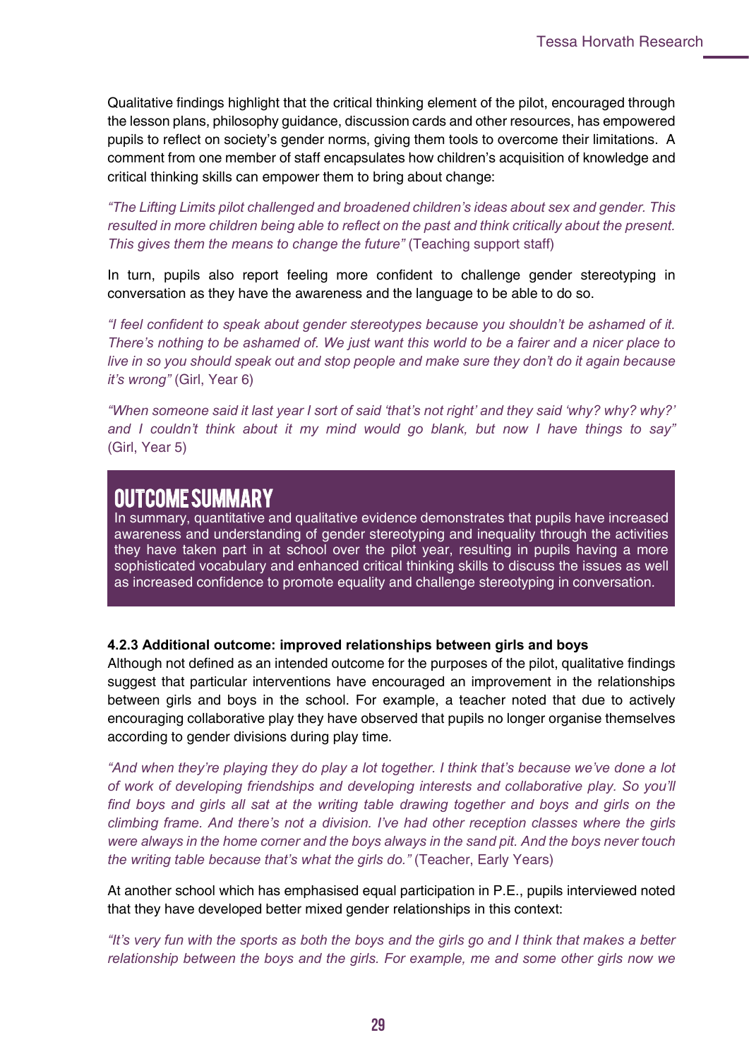Qualitative findings highlight that the critical thinking element of the pilot, encouraged through the lesson plans, philosophy guidance, discussion cards and other resources, has empowered pupils to reflect on society's gender norms, giving them tools to overcome their limitations. A comment from one member of staff encapsulates how children's acquisition of knowledge and critical thinking skills can empower them to bring about change:

*"The Lifting Limits pilot challenged and broadened children's ideas about sex and gender. This resulted in more children being able to reflect on the past and think critically about the present. This gives them the means to change the future"* (Teaching support staff)

In turn, pupils also report feeling more confident to challenge gender stereotyping in conversation as they have the awareness and the language to be able to do so.

*"I feel confident to speak about gender stereotypes because you shouldn't be ashamed of it. There's nothing to be ashamed of. We just want this world to be a fairer and a nicer place to live in so you should speak out and stop people and make sure they don't do it again because it's wrong"* (Girl, Year 6)

*"When someone said it last year I sort of said 'that's not right' and they said 'why? why? why?' and I couldn't think about it my mind would go blank, but now I have things to say"* (Girl, Year 5)

## OUTCOME SUMMARY

In summary, quantitative and qualitative evidence demonstrates that pupils have increased awareness and understanding of gender stereotyping and inequality through the activities they have taken part in at school over the pilot year, resulting in pupils having a more sophisticated vocabulary and enhanced critical thinking skills to discuss the issues as well as increased confidence to promote equality and challenge stereotyping in conversation.

#### 4.2.3 Additional outcome: improved relationships between girls and boys

Although not defined as an intended outcome for the purposes of the pilot, qualitative findings suggest that particular interventions have encouraged an improvement in the relationships between girls and boys in the school. For example, a teacher noted that due to actively encouraging collaborative play they have observed that pupils no longer organise themselves according to gender divisions during play time.

*"And when they're playing they do play a lot together. I think that's because we've done a lot of work of developing friendships and developing interests and collaborative play. So you'll find boys and girls all sat at the writing table drawing together and boys and girls on the climbing frame. And there's not a division. I've had other reception classes where the girls were always in the home corner and the boys always in the sand pit. And the boys never touch the writing table because that's what the girls do."* (Teacher, Early Years)

At another school which has emphasised equal participation in P.E., pupils interviewed noted that they have developed better mixed gender relationships in this context:

*"It's very fun with the sports as both the boys and the girls go and I think that makes a better relationship between the boys and the girls. For example, me and some other girls now we*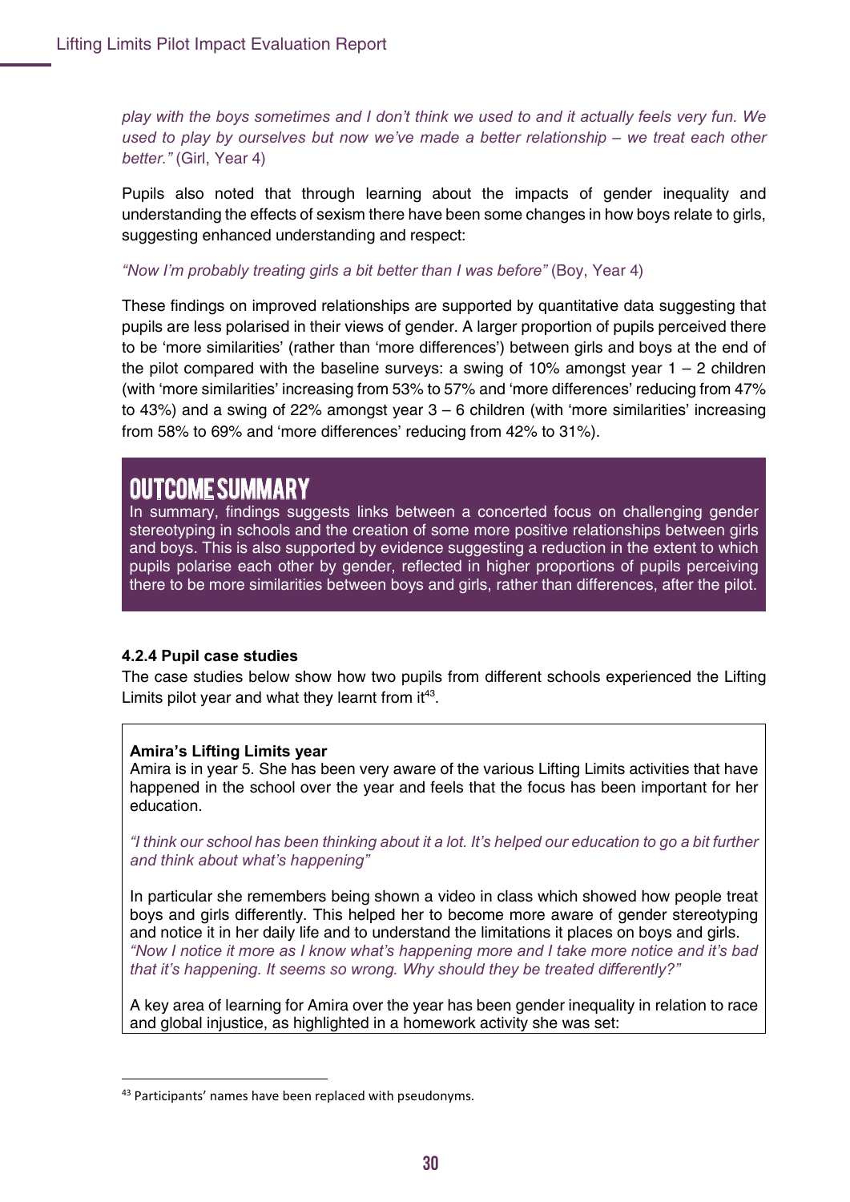*play with the boys sometimes and I don't think we used to and it actually feels very fun. We used to play by ourselves but now we've made a better relationship – we treat each other better."* (Girl, Year 4)

Pupils also noted that through learning about the impacts of gender inequality and understanding the effects of sexism there have been some changes in how boys relate to girls, suggesting enhanced understanding and respect:

*"Now I'm probably treating girls a bit better than I was before"* (Boy, Year 4)

These findings on improved relationships are supported by quantitative data suggesting that pupils are less polarised in their views of gender. A larger proportion of pupils perceived there to be 'more similarities' (rather than 'more differences') between girls and boys at the end of the pilot compared with the baseline surveys: a swing of 10% amongst year 1 – 2 children (with 'more similarities' increasing from 53% to 57% and 'more differences' reducing from 47% to 43%) and a swing of 22% amongst year 3 – 6 children (with 'more similarities' increasing from 58% to 69% and 'more differences' reducing from 42% to 31%).

> **OUTCOME SUMMARY**
>
> In summary, findings suggests links between a concerted focus on challenging gender stereotyping in schools and the creation of some more positive relationships between girls and boys. This is also supported by evidence suggesting a reduction in the extent to which pupils polarise each other by gender, reflected in higher proportions of pupils perceiving there to be more similarities between boys and girls, rather than differences, after the pilot.

#### 4.2.4 Pupil case studies

The case studies below show how two pupils from different schools experienced the Lifting Limits pilot year and what they learnt from it[43].

> **Amira's Lifting Limits year**
>
> Amira is in year 5. She has been very aware of the various Lifting Limits activities that have happened in the school over the year and feels that the focus has been important for her education.
>
> *"I think our school has been thinking about it a lot. It's helped our education to go a bit further and think about what's happening"*
>
> In particular she remembers being shown a video in class which showed how people treat boys and girls differently. This helped her to become more aware of gender stereotyping and notice it in her daily life and to understand the limitations it places on boys and girls.
> *"Now I notice it more as I know what's happening more and I take more notice and it's bad that it's happening. It seems so wrong. Why should they be treated differently?"*
>
> A key area of learning for Amira over the year has been gender inequality in relation to race and global injustice, as highlighted in a homework activity she was set:

[43] Participants' names have been replaced with pseudonyms.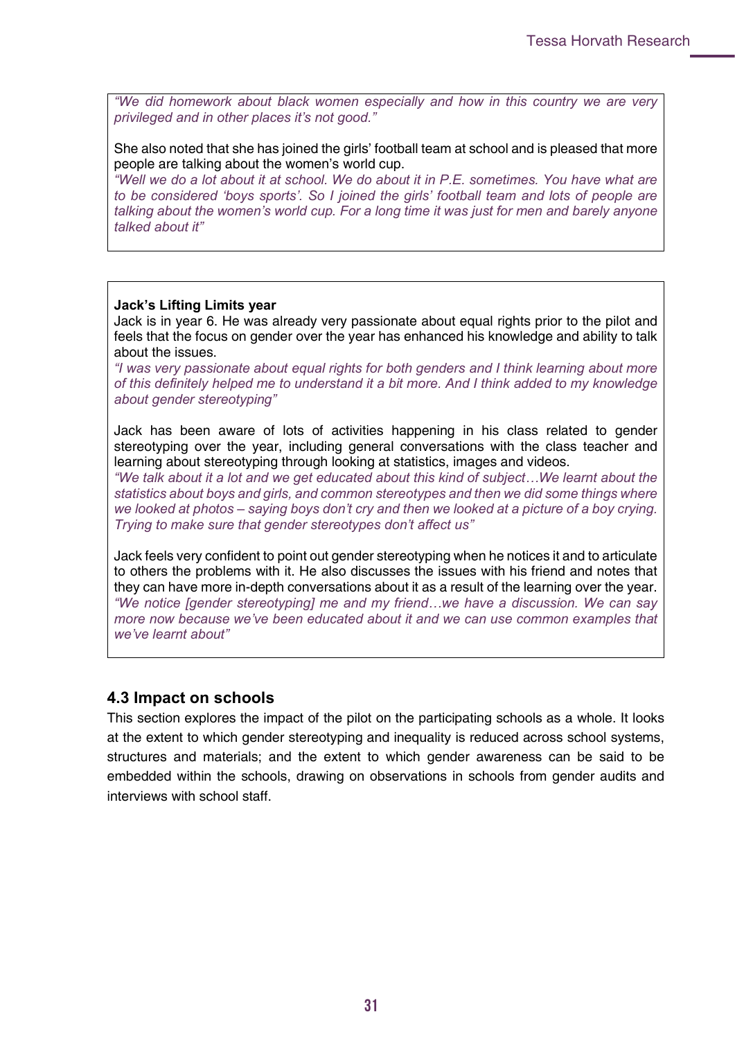*"We did homework about black women especially and how in this country we are very privileged and in other places it's not good."*

She also noted that she has joined the girls' football team at school and is pleased that more people are talking about the women's world cup.

*"Well we do a lot about it at school. We do about it in P.E. sometimes. You have what are to be considered 'boys sports'. So I joined the girls' football team and lots of people are talking about the women's world cup. For a long time it was just for men and barely anyone talked about it"*

**Jack's Lifting Limits year**

Jack is in year 6. He was already very passionate about equal rights prior to the pilot and feels that the focus on gender over the year has enhanced his knowledge and ability to talk about the issues.

*"I was very passionate about equal rights for both genders and I think learning about more of this definitely helped me to understand it a bit more. And I think added to my knowledge about gender stereotyping"*

Jack has been aware of lots of activities happening in his class related to gender stereotyping over the year, including general conversations with the class teacher and learning about stereotyping through looking at statistics, images and videos.

*"We talk about it a lot and we get educated about this kind of subject…We learnt about the statistics about boys and girls, and common stereotypes and then we did some things where we looked at photos – saying boys don't cry and then we looked at a picture of a boy crying. Trying to make sure that gender stereotypes don't affect us"*

Jack feels very confident to point out gender stereotyping when he notices it and to articulate to others the problems with it. He also discusses the issues with his friend and notes that they can have more in-depth conversations about it as a result of the learning over the year.

*"We notice [gender stereotyping] me and my friend…we have a discussion. We can say more now because we've been educated about it and we can use common examples that we've learnt about"*

### 4.3 Impact on schools

This section explores the impact of the pilot on the participating schools as a whole. It looks at the extent to which gender stereotyping and inequality is reduced across school systems, structures and materials; and the extent to which gender awareness can be said to be embedded within the schools, drawing on observations in schools from gender audits and interviews with school staff.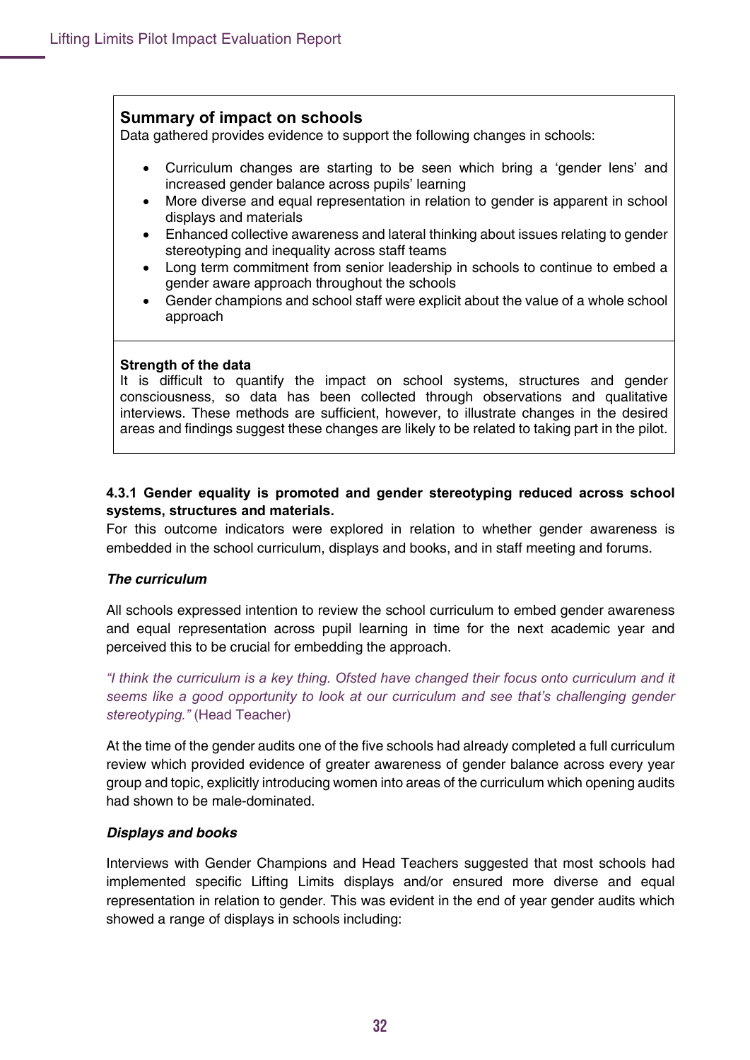## Summary of impact on schools

Data gathered provides evidence to support the following changes in schools:

- Curriculum changes are starting to be seen which bring a 'gender lens' and increased gender balance across pupils' learning
- More diverse and equal representation in relation to gender is apparent in school displays and materials
- Enhanced collective awareness and lateral thinking about issues relating to gender stereotyping and inequality across staff teams
- Long term commitment from senior leadership in schools to continue to embed a gender aware approach throughout the schools
- Gender champions and school staff were explicit about the value of a whole school approach

**Strength of the data**

It is difficult to quantify the impact on school systems, structures and gender consciousness, so data has been collected through observations and qualitative interviews. These methods are sufficient, however, to illustrate changes in the desired areas and findings suggest these changes are likely to be related to taking part in the pilot.

#### 4.3.1 Gender equality is promoted and gender stereotyping reduced across school systems, structures and materials.

For this outcome indicators were explored in relation to whether gender awareness is embedded in the school curriculum, displays and books, and in staff meeting and forums.

***The curriculum***

All schools expressed intention to review the school curriculum to embed gender awareness and equal representation across pupil learning in time for the next academic year and perceived this to be crucial for embedding the approach.

*"I think the curriculum is a key thing. Ofsted have changed their focus onto curriculum and it seems like a good opportunity to look at our curriculum and see that's challenging gender stereotyping."* (Head Teacher)

At the time of the gender audits one of the five schools had already completed a full curriculum review which provided evidence of greater awareness of gender balance across every year group and topic, explicitly introducing women into areas of the curriculum which opening audits had shown to be male-dominated.

***Displays and books***

Interviews with Gender Champions and Head Teachers suggested that most schools had implemented specific Lifting Limits displays and/or ensured more diverse and equal representation in relation to gender. This was evident in the end of year gender audits which showed a range of displays in schools including: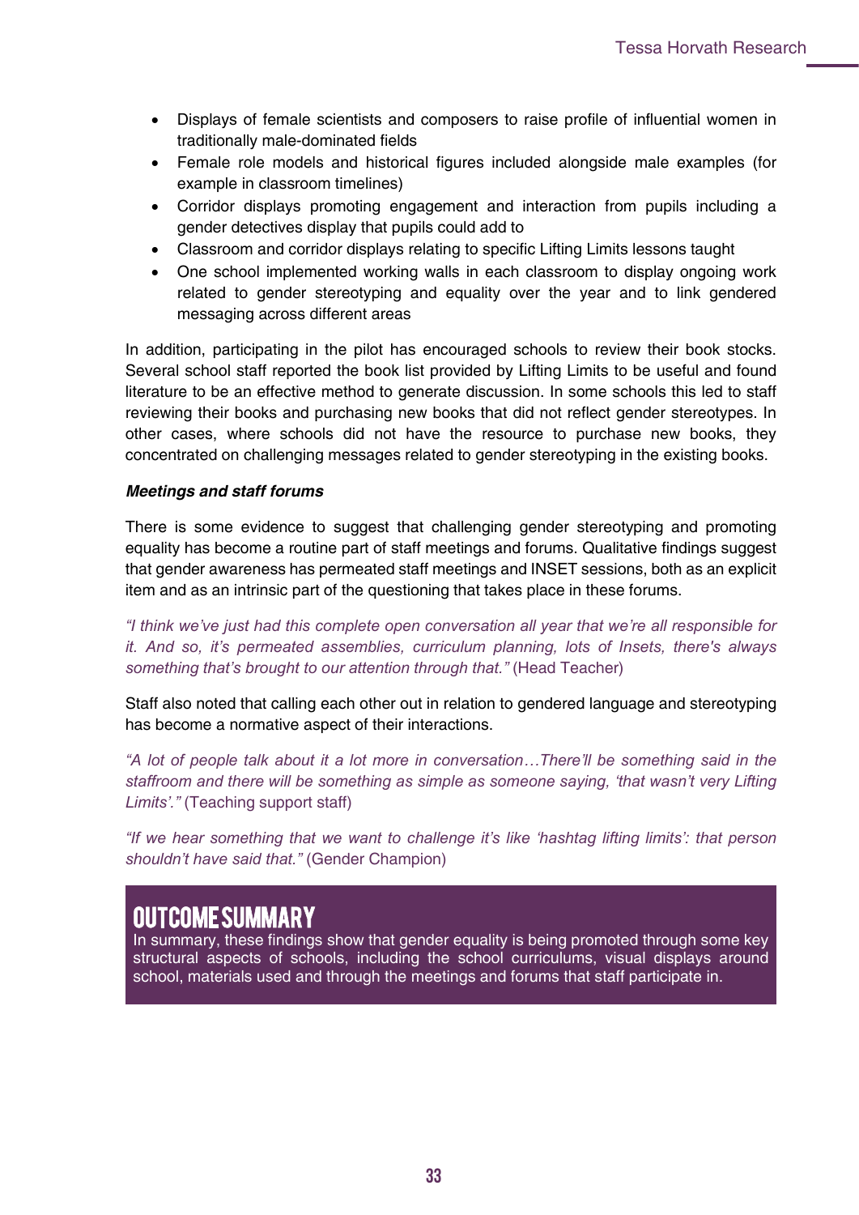- Displays of female scientists and composers to raise profile of influential women in traditionally male-dominated fields
- Female role models and historical figures included alongside male examples (for example in classroom timelines)
- Corridor displays promoting engagement and interaction from pupils including a gender detectives display that pupils could add to
- Classroom and corridor displays relating to specific Lifting Limits lessons taught
- One school implemented working walls in each classroom to display ongoing work related to gender stereotyping and equality over the year and to link gendered messaging across different areas

In addition, participating in the pilot has encouraged schools to review their book stocks. Several school staff reported the book list provided by Lifting Limits to be useful and found literature to be an effective method to generate discussion. In some schools this led to staff reviewing their books and purchasing new books that did not reflect gender stereotypes. In other cases, where schools did not have the resource to purchase new books, they concentrated on challenging messages related to gender stereotyping in the existing books.

***Meetings and staff forums***

There is some evidence to suggest that challenging gender stereotyping and promoting equality has become a routine part of staff meetings and forums. Qualitative findings suggest that gender awareness has permeated staff meetings and INSET sessions, both as an explicit item and as an intrinsic part of the questioning that takes place in these forums.

*"I think we've just had this complete open conversation all year that we're all responsible for it. And so, it's permeated assemblies, curriculum planning, lots of Insets, there's always something that's brought to our attention through that."* (Head Teacher)

Staff also noted that calling each other out in relation to gendered language and stereotyping has become a normative aspect of their interactions.

*"A lot of people talk about it a lot more in conversation…There'll be something said in the staffroom and there will be something as simple as someone saying, 'that wasn't very Lifting Limits'."* (Teaching support staff)

*"If we hear something that we want to challenge it's like 'hashtag lifting limits': that person shouldn't have said that."* (Gender Champion)

## OUTCOME SUMMARY

In summary, these findings show that gender equality is being promoted through some key structural aspects of schools, including the school curriculums, visual displays around school, materials used and through the meetings and forums that staff participate in.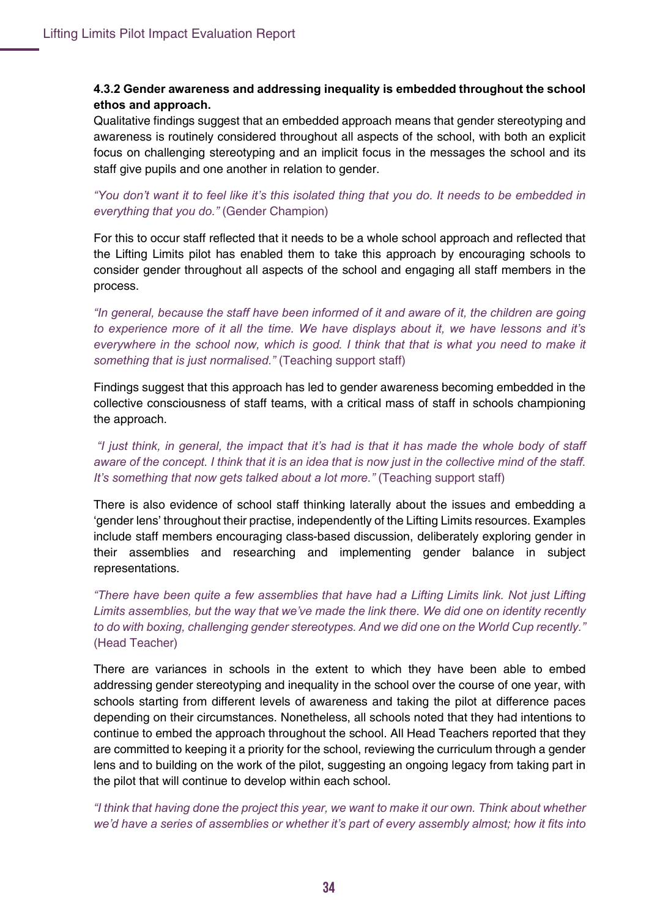#### 4.3.2 Gender awareness and addressing inequality is embedded throughout the school ethos and approach.

Qualitative findings suggest that an embedded approach means that gender stereotyping and awareness is routinely considered throughout all aspects of the school, with both an explicit focus on challenging stereotyping and an implicit focus in the messages the school and its staff give pupils and one another in relation to gender.

*"You don't want it to feel like it's this isolated thing that you do. It needs to be embedded in everything that you do."* (Gender Champion)

For this to occur staff reflected that it needs to be a whole school approach and reflected that the Lifting Limits pilot has enabled them to take this approach by encouraging schools to consider gender throughout all aspects of the school and engaging all staff members in the process.

*"In general, because the staff have been informed of it and aware of it, the children are going to experience more of it all the time. We have displays about it, we have lessons and it's everywhere in the school now, which is good. I think that that is what you need to make it something that is just normalised."* (Teaching support staff)

Findings suggest that this approach has led to gender awareness becoming embedded in the collective consciousness of staff teams, with a critical mass of staff in schools championing the approach.

*"I just think, in general, the impact that it's had is that it has made the whole body of staff aware of the concept. I think that it is an idea that is now just in the collective mind of the staff. It's something that now gets talked about a lot more."* (Teaching support staff)

There is also evidence of school staff thinking laterally about the issues and embedding a 'gender lens' throughout their practise, independently of the Lifting Limits resources. Examples include staff members encouraging class-based discussion, deliberately exploring gender in their assemblies and researching and implementing gender balance in subject representations.

*"There have been quite a few assemblies that have had a Lifting Limits link. Not just Lifting Limits assemblies, but the way that we've made the link there. We did one on identity recently to do with boxing, challenging gender stereotypes. And we did one on the World Cup recently."* (Head Teacher)

There are variances in schools in the extent to which they have been able to embed addressing gender stereotyping and inequality in the school over the course of one year, with schools starting from different levels of awareness and taking the pilot at difference paces depending on their circumstances. Nonetheless, all schools noted that they had intentions to continue to embed the approach throughout the school. All Head Teachers reported that they are committed to keeping it a priority for the school, reviewing the curriculum through a gender lens and to building on the work of the pilot, suggesting an ongoing legacy from taking part in the pilot that will continue to develop within each school.

*"I think that having done the project this year, we want to make it our own. Think about whether we'd have a series of assemblies or whether it's part of every assembly almost; how it fits into*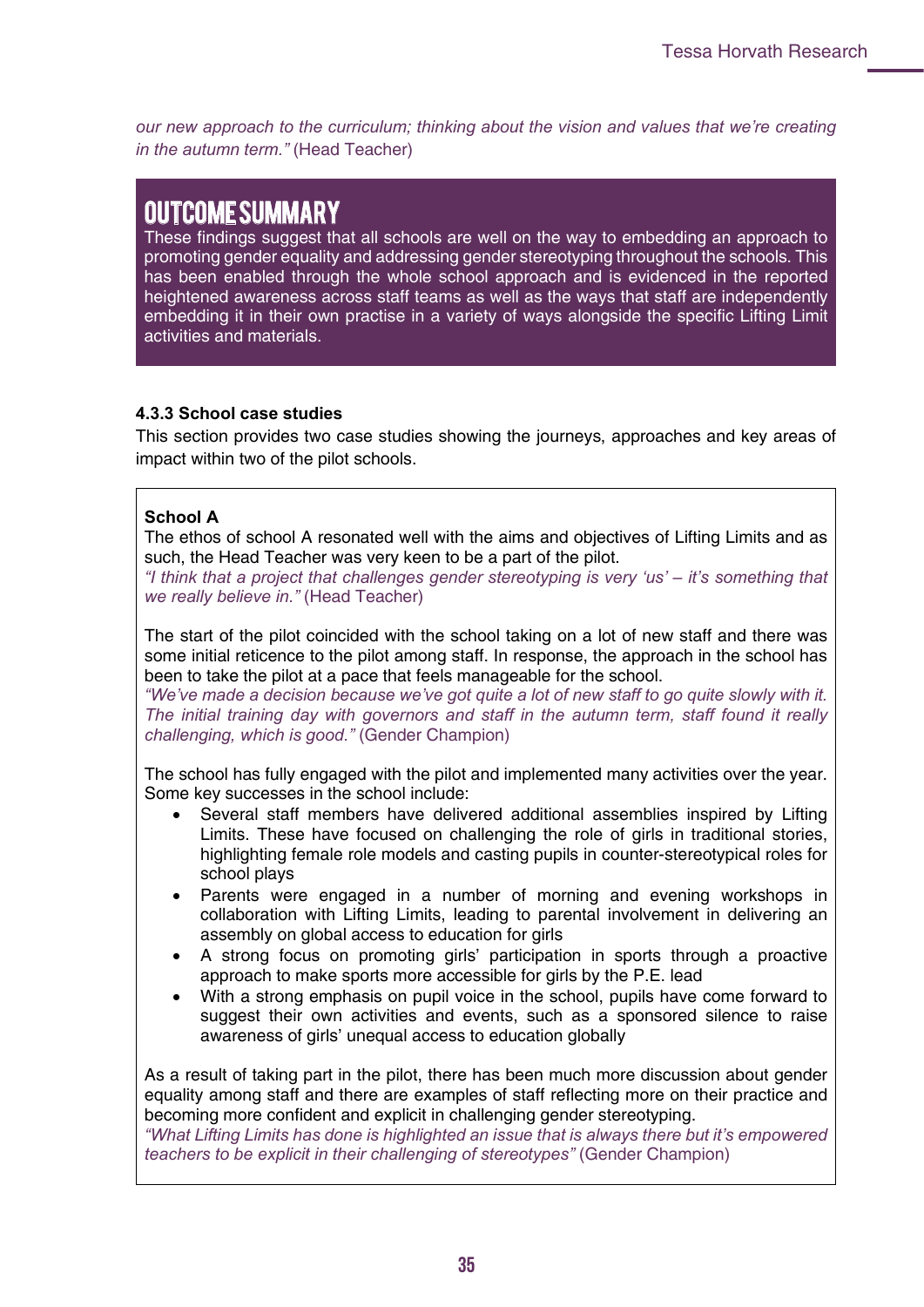*our new approach to the curriculum; thinking about the vision and values that we're creating in the autumn term."* (Head Teacher)

## OUTCOME SUMMARY

These findings suggest that all schools are well on the way to embedding an approach to promoting gender equality and addressing gender stereotyping throughout the schools. This has been enabled through the whole school approach and is evidenced in the reported heightened awareness across staff teams as well as the ways that staff are independently embedding it in their own practise in a variety of ways alongside the specific Lifting Limit activities and materials.

### 4.3.3 School case studies

This section provides two case studies showing the journeys, approaches and key areas of impact within two of the pilot schools.

**School A**

The ethos of school A resonated well with the aims and objectives of Lifting Limits and as such, the Head Teacher was very keen to be a part of the pilot.

*"I think that a project that challenges gender stereotyping is very 'us' – it's something that we really believe in."* (Head Teacher)

The start of the pilot coincided with the school taking on a lot of new staff and there was some initial reticence to the pilot among staff. In response, the approach in the school has been to take the pilot at a pace that feels manageable for the school.

*"We've made a decision because we've got quite a lot of new staff to go quite slowly with it. The initial training day with governors and staff in the autumn term, staff found it really challenging, which is good."* (Gender Champion)

The school has fully engaged with the pilot and implemented many activities over the year. Some key successes in the school include:

- Several staff members have delivered additional assemblies inspired by Lifting Limits. These have focused on challenging the role of girls in traditional stories, highlighting female role models and casting pupils in counter-stereotypical roles for school plays
- Parents were engaged in a number of morning and evening workshops in collaboration with Lifting Limits, leading to parental involvement in delivering an assembly on global access to education for girls
- A strong focus on promoting girls' participation in sports through a proactive approach to make sports more accessible for girls by the P.E. lead
- With a strong emphasis on pupil voice in the school, pupils have come forward to suggest their own activities and events, such as a sponsored silence to raise awareness of girls' unequal access to education globally

As a result of taking part in the pilot, there has been much more discussion about gender equality among staff and there are examples of staff reflecting more on their practice and becoming more confident and explicit in challenging gender stereotyping.

*"What Lifting Limits has done is highlighted an issue that is always there but it's empowered teachers to be explicit in their challenging of stereotypes"* (Gender Champion)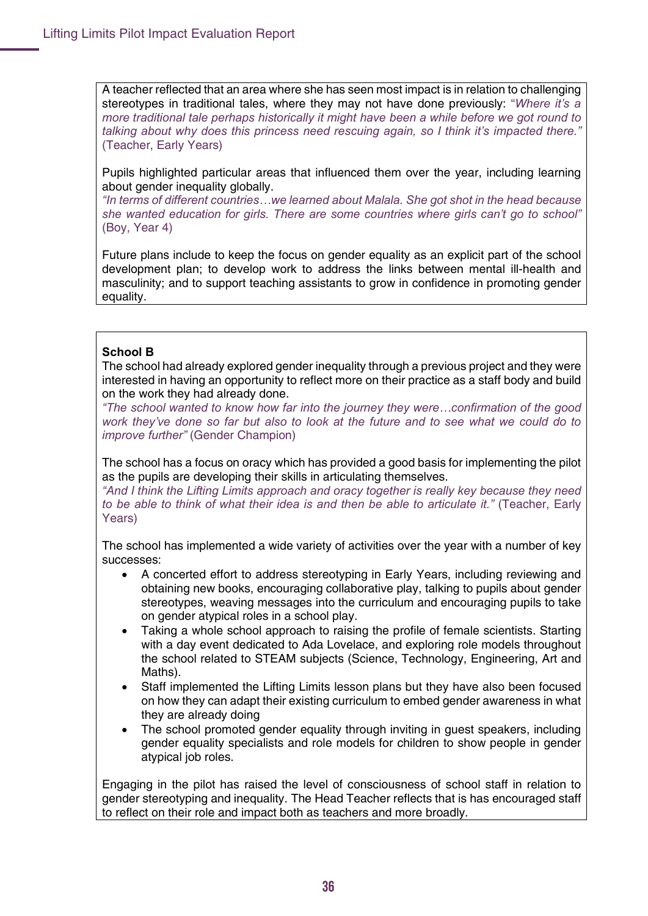A teacher reflected that an area where she has seen most impact is in relation to challenging stereotypes in traditional tales, where they may not have done previously: *"Where it's a more traditional tale perhaps historically it might have been a while before we got round to talking about why does this princess need rescuing again, so I think it's impacted there."* (Teacher, Early Years)

Pupils highlighted particular areas that influenced them over the year, including learning about gender inequality globally.
*"In terms of different countries…we learned about Malala. She got shot in the head because she wanted education for girls. There are some countries where girls can't go to school"* (Boy, Year 4)

Future plans include to keep the focus on gender equality as an explicit part of the school development plan; to develop work to address the links between mental ill-health and masculinity; and to support teaching assistants to grow in confidence in promoting gender equality.

**School B**
The school had already explored gender inequality through a previous project and they were interested in having an opportunity to reflect more on their practice as a staff body and build on the work they had already done.
*"The school wanted to know how far into the journey they were…confirmation of the good work they've done so far but also to look at the future and to see what we could do to improve further"* (Gender Champion)

The school has a focus on oracy which has provided a good basis for implementing the pilot as the pupils are developing their skills in articulating themselves.
*"And I think the Lifting Limits approach and oracy together is really key because they need to be able to think of what their idea is and then be able to articulate it."* (Teacher, Early Years)

The school has implemented a wide variety of activities over the year with a number of key successes:

- A concerted effort to address stereotyping in Early Years, including reviewing and obtaining new books, encouraging collaborative play, talking to pupils about gender stereotypes, weaving messages into the curriculum and encouraging pupils to take on gender atypical roles in a school play.
- Taking a whole school approach to raising the profile of female scientists. Starting with a day event dedicated to Ada Lovelace, and exploring role models throughout the school related to STEAM subjects (Science, Technology, Engineering, Art and Maths).
- Staff implemented the Lifting Limits lesson plans but they have also been focused on how they can adapt their existing curriculum to embed gender awareness in what they are already doing
- The school promoted gender equality through inviting in guest speakers, including gender equality specialists and role models for children to show people in gender atypical job roles.

Engaging in the pilot has raised the level of consciousness of school staff in relation to gender stereotyping and inequality. The Head Teacher reflects that is has encouraged staff to reflect on their role and impact both as teachers and more broadly.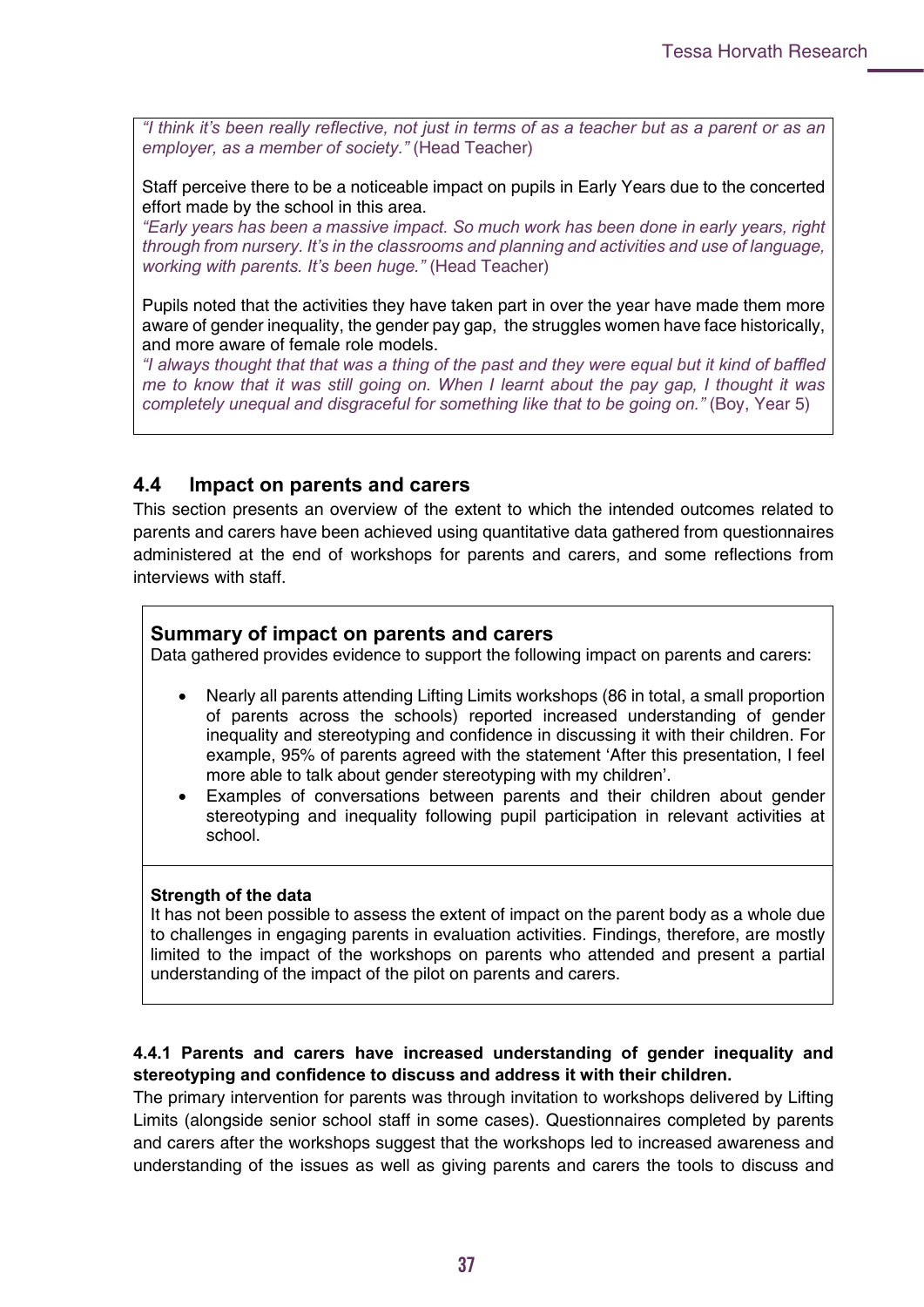*"I think it's been really reflective, not just in terms of as a teacher but as a parent or as an employer, as a member of society."* (Head Teacher)

Staff perceive there to be a noticeable impact on pupils in Early Years due to the concerted effort made by the school in this area.
*"Early years has been a massive impact. So much work has been done in early years, right through from nursery. It's in the classrooms and planning and activities and use of language, working with parents. It's been huge."* (Head Teacher)

Pupils noted that the activities they have taken part in over the year have made them more aware of gender inequality, the gender pay gap, the struggles women have face historically, and more aware of female role models.
*"I always thought that that was a thing of the past and they were equal but it kind of baffled me to know that it was still going on. When I learnt about the pay gap, I thought it was completely unequal and disgraceful for something like that to be going on."* (Boy, Year 5)

## 4.4 Impact on parents and carers

This section presents an overview of the extent to which the intended outcomes related to parents and carers have been achieved using quantitative data gathered from questionnaires administered at the end of workshops for parents and carers, and some reflections from interviews with staff.

### Summary of impact on parents and carers

Data gathered provides evidence to support the following impact on parents and carers:

- Nearly all parents attending Lifting Limits workshops (86 in total, a small proportion of parents across the schools) reported increased understanding of gender inequality and stereotyping and confidence in discussing it with their children. For example, 95% of parents agreed with the statement 'After this presentation, I feel more able to talk about gender stereotyping with my children'.
- Examples of conversations between parents and their children about gender stereotyping and inequality following pupil participation in relevant activities at school.

**Strength of the data**
It has not been possible to assess the extent of impact on the parent body as a whole due to challenges in engaging parents in evaluation activities. Findings, therefore, are mostly limited to the impact of the workshops on parents who attended and present a partial understanding of the impact of the pilot on parents and carers.

#### 4.4.1 Parents and carers have increased understanding of gender inequality and stereotyping and confidence to discuss and address it with their children.

The primary intervention for parents was through invitation to workshops delivered by Lifting Limits (alongside senior school staff in some cases). Questionnaires completed by parents and carers after the workshops suggest that the workshops led to increased awareness and understanding of the issues as well as giving parents and carers the tools to discuss and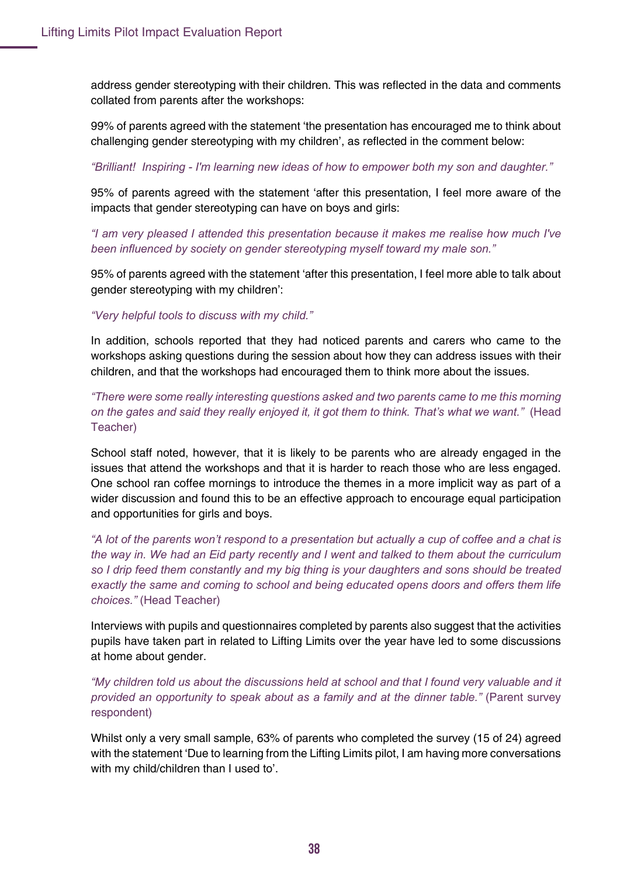address gender stereotyping with their children. This was reflected in the data and comments collated from parents after the workshops:

99% of parents agreed with the statement 'the presentation has encouraged me to think about challenging gender stereotyping with my children', as reflected in the comment below:

*"Brilliant! Inspiring - I'm learning new ideas of how to empower both my son and daughter."*

95% of parents agreed with the statement 'after this presentation, I feel more aware of the impacts that gender stereotyping can have on boys and girls:

*"I am very pleased I attended this presentation because it makes me realise how much I've been influenced by society on gender stereotyping myself toward my male son."*

95% of parents agreed with the statement 'after this presentation, I feel more able to talk about gender stereotyping with my children':

*"Very helpful tools to discuss with my child."*

In addition, schools reported that they had noticed parents and carers who came to the workshops asking questions during the session about how they can address issues with their children, and that the workshops had encouraged them to think more about the issues.

*"There were some really interesting questions asked and two parents came to me this morning on the gates and said they really enjoyed it, it got them to think. That's what we want."* (Head Teacher)

School staff noted, however, that it is likely to be parents who are already engaged in the issues that attend the workshops and that it is harder to reach those who are less engaged. One school ran coffee mornings to introduce the themes in a more implicit way as part of a wider discussion and found this to be an effective approach to encourage equal participation and opportunities for girls and boys.

*"A lot of the parents won't respond to a presentation but actually a cup of coffee and a chat is the way in. We had an Eid party recently and I went and talked to them about the curriculum so I drip feed them constantly and my big thing is your daughters and sons should be treated exactly the same and coming to school and being educated opens doors and offers them life choices."* (Head Teacher)

Interviews with pupils and questionnaires completed by parents also suggest that the activities pupils have taken part in related to Lifting Limits over the year have led to some discussions at home about gender.

*"My children told us about the discussions held at school and that I found very valuable and it provided an opportunity to speak about as a family and at the dinner table."* (Parent survey respondent)

Whilst only a very small sample, 63% of parents who completed the survey (15 of 24) agreed with the statement 'Due to learning from the Lifting Limits pilot, I am having more conversations with my child/children than I used to'.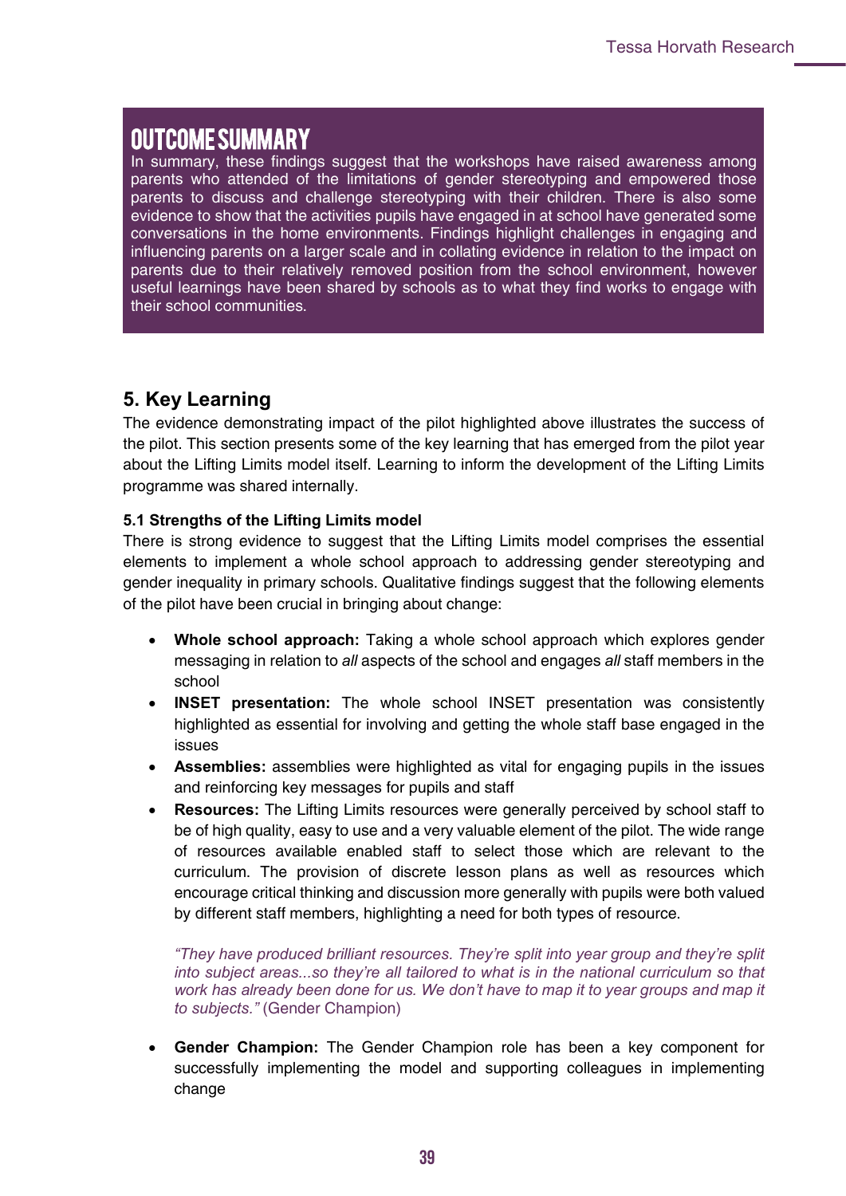## OUTCOME SUMMARY

In summary, these findings suggest that the workshops have raised awareness among parents who attended of the limitations of gender stereotyping and empowered those parents to discuss and challenge stereotyping with their children. There is also some evidence to show that the activities pupils have engaged in at school have generated some conversations in the home environments. Findings highlight challenges in engaging and influencing parents on a larger scale and in collating evidence in relation to the impact on parents due to their relatively removed position from the school environment, however useful learnings have been shared by schools as to what they find works to engage with their school communities.

## 5. Key Learning

The evidence demonstrating impact of the pilot highlighted above illustrates the success of the pilot. This section presents some of the key learning that has emerged from the pilot year about the Lifting Limits model itself. Learning to inform the development of the Lifting Limits programme was shared internally.

### 5.1 Strengths of the Lifting Limits model

There is strong evidence to suggest that the Lifting Limits model comprises the essential elements to implement a whole school approach to addressing gender stereotyping and gender inequality in primary schools. Qualitative findings suggest that the following elements of the pilot have been crucial in bringing about change:

- **Whole school approach:** Taking a whole school approach which explores gender messaging in relation to *all* aspects of the school and engages *all* staff members in the school
- **INSET presentation:** The whole school INSET presentation was consistently highlighted as essential for involving and getting the whole staff base engaged in the issues
- **Assemblies:** assemblies were highlighted as vital for engaging pupils in the issues and reinforcing key messages for pupils and staff
- **Resources:** The Lifting Limits resources were generally perceived by school staff to be of high quality, easy to use and a very valuable element of the pilot. The wide range of resources available enabled staff to select those which are relevant to the curriculum. The provision of discrete lesson plans as well as resources which encourage critical thinking and discussion more generally with pupils were both valued by different staff members, highlighting a need for both types of resource.

  *"They have produced brilliant resources. They're split into year group and they're split into subject areas...so they're all tailored to what is in the national curriculum so that work has already been done for us. We don't have to map it to year groups and map it to subjects."* (Gender Champion)

- **Gender Champion:** The Gender Champion role has been a key component for successfully implementing the model and supporting colleagues in implementing change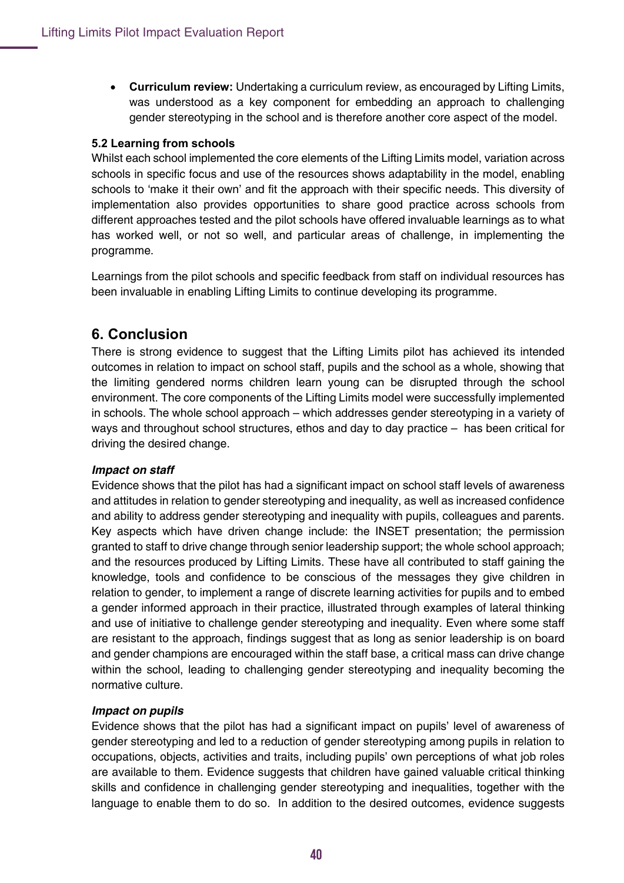- **Curriculum review:** Undertaking a curriculum review, as encouraged by Lifting Limits, was understood as a key component for embedding an approach to challenging gender stereotyping in the school and is therefore another core aspect of the model.

### 5.2 Learning from schools

Whilst each school implemented the core elements of the Lifting Limits model, variation across schools in specific focus and use of the resources shows adaptability in the model, enabling schools to 'make it their own' and fit the approach with their specific needs. This diversity of implementation also provides opportunities to share good practice across schools from different approaches tested and the pilot schools have offered invaluable learnings as to what has worked well, or not so well, and particular areas of challenge, in implementing the programme.

Learnings from the pilot schools and specific feedback from staff on individual resources has been invaluable in enabling Lifting Limits to continue developing its programme.

## 6. Conclusion

There is strong evidence to suggest that the Lifting Limits pilot has achieved its intended outcomes in relation to impact on school staff, pupils and the school as a whole, showing that the limiting gendered norms children learn young can be disrupted through the school environment. The core components of the Lifting Limits model were successfully implemented in schools. The whole school approach – which addresses gender stereotyping in a variety of ways and throughout school structures, ethos and day to day practice – has been critical for driving the desired change.

***Impact on staff***

Evidence shows that the pilot has had a significant impact on school staff levels of awareness and attitudes in relation to gender stereotyping and inequality, as well as increased confidence and ability to address gender stereotyping and inequality with pupils, colleagues and parents. Key aspects which have driven change include: the INSET presentation; the permission granted to staff to drive change through senior leadership support; the whole school approach; and the resources produced by Lifting Limits. These have all contributed to staff gaining the knowledge, tools and confidence to be conscious of the messages they give children in relation to gender, to implement a range of discrete learning activities for pupils and to embed a gender informed approach in their practice, illustrated through examples of lateral thinking and use of initiative to challenge gender stereotyping and inequality. Even where some staff are resistant to the approach, findings suggest that as long as senior leadership is on board and gender champions are encouraged within the staff base, a critical mass can drive change within the school, leading to challenging gender stereotyping and inequality becoming the normative culture.

***Impact on pupils***

Evidence shows that the pilot has had a significant impact on pupils' level of awareness of gender stereotyping and led to a reduction of gender stereotyping among pupils in relation to occupations, objects, activities and traits, including pupils' own perceptions of what job roles are available to them. Evidence suggests that children have gained valuable critical thinking skills and confidence in challenging gender stereotyping and inequalities, together with the language to enable them to do so. In addition to the desired outcomes, evidence suggests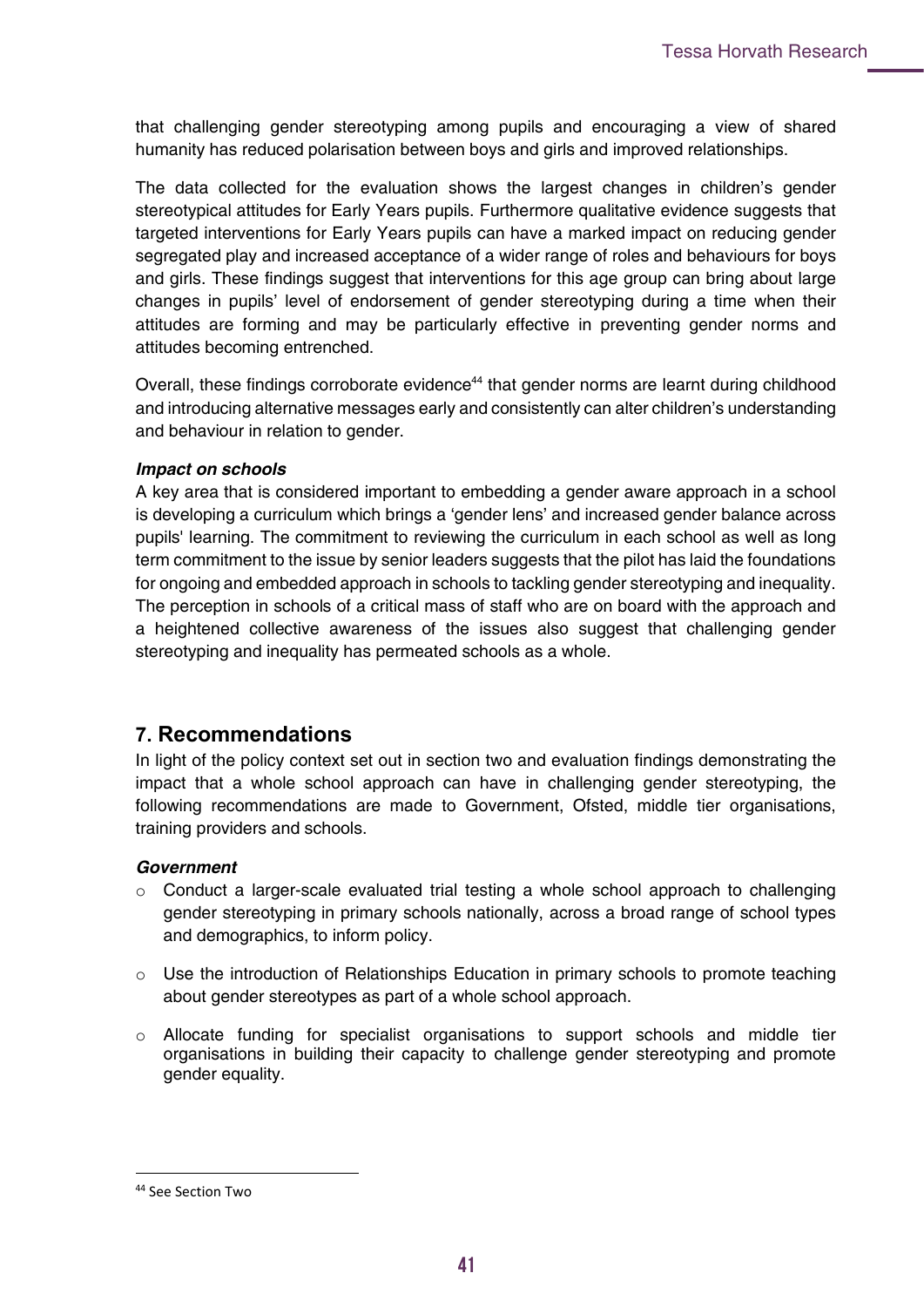that challenging gender stereotyping among pupils and encouraging a view of shared humanity has reduced polarisation between boys and girls and improved relationships.

The data collected for the evaluation shows the largest changes in children's gender stereotypical attitudes for Early Years pupils. Furthermore qualitative evidence suggests that targeted interventions for Early Years pupils can have a marked impact on reducing gender segregated play and increased acceptance of a wider range of roles and behaviours for boys and girls. These findings suggest that interventions for this age group can bring about large changes in pupils' level of endorsement of gender stereotyping during a time when their attitudes are forming and may be particularly effective in preventing gender norms and attitudes becoming entrenched.

Overall, these findings corroborate evidence[44] that gender norms are learnt during childhood and introducing alternative messages early and consistently can alter children's understanding and behaviour in relation to gender.

***Impact on schools***

A key area that is considered important to embedding a gender aware approach in a school is developing a curriculum which brings a 'gender lens' and increased gender balance across pupils' learning. The commitment to reviewing the curriculum in each school as well as long term commitment to the issue by senior leaders suggests that the pilot has laid the foundations for ongoing and embedded approach in schools to tackling gender stereotyping and inequality. The perception in schools of a critical mass of staff who are on board with the approach and a heightened collective awareness of the issues also suggest that challenging gender stereotyping and inequality has permeated schools as a whole.

## 7. Recommendations

In light of the policy context set out in section two and evaluation findings demonstrating the impact that a whole school approach can have in challenging gender stereotyping, the following recommendations are made to Government, Ofsted, middle tier organisations, training providers and schools.

***Government***

- Conduct a larger-scale evaluated trial testing a whole school approach to challenging gender stereotyping in primary schools nationally, across a broad range of school types and demographics, to inform policy.
- Use the introduction of Relationships Education in primary schools to promote teaching about gender stereotypes as part of a whole school approach.
- Allocate funding for specialist organisations to support schools and middle tier organisations in building their capacity to challenge gender stereotyping and promote gender equality.

[44] See Section Two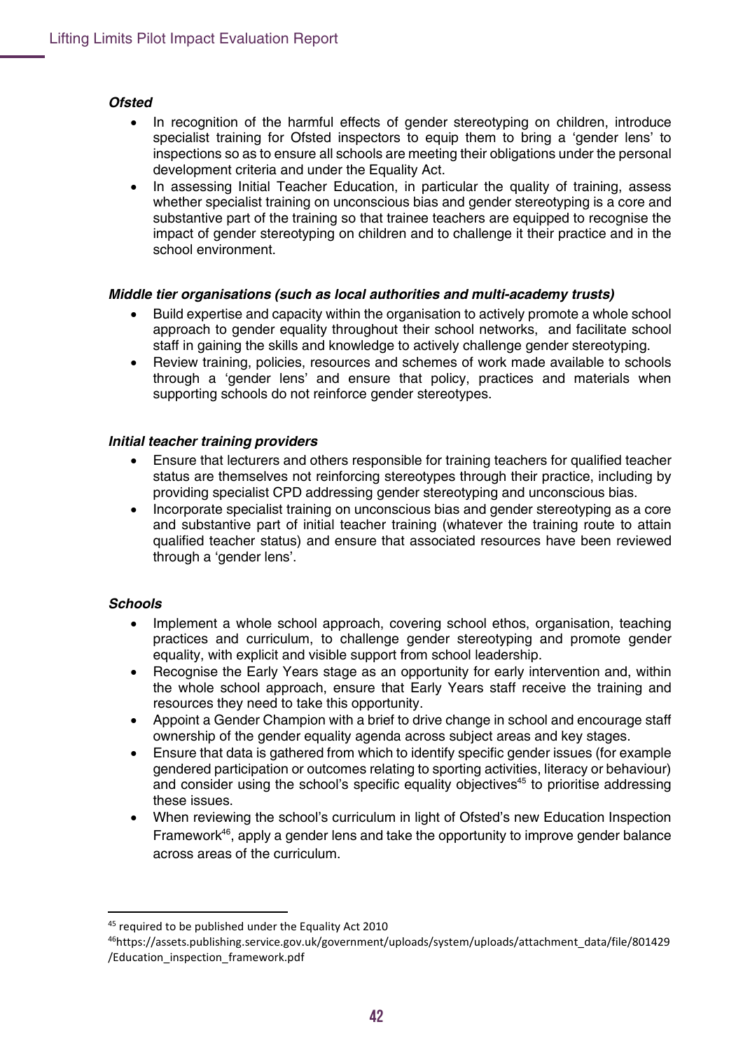***Ofsted***

- In recognition of the harmful effects of gender stereotyping on children, introduce specialist training for Ofsted inspectors to equip them to bring a 'gender lens' to inspections so as to ensure all schools are meeting their obligations under the personal development criteria and under the Equality Act.
- In assessing Initial Teacher Education, in particular the quality of training, assess whether specialist training on unconscious bias and gender stereotyping is a core and substantive part of the training so that trainee teachers are equipped to recognise the impact of gender stereotyping on children and to challenge it their practice and in the school environment.

***Middle tier organisations (such as local authorities and multi-academy trusts)***

- Build expertise and capacity within the organisation to actively promote a whole school approach to gender equality throughout their school networks, and facilitate school staff in gaining the skills and knowledge to actively challenge gender stereotyping.
- Review training, policies, resources and schemes of work made available to schools through a 'gender lens' and ensure that policy, practices and materials when supporting schools do not reinforce gender stereotypes.

***Initial teacher training providers***

- Ensure that lecturers and others responsible for training teachers for qualified teacher status are themselves not reinforcing stereotypes through their practice, including by providing specialist CPD addressing gender stereotyping and unconscious bias.
- Incorporate specialist training on unconscious bias and gender stereotyping as a core and substantive part of initial teacher training (whatever the training route to attain qualified teacher status) and ensure that associated resources have been reviewed through a 'gender lens'.

***Schools***

- Implement a whole school approach, covering school ethos, organisation, teaching practices and curriculum, to challenge gender stereotyping and promote gender equality, with explicit and visible support from school leadership.
- Recognise the Early Years stage as an opportunity for early intervention and, within the whole school approach, ensure that Early Years staff receive the training and resources they need to take this opportunity.
- Appoint a Gender Champion with a brief to drive change in school and encourage staff ownership of the gender equality agenda across subject areas and key stages.
- Ensure that data is gathered from which to identify specific gender issues (for example gendered participation or outcomes relating to sporting activities, literacy or behaviour) and consider using the school's specific equality objectives[45] to prioritise addressing these issues.
- When reviewing the school's curriculum in light of Ofsted's new Education Inspection Framework[46], apply a gender lens and take the opportunity to improve gender balance across areas of the curriculum.

---

[45] required to be published under the Equality Act 2010

[46] https://assets.publishing.service.gov.uk/government/uploads/system/uploads/attachment_data/file/801429/Education_inspection_framework.pdf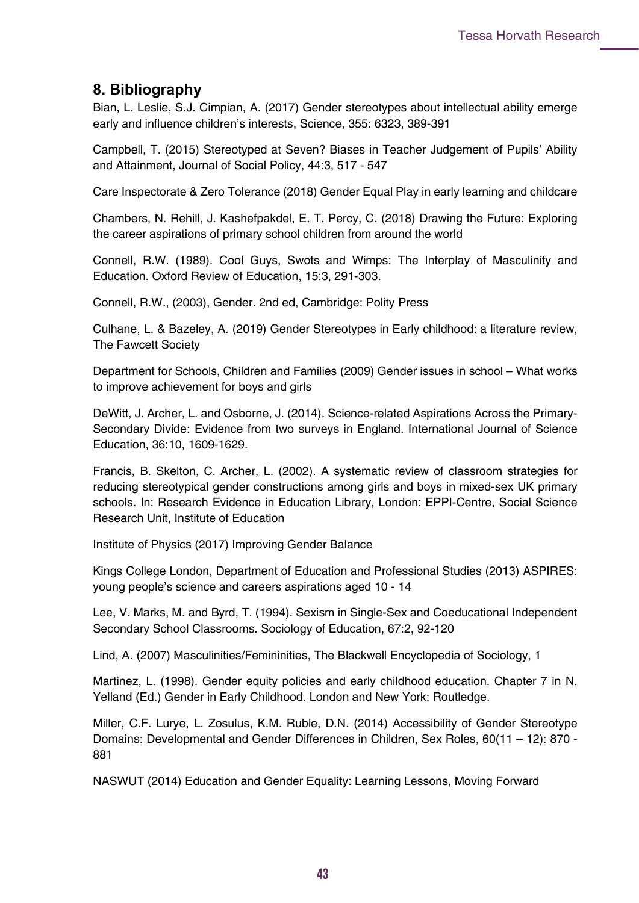## 8. Bibliography

Bian, L. Leslie, S.J. Cimpian, A. (2017) Gender stereotypes about intellectual ability emerge early and influence children's interests, Science, 355: 6323, 389-391

Campbell, T. (2015) Stereotyped at Seven? Biases in Teacher Judgement of Pupils' Ability and Attainment, Journal of Social Policy, 44:3, 517 - 547

Care Inspectorate & Zero Tolerance (2018) Gender Equal Play in early learning and childcare

Chambers, N. Rehill, J. Kashefpakdel, E. T. Percy, C. (2018) Drawing the Future: Exploring the career aspirations of primary school children from around the world

Connell, R.W. (1989). Cool Guys, Swots and Wimps: The Interplay of Masculinity and Education. Oxford Review of Education, 15:3, 291-303.

Connell, R.W., (2003), Gender. 2nd ed, Cambridge: Polity Press

Culhane, L. & Bazeley, A. (2019) Gender Stereotypes in Early childhood: a literature review, The Fawcett Society

Department for Schools, Children and Families (2009) Gender issues in school – What works to improve achievement for boys and girls

DeWitt, J. Archer, L. and Osborne, J. (2014). Science-related Aspirations Across the Primary-Secondary Divide: Evidence from two surveys in England. International Journal of Science Education, 36:10, 1609-1629.

Francis, B. Skelton, C. Archer, L. (2002). A systematic review of classroom strategies for reducing stereotypical gender constructions among girls and boys in mixed-sex UK primary schools. In: Research Evidence in Education Library, London: EPPI-Centre, Social Science Research Unit, Institute of Education

Institute of Physics (2017) Improving Gender Balance

Kings College London, Department of Education and Professional Studies (2013) ASPIRES: young people's science and careers aspirations aged 10 - 14

Lee, V. Marks, M. and Byrd, T. (1994). Sexism in Single-Sex and Coeducational Independent Secondary School Classrooms. Sociology of Education, 67:2, 92-120

Lind, A. (2007) Masculinities/Femininities, The Blackwell Encyclopedia of Sociology, 1

Martinez, L. (1998). Gender equity policies and early childhood education. Chapter 7 in N. Yelland (Ed.) Gender in Early Childhood. London and New York: Routledge.

Miller, C.F. Lurye, L. Zosulus, K.M. Ruble, D.N. (2014) Accessibility of Gender Stereotype Domains: Developmental and Gender Differences in Children, Sex Roles, 60(11 – 12): 870 - 881

NASWUT (2014) Education and Gender Equality: Learning Lessons, Moving Forward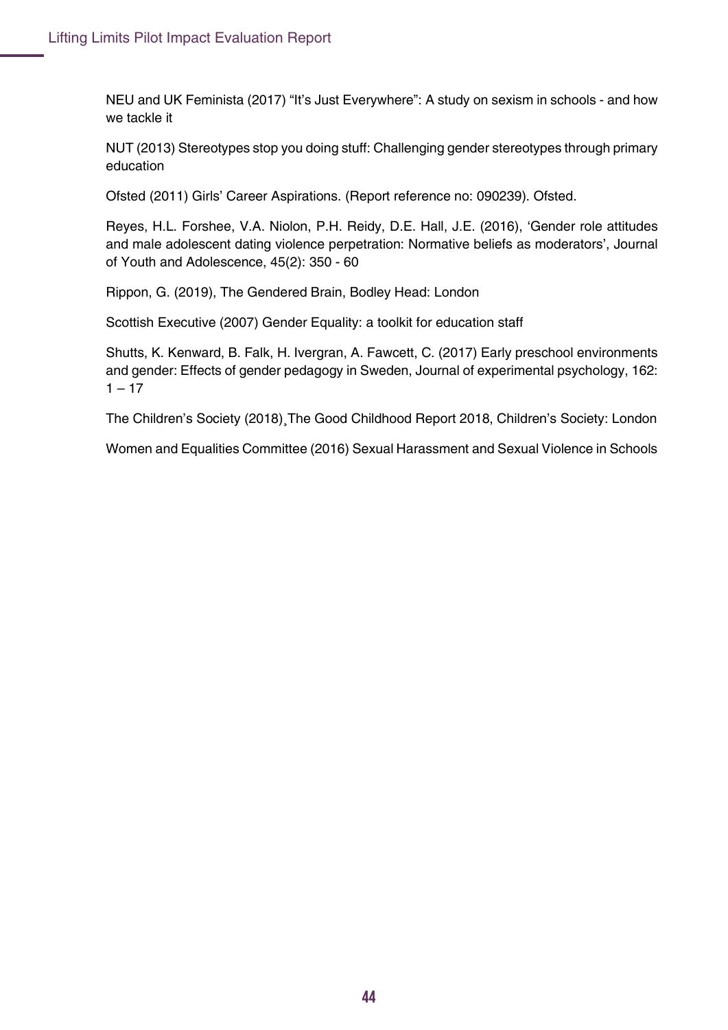NEU and UK Feminista (2017) “It’s Just Everywhere”: A study on sexism in schools - and how we tackle it

NUT (2013) Stereotypes stop you doing stuff: Challenging gender stereotypes through primary education

Ofsted (2011) Girls’ Career Aspirations. (Report reference no: 090239). Ofsted.

Reyes, H.L. Forshee, V.A. Niolon, P.H. Reidy, D.E. Hall, J.E. (2016), ‘Gender role attitudes and male adolescent dating violence perpetration: Normative beliefs as moderators’, Journal of Youth and Adolescence, 45(2): 350 - 60

Rippon, G. (2019), The Gendered Brain, Bodley Head: London

Scottish Executive (2007) Gender Equality: a toolkit for education staff

Shutts, K. Kenward, B. Falk, H. Ivergran, A. Fawcett, C. (2017) Early preschool environments and gender: Effects of gender pedagogy in Sweden, Journal of experimental psychology, 162: 1 – 17

The Children’s Society (2018)¸The Good Childhood Report 2018, Children’s Society: London

Women and Equalities Committee (2016) Sexual Harassment and Sexual Violence in Schools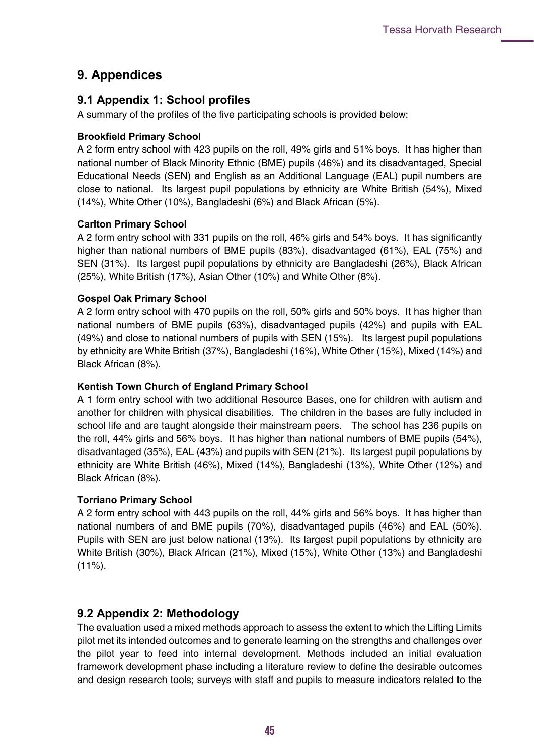## 9. Appendices

### 9.1 Appendix 1: School profiles

A summary of the profiles of the five participating schools is provided below:

**Brookfield Primary School**

A 2 form entry school with 423 pupils on the roll, 49% girls and 51% boys. It has higher than national number of Black Minority Ethnic (BME) pupils (46%) and its disadvantaged, Special Educational Needs (SEN) and English as an Additional Language (EAL) pupil numbers are close to national. Its largest pupil populations by ethnicity are White British (54%), Mixed (14%), White Other (10%), Bangladeshi (6%) and Black African (5%).

**Carlton Primary School**

A 2 form entry school with 331 pupils on the roll, 46% girls and 54% boys. It has significantly higher than national numbers of BME pupils (83%), disadvantaged (61%), EAL (75%) and SEN (31%). Its largest pupil populations by ethnicity are Bangladeshi (26%), Black African (25%), White British (17%), Asian Other (10%) and White Other (8%).

**Gospel Oak Primary School**

A 2 form entry school with 470 pupils on the roll, 50% girls and 50% boys. It has higher than national numbers of BME pupils (63%), disadvantaged pupils (42%) and pupils with EAL (49%) and close to national numbers of pupils with SEN (15%). Its largest pupil populations by ethnicity are White British (37%), Bangladeshi (16%), White Other (15%), Mixed (14%) and Black African (8%).

**Kentish Town Church of England Primary School**

A 1 form entry school with two additional Resource Bases, one for children with autism and another for children with physical disabilities. The children in the bases are fully included in school life and are taught alongside their mainstream peers. The school has 236 pupils on the roll, 44% girls and 56% boys. It has higher than national numbers of BME pupils (54%), disadvantaged (35%), EAL (43%) and pupils with SEN (21%). Its largest pupil populations by ethnicity are White British (46%), Mixed (14%), Bangladeshi (13%), White Other (12%) and Black African (8%).

**Torriano Primary School**

A 2 form entry school with 443 pupils on the roll, 44% girls and 56% boys. It has higher than national numbers of and BME pupils (70%), disadvantaged pupils (46%) and EAL (50%). Pupils with SEN are just below national (13%). Its largest pupil populations by ethnicity are White British (30%), Black African (21%), Mixed (15%), White Other (13%) and Bangladeshi (11%).

### 9.2 Appendix 2: Methodology

The evaluation used a mixed methods approach to assess the extent to which the Lifting Limits pilot met its intended outcomes and to generate learning on the strengths and challenges over the pilot year to feed into internal development. Methods included an initial evaluation framework development phase including a literature review to define the desirable outcomes and design research tools; surveys with staff and pupils to measure indicators related to the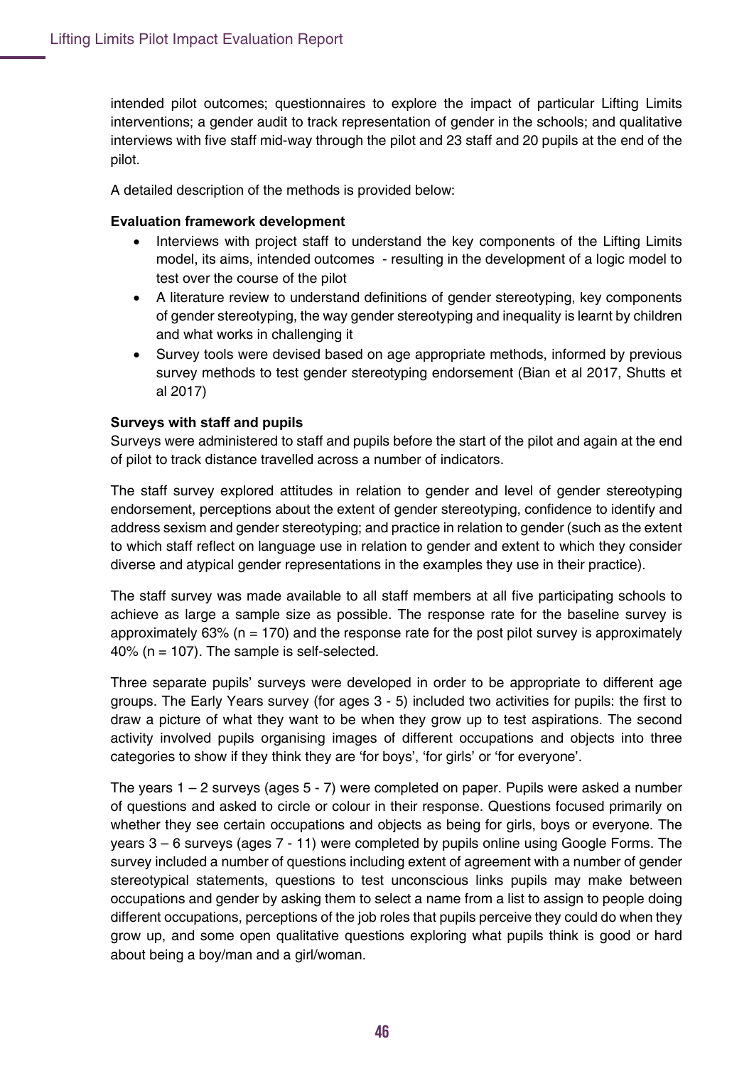intended pilot outcomes; questionnaires to explore the impact of particular Lifting Limits interventions; a gender audit to track representation of gender in the schools; and qualitative interviews with five staff mid-way through the pilot and 23 staff and 20 pupils at the end of the pilot.

A detailed description of the methods is provided below:

**Evaluation framework development**

- Interviews with project staff to understand the key components of the Lifting Limits model, its aims, intended outcomes - resulting in the development of a logic model to test over the course of the pilot
- A literature review to understand definitions of gender stereotyping, key components of gender stereotyping, the way gender stereotyping and inequality is learnt by children and what works in challenging it
- Survey tools were devised based on age appropriate methods, informed by previous survey methods to test gender stereotyping endorsement (Bian et al 2017, Shutts et al 2017)

**Surveys with staff and pupils**

Surveys were administered to staff and pupils before the start of the pilot and again at the end of pilot to track distance travelled across a number of indicators.

The staff survey explored attitudes in relation to gender and level of gender stereotyping endorsement, perceptions about the extent of gender stereotyping, confidence to identify and address sexism and gender stereotyping; and practice in relation to gender (such as the extent to which staff reflect on language use in relation to gender and extent to which they consider diverse and atypical gender representations in the examples they use in their practice).

The staff survey was made available to all staff members at all five participating schools to achieve as large a sample size as possible. The response rate for the baseline survey is approximately 63% (n = 170) and the response rate for the post pilot survey is approximately 40% (n = 107). The sample is self-selected.

Three separate pupils' surveys were developed in order to be appropriate to different age groups. The Early Years survey (for ages 3 - 5) included two activities for pupils: the first to draw a picture of what they want to be when they grow up to test aspirations. The second activity involved pupils organising images of different occupations and objects into three categories to show if they think they are 'for boys', 'for girls' or 'for everyone'.

The years 1 – 2 surveys (ages 5 - 7) were completed on paper. Pupils were asked a number of questions and asked to circle or colour in their response. Questions focused primarily on whether they see certain occupations and objects as being for girls, boys or everyone. The years 3 – 6 surveys (ages 7 - 11) were completed by pupils online using Google Forms. The survey included a number of questions including extent of agreement with a number of gender stereotypical statements, questions to test unconscious links pupils may make between occupations and gender by asking them to select a name from a list to assign to people doing different occupations, perceptions of the job roles that pupils perceive they could do when they grow up, and some open qualitative questions exploring what pupils think is good or hard about being a boy/man and a girl/woman.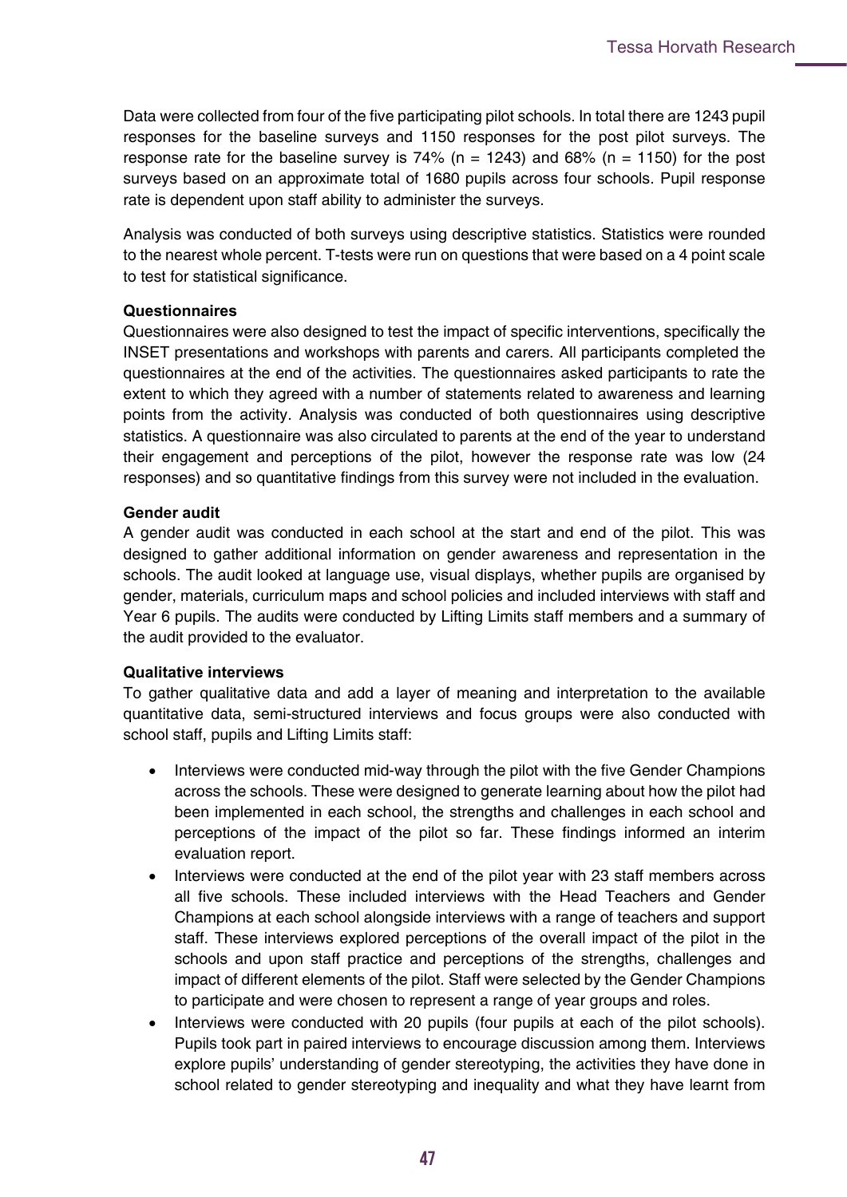Data were collected from four of the five participating pilot schools. In total there are 1243 pupil responses for the baseline surveys and 1150 responses for the post pilot surveys. The response rate for the baseline survey is 74% (n = 1243) and 68% (n = 1150) for the post surveys based on an approximate total of 1680 pupils across four schools. Pupil response rate is dependent upon staff ability to administer the surveys.

Analysis was conducted of both surveys using descriptive statistics. Statistics were rounded to the nearest whole percent. T-tests were run on questions that were based on a 4 point scale to test for statistical significance.

**Questionnaires**

Questionnaires were also designed to test the impact of specific interventions, specifically the INSET presentations and workshops with parents and carers. All participants completed the questionnaires at the end of the activities. The questionnaires asked participants to rate the extent to which they agreed with a number of statements related to awareness and learning points from the activity. Analysis was conducted of both questionnaires using descriptive statistics. A questionnaire was also circulated to parents at the end of the year to understand their engagement and perceptions of the pilot, however the response rate was low (24 responses) and so quantitative findings from this survey were not included in the evaluation.

**Gender audit**

A gender audit was conducted in each school at the start and end of the pilot. This was designed to gather additional information on gender awareness and representation in the schools. The audit looked at language use, visual displays, whether pupils are organised by gender, materials, curriculum maps and school policies and included interviews with staff and Year 6 pupils. The audits were conducted by Lifting Limits staff members and a summary of the audit provided to the evaluator.

**Qualitative interviews**

To gather qualitative data and add a layer of meaning and interpretation to the available quantitative data, semi-structured interviews and focus groups were also conducted with school staff, pupils and Lifting Limits staff:

- Interviews were conducted mid-way through the pilot with the five Gender Champions across the schools. These were designed to generate learning about how the pilot had been implemented in each school, the strengths and challenges in each school and perceptions of the impact of the pilot so far. These findings informed an interim evaluation report.
- Interviews were conducted at the end of the pilot year with 23 staff members across all five schools. These included interviews with the Head Teachers and Gender Champions at each school alongside interviews with a range of teachers and support staff. These interviews explored perceptions of the overall impact of the pilot in the schools and upon staff practice and perceptions of the strengths, challenges and impact of different elements of the pilot. Staff were selected by the Gender Champions to participate and were chosen to represent a range of year groups and roles.
- Interviews were conducted with 20 pupils (four pupils at each of the pilot schools). Pupils took part in paired interviews to encourage discussion among them. Interviews explore pupils' understanding of gender stereotyping, the activities they have done in school related to gender stereotyping and inequality and what they have learnt from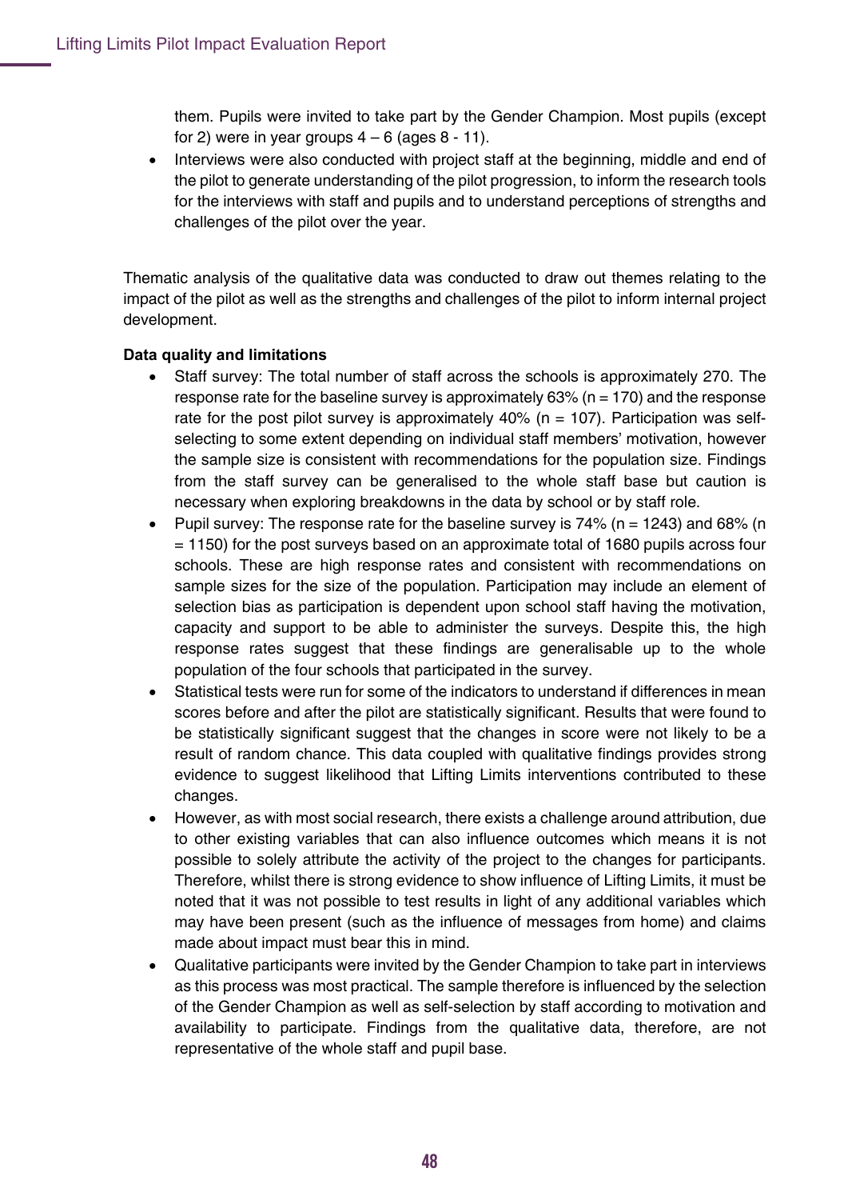them. Pupils were invited to take part by the Gender Champion. Most pupils (except for 2) were in year groups 4 – 6 (ages 8 - 11).

- Interviews were also conducted with project staff at the beginning, middle and end of the pilot to generate understanding of the pilot progression, to inform the research tools for the interviews with staff and pupils and to understand perceptions of strengths and challenges of the pilot over the year.

Thematic analysis of the qualitative data was conducted to draw out themes relating to the impact of the pilot as well as the strengths and challenges of the pilot to inform internal project development.

**Data quality and limitations**

- Staff survey: The total number of staff across the schools is approximately 270. The response rate for the baseline survey is approximately 63% (n = 170) and the response rate for the post pilot survey is approximately 40% (n = 107). Participation was self-selecting to some extent depending on individual staff members' motivation, however the sample size is consistent with recommendations for the population size. Findings from the staff survey can be generalised to the whole staff base but caution is necessary when exploring breakdowns in the data by school or by staff role.
- Pupil survey: The response rate for the baseline survey is 74% (n = 1243) and 68% (n = 1150) for the post surveys based on an approximate total of 1680 pupils across four schools. These are high response rates and consistent with recommendations on sample sizes for the size of the population. Participation may include an element of selection bias as participation is dependent upon school staff having the motivation, capacity and support to be able to administer the surveys. Despite this, the high response rates suggest that these findings are generalisable up to the whole population of the four schools that participated in the survey.
- Statistical tests were run for some of the indicators to understand if differences in mean scores before and after the pilot are statistically significant. Results that were found to be statistically significant suggest that the changes in score were not likely to be a result of random chance. This data coupled with qualitative findings provides strong evidence to suggest likelihood that Lifting Limits interventions contributed to these changes.
- However, as with most social research, there exists a challenge around attribution, due to other existing variables that can also influence outcomes which means it is not possible to solely attribute the activity of the project to the changes for participants. Therefore, whilst there is strong evidence to show influence of Lifting Limits, it must be noted that it was not possible to test results in light of any additional variables which may have been present (such as the influence of messages from home) and claims made about impact must bear this in mind.
- Qualitative participants were invited by the Gender Champion to take part in interviews as this process was most practical. The sample therefore is influenced by the selection of the Gender Champion as well as self-selection by staff according to motivation and availability to participate. Findings from the qualitative data, therefore, are not representative of the whole staff and pupil base.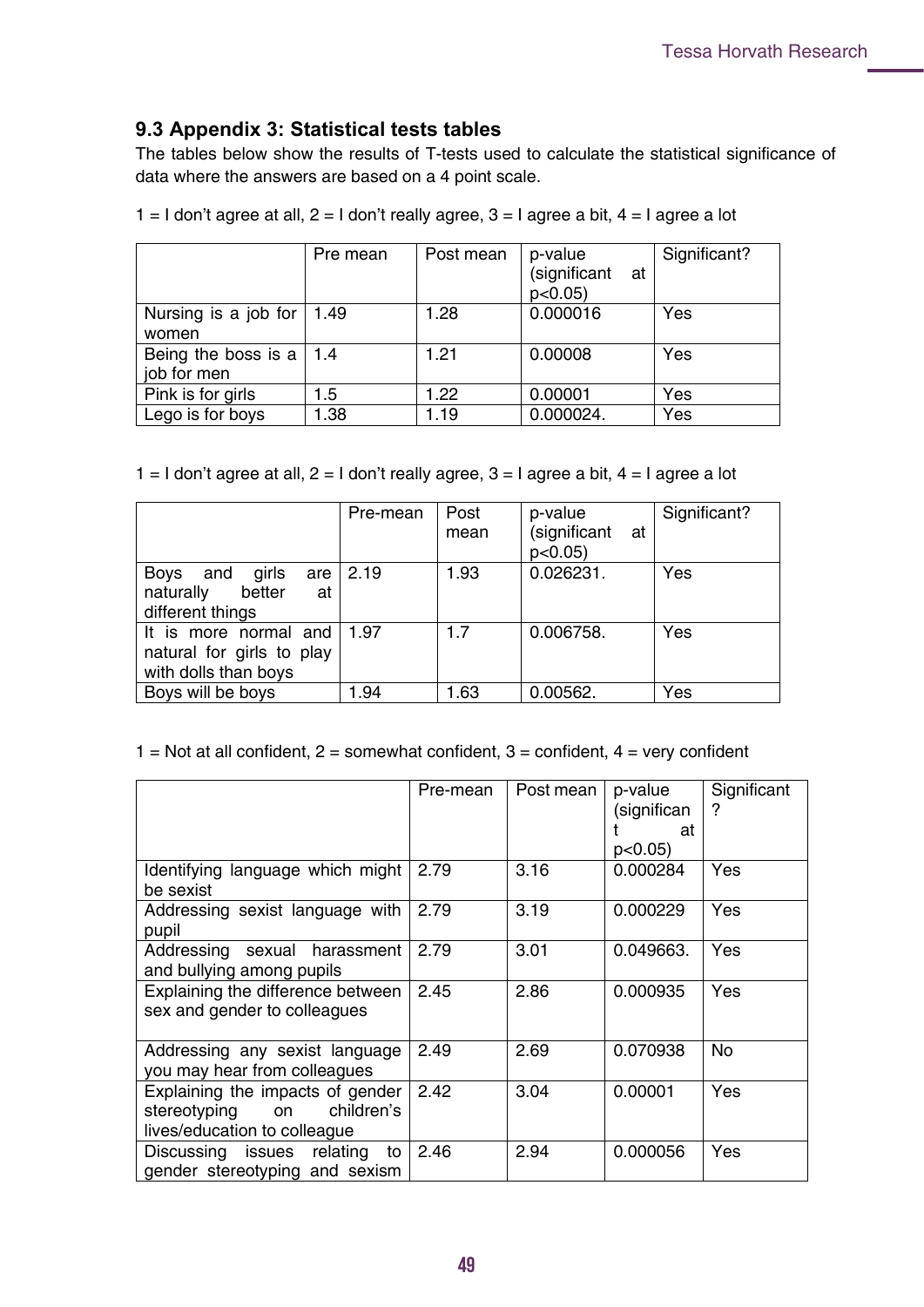### 9.3 Appendix 3: Statistical tests tables

The tables below show the results of T-tests used to calculate the statistical significance of data where the answers are based on a 4 point scale.

1 = I don't agree at all, 2 = I don't really agree, 3 = I agree a bit, 4 = I agree a lot

| | Pre mean | Post mean | p-value (significant at p<0.05) | Significant? |
|---|---|---|---|---|
| Nursing is a job for women | 1.49 | 1.28 | 0.000016 | Yes |
| Being the boss is a job for men | 1.4 | 1.21 | 0.00008 | Yes |
| Pink is for girls | 1.5 | 1.22 | 0.00001 | Yes |
| Lego is for boys | 1.38 | 1.19 | 0.000024. | Yes |

1 = I don't agree at all, 2 = I don't really agree, 3 = I agree a bit, 4 = I agree a lot

| | Pre-mean | Post mean | p-value (significant at p<0.05) | Significant? |
|---|---|---|---|---|
| Boys and girls are naturally better at different things | 2.19 | 1.93 | 0.026231. | Yes |
| It is more normal and natural for girls to play with dolls than boys | 1.97 | 1.7 | 0.006758. | Yes |
| Boys will be boys | 1.94 | 1.63 | 0.00562. | Yes |

1 = Not at all confident, 2 = somewhat confident, 3 = confident, 4 = very confident

| | Pre-mean | Post mean | p-value (significant at p<0.05) | Significant? |
|---|---|---|---|---|
| Identifying language which might be sexist | 2.79 | 3.16 | 0.000284 | Yes |
| Addressing sexist language with pupil | 2.79 | 3.19 | 0.000229 | Yes |
| Addressing sexual harassment and bullying among pupils | 2.79 | 3.01 | 0.049663. | Yes |
| Explaining the difference between sex and gender to colleagues | 2.45 | 2.86 | 0.000935 | Yes |
| Addressing any sexist language you may hear from colleagues | 2.49 | 2.69 | 0.070938 | No |
| Explaining the impacts of gender stereotyping on children's lives/education to colleague | 2.42 | 3.04 | 0.00001 | Yes |
| Discussing issues relating to gender stereotyping and sexism | 2.46 | 2.94 | 0.000056 | Yes |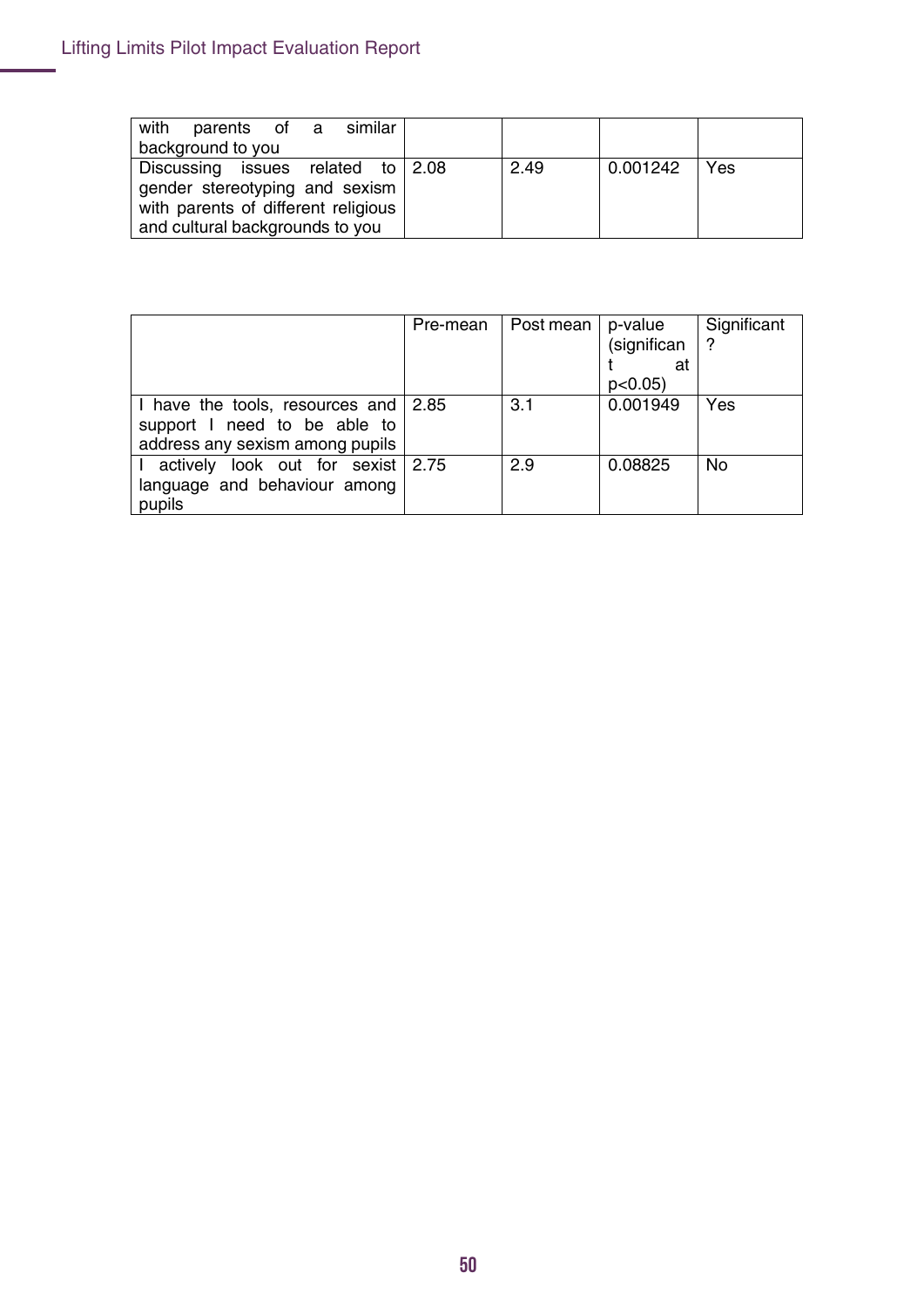| | | | | |
|---|---|---|---|---|
| with parents of a similar background to you | | | | |
| Discussing issues related to gender stereotyping and sexism with parents of different religious and cultural backgrounds to you | 2.08 | 2.49 | 0.001242 | Yes |

| | Pre-mean | Post mean | p-value (significant at p<0.05) | Significant ? |
|---|---|---|---|---|
| I have the tools, resources and support I need to be able to address any sexism among pupils | 2.85 | 3.1 | 0.001949 | Yes |
| I actively look out for sexist language and behaviour among pupils | 2.75 | 2.9 | 0.08825 | No |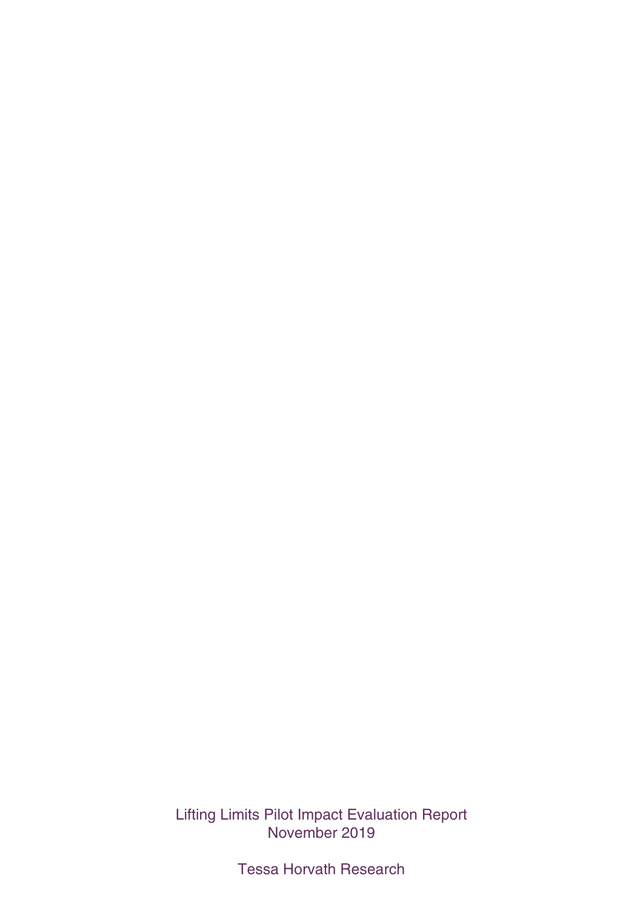Lifting Limits Pilot Impact Evaluation Report
November 2019

Tessa Horvath Research